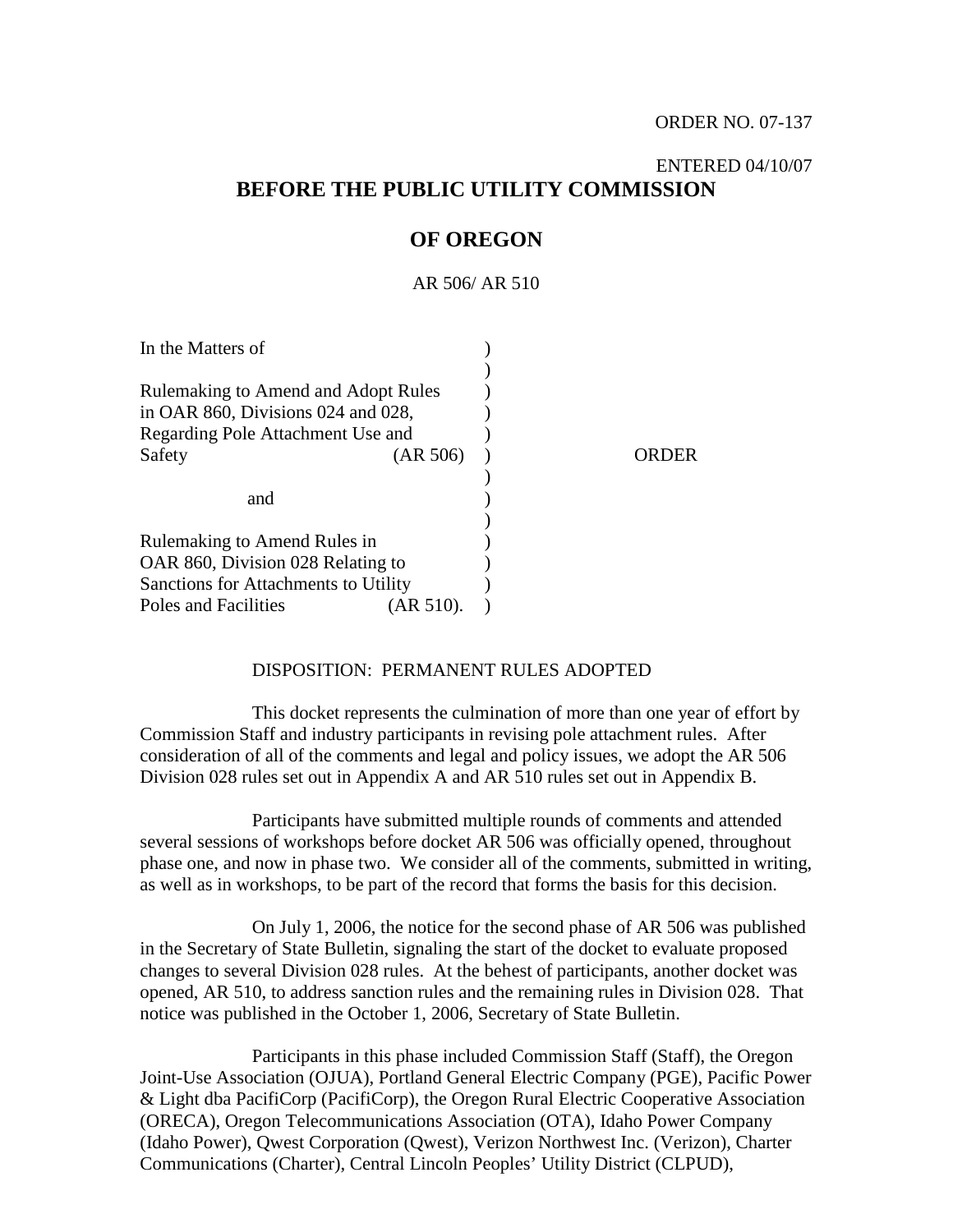ORDER NO. 07-137

ENTERED 04/10/07

# BEFORE THE PUBLIC UTILITY COMMISSION

# OF OREGON

AR 506/ AR 510

| | | |
|---|---|---|
| In the Matters of | ) | |
| | ) | |
| Rulemaking to Amend and Adopt Rules in OAR 860, Divisions 024 and 028, Regarding Pole Attachment Use and Safety (AR 506) | ) | ORDER |
| | ) | |
| and | ) | |
| | ) | |
| Rulemaking to Amend Rules in OAR 860, Division 028 Relating to Sanctions for Attachments to Utility Poles and Facilities (AR 510). | ) | |

DISPOSITION: PERMANENT RULES ADOPTED

This docket represents the culmination of more than one year of effort by Commission Staff and industry participants in revising pole attachment rules. After consideration of all of the comments and legal and policy issues, we adopt the AR 506 Division 028 rules set out in Appendix A and AR 510 rules set out in Appendix B.

Participants have submitted multiple rounds of comments and attended several sessions of workshops before docket AR 506 was officially opened, throughout phase one, and now in phase two. We consider all of the comments, submitted in writing, as well as in workshops, to be part of the record that forms the basis for this decision.

On July 1, 2006, the notice for the second phase of AR 506 was published in the Secretary of State Bulletin, signaling the start of the docket to evaluate proposed changes to several Division 028 rules. At the behest of participants, another docket was opened, AR 510, to address sanction rules and the remaining rules in Division 028. That notice was published in the October 1, 2006, Secretary of State Bulletin.

Participants in this phase included Commission Staff (Staff), the Oregon Joint-Use Association (OJUA), Portland General Electric Company (PGE), Pacific Power & Light dba PacifiCorp (PacifiCorp), the Oregon Rural Electric Cooperative Association (ORECA), Oregon Telecommunications Association (OTA), Idaho Power Company (Idaho Power), Qwest Corporation (Qwest), Verizon Northwest Inc. (Verizon), Charter Communications (Charter), Central Lincoln Peoples' Utility District (CLPUD),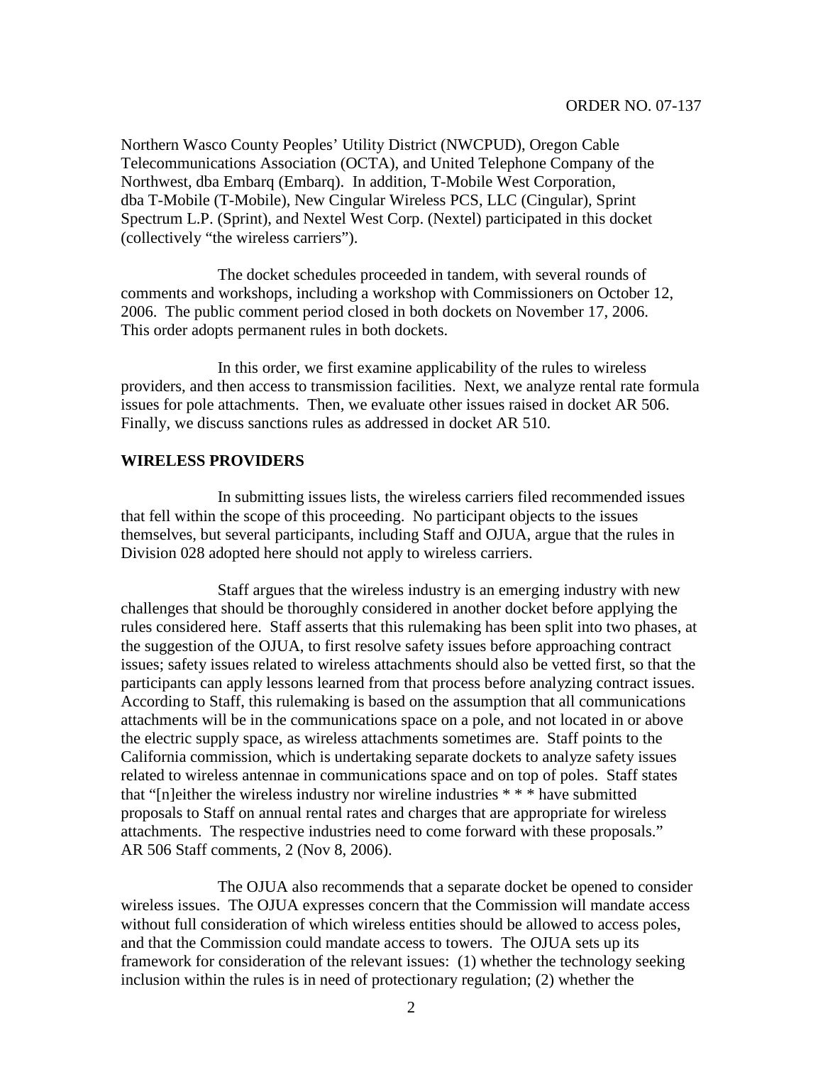Northern Wasco County Peoples' Utility District (NWCPUD), Oregon Cable Telecommunications Association (OCTA), and United Telephone Company of the Northwest, dba Embarq (Embarq). In addition, T-Mobile West Corporation, dba T-Mobile (T-Mobile), New Cingular Wireless PCS, LLC (Cingular), Sprint Spectrum L.P. (Sprint), and Nextel West Corp. (Nextel) participated in this docket (collectively "the wireless carriers").

The docket schedules proceeded in tandem, with several rounds of comments and workshops, including a workshop with Commissioners on October 12, 2006. The public comment period closed in both dockets on November 17, 2006. This order adopts permanent rules in both dockets.

In this order, we first examine applicability of the rules to wireless providers, and then access to transmission facilities. Next, we analyze rental rate formula issues for pole attachments. Then, we evaluate other issues raised in docket AR 506. Finally, we discuss sanctions rules as addressed in docket AR 510.

## WIRELESS PROVIDERS

In submitting issues lists, the wireless carriers filed recommended issues that fell within the scope of this proceeding. No participant objects to the issues themselves, but several participants, including Staff and OJUA, argue that the rules in Division 028 adopted here should not apply to wireless carriers.

Staff argues that the wireless industry is an emerging industry with new challenges that should be thoroughly considered in another docket before applying the rules considered here. Staff asserts that this rulemaking has been split into two phases, at the suggestion of the OJUA, to first resolve safety issues before approaching contract issues; safety issues related to wireless attachments should also be vetted first, so that the participants can apply lessons learned from that process before analyzing contract issues. According to Staff, this rulemaking is based on the assumption that all communications attachments will be in the communications space on a pole, and not located in or above the electric supply space, as wireless attachments sometimes are. Staff points to the California commission, which is undertaking separate dockets to analyze safety issues related to wireless antennae in communications space and on top of poles. Staff states that "[n]either the wireless industry nor wireline industries * * * have submitted proposals to Staff on annual rental rates and charges that are appropriate for wireless attachments. The respective industries need to come forward with these proposals." AR 506 Staff comments, 2 (Nov 8, 2006).

The OJUA also recommends that a separate docket be opened to consider wireless issues. The OJUA expresses concern that the Commission will mandate access without full consideration of which wireless entities should be allowed to access poles, and that the Commission could mandate access to towers. The OJUA sets up its framework for consideration of the relevant issues: (1) whether the technology seeking inclusion within the rules is in need of protectionary regulation; (2) whether the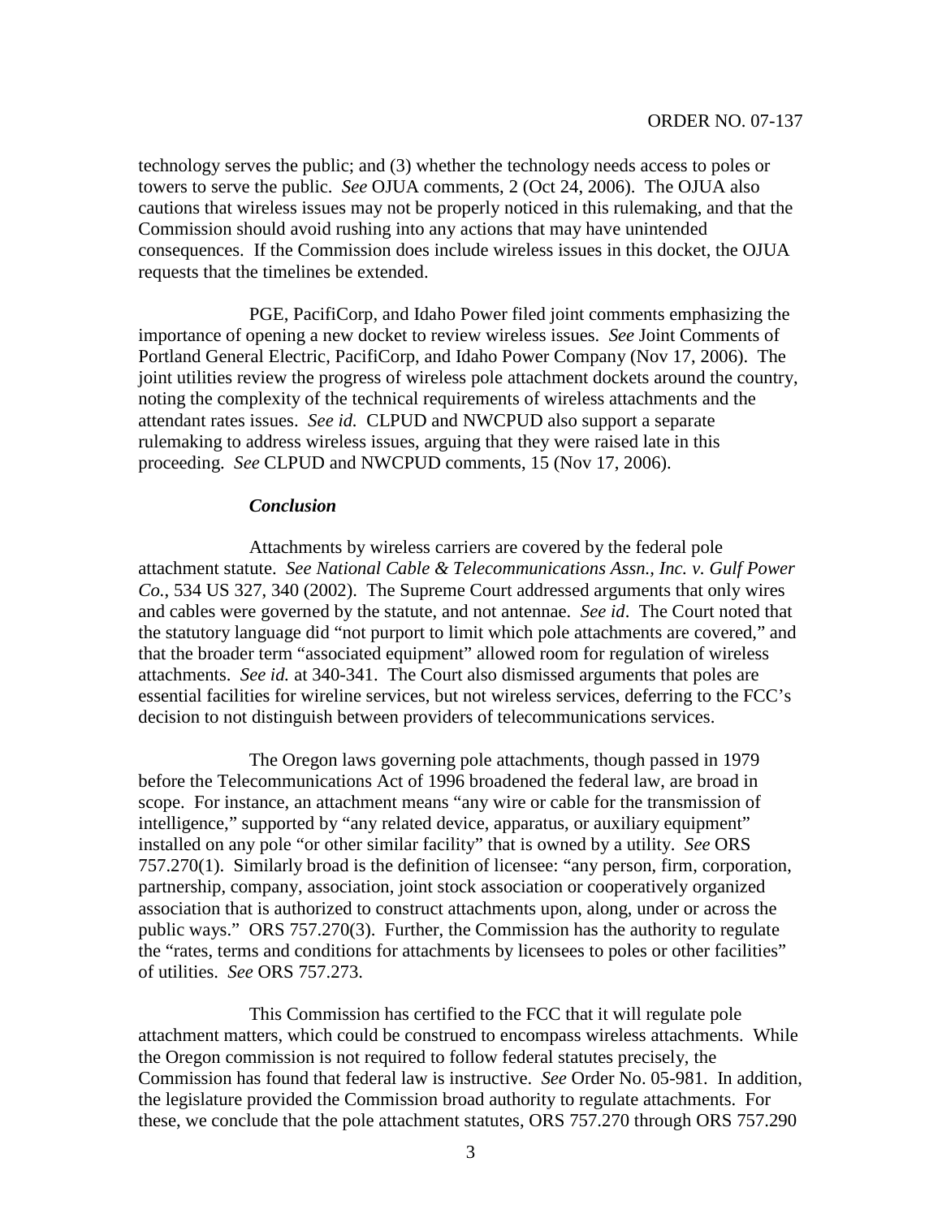technology serves the public; and (3) whether the technology needs access to poles or towers to serve the public. *See* OJUA comments, 2 (Oct 24, 2006). The OJUA also cautions that wireless issues may not be properly noticed in this rulemaking, and that the Commission should avoid rushing into any actions that may have unintended consequences. If the Commission does include wireless issues in this docket, the OJUA requests that the timelines be extended.

PGE, PacifiCorp, and Idaho Power filed joint comments emphasizing the importance of opening a new docket to review wireless issues. *See* Joint Comments of Portland General Electric, PacifiCorp, and Idaho Power Company (Nov 17, 2006). The joint utilities review the progress of wireless pole attachment dockets around the country, noting the complexity of the technical requirements of wireless attachments and the attendant rates issues. *See id.* CLPUD and NWCPUD also support a separate rulemaking to address wireless issues, arguing that they were raised late in this proceeding. *See* CLPUD and NWCPUD comments, 15 (Nov 17, 2006).

***Conclusion***

Attachments by wireless carriers are covered by the federal pole attachment statute. *See National Cable & Telecommunications Assn., Inc. v. Gulf Power Co.*, 534 US 327, 340 (2002). The Supreme Court addressed arguments that only wires and cables were governed by the statute, and not antennae. *See id*. The Court noted that the statutory language did "not purport to limit which pole attachments are covered," and that the broader term "associated equipment" allowed room for regulation of wireless attachments. *See id.* at 340-341. The Court also dismissed arguments that poles are essential facilities for wireline services, but not wireless services, deferring to the FCC's decision to not distinguish between providers of telecommunications services.

The Oregon laws governing pole attachments, though passed in 1979 before the Telecommunications Act of 1996 broadened the federal law, are broad in scope. For instance, an attachment means "any wire or cable for the transmission of intelligence," supported by "any related device, apparatus, or auxiliary equipment" installed on any pole "or other similar facility" that is owned by a utility. *See* ORS 757.270(1). Similarly broad is the definition of licensee: "any person, firm, corporation, partnership, company, association, joint stock association or cooperatively organized association that is authorized to construct attachments upon, along, under or across the public ways." ORS 757.270(3). Further, the Commission has the authority to regulate the "rates, terms and conditions for attachments by licensees to poles or other facilities" of utilities. *See* ORS 757.273.

This Commission has certified to the FCC that it will regulate pole attachment matters, which could be construed to encompass wireless attachments. While the Oregon commission is not required to follow federal statutes precisely, the Commission has found that federal law is instructive. *See* Order No. 05-981. In addition, the legislature provided the Commission broad authority to regulate attachments. For these, we conclude that the pole attachment statutes, ORS 757.270 through ORS 757.290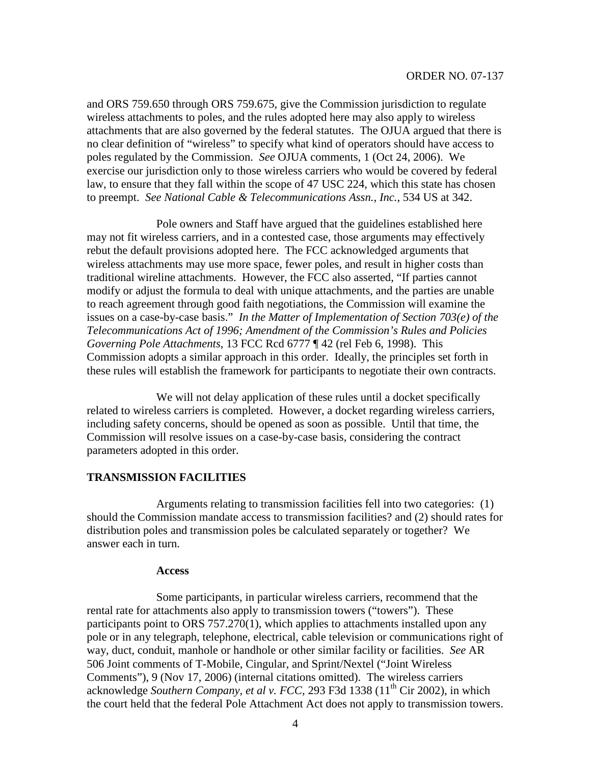and ORS 759.650 through ORS 759.675, give the Commission jurisdiction to regulate wireless attachments to poles, and the rules adopted here may also apply to wireless attachments that are also governed by the federal statutes. The OJUA argued that there is no clear definition of "wireless" to specify what kind of operators should have access to poles regulated by the Commission. *See* OJUA comments, 1 (Oct 24, 2006). We exercise our jurisdiction only to those wireless carriers who would be covered by federal law, to ensure that they fall within the scope of 47 USC 224, which this state has chosen to preempt. *See National Cable & Telecommunications Assn., Inc.*, 534 US at 342.

Pole owners and Staff have argued that the guidelines established here may not fit wireless carriers, and in a contested case, those arguments may effectively rebut the default provisions adopted here. The FCC acknowledged arguments that wireless attachments may use more space, fewer poles, and result in higher costs than traditional wireline attachments. However, the FCC also asserted, "If parties cannot modify or adjust the formula to deal with unique attachments, and the parties are unable to reach agreement through good faith negotiations, the Commission will examine the issues on a case-by-case basis." *In the Matter of Implementation of Section 703(e) of the Telecommunications Act of 1996; Amendment of the Commission's Rules and Policies Governing Pole Attachments*, 13 FCC Rcd 6777 ¶ 42 (rel Feb 6, 1998). This Commission adopts a similar approach in this order. Ideally, the principles set forth in these rules will establish the framework for participants to negotiate their own contracts.

We will not delay application of these rules until a docket specifically related to wireless carriers is completed. However, a docket regarding wireless carriers, including safety concerns, should be opened as soon as possible. Until that time, the Commission will resolve issues on a case-by-case basis, considering the contract parameters adopted in this order.

## TRANSMISSION FACILITIES

Arguments relating to transmission facilities fell into two categories: (1) should the Commission mandate access to transmission facilities? and (2) should rates for distribution poles and transmission poles be calculated separately or together? We answer each in turn.

### Access

Some participants, in particular wireless carriers, recommend that the rental rate for attachments also apply to transmission towers ("towers"). These participants point to ORS 757.270(1), which applies to attachments installed upon any pole or in any telegraph, telephone, electrical, cable television or communications right of way, duct, conduit, manhole or handhole or other similar facility or facilities. *See* AR 506 Joint comments of T-Mobile, Cingular, and Sprint/Nextel ("Joint Wireless Comments"), 9 (Nov 17, 2006) (internal citations omitted). The wireless carriers acknowledge *Southern Company, et al v. FCC*, 293 F3d 1338 (11th Cir 2002), in which the court held that the federal Pole Attachment Act does not apply to transmission towers.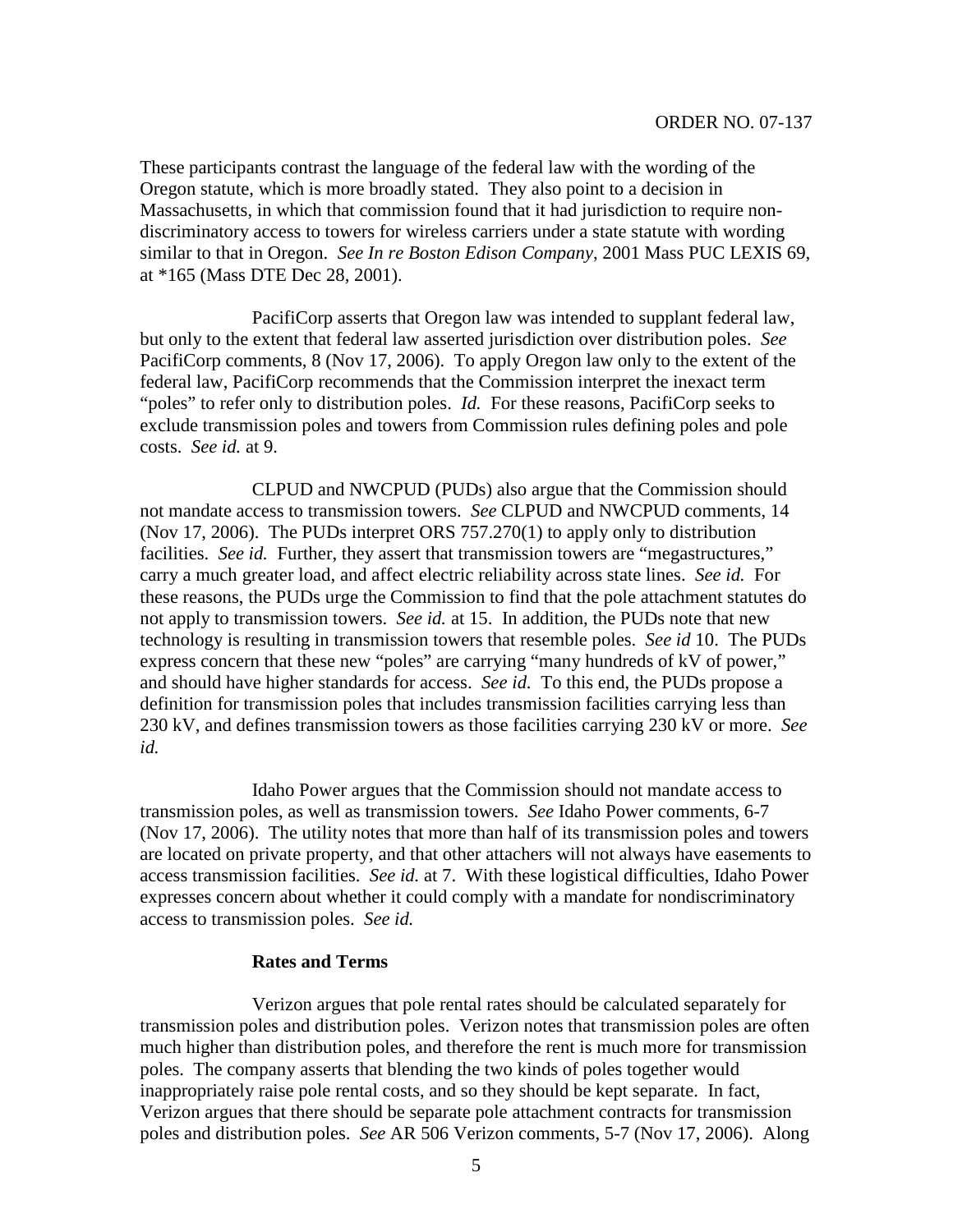These participants contrast the language of the federal law with the wording of the Oregon statute, which is more broadly stated. They also point to a decision in Massachusetts, in which that commission found that it had jurisdiction to require non-discriminatory access to towers for wireless carriers under a state statute with wording similar to that in Oregon. *See In re Boston Edison Company*, 2001 Mass PUC LEXIS 69, at *165 (Mass DTE Dec 28, 2001).

PacifiCorp asserts that Oregon law was intended to supplant federal law, but only to the extent that federal law asserted jurisdiction over distribution poles. *See* PacifiCorp comments, 8 (Nov 17, 2006). To apply Oregon law only to the extent of the federal law, PacifiCorp recommends that the Commission interpret the inexact term "poles" to refer only to distribution poles. *Id.* For these reasons, PacifiCorp seeks to exclude transmission poles and towers from Commission rules defining poles and pole costs. *See id.* at 9.

CLPUD and NWCPUD (PUDs) also argue that the Commission should not mandate access to transmission towers. *See* CLPUD and NWCPUD comments, 14 (Nov 17, 2006). The PUDs interpret ORS 757.270(1) to apply only to distribution facilities. *See id.* Further, they assert that transmission towers are "megastructures," carry a much greater load, and affect electric reliability across state lines. *See id.* For these reasons, the PUDs urge the Commission to find that the pole attachment statutes do not apply to transmission towers. *See id.* at 15. In addition, the PUDs note that new technology is resulting in transmission towers that resemble poles. *See id* 10. The PUDs express concern that these new "poles" are carrying "many hundreds of kV of power," and should have higher standards for access. *See id.* To this end, the PUDs propose a definition for transmission poles that includes transmission facilities carrying less than 230 kV, and defines transmission towers as those facilities carrying 230 kV or more. *See id.*

Idaho Power argues that the Commission should not mandate access to transmission poles, as well as transmission towers. *See* Idaho Power comments, 6-7 (Nov 17, 2006). The utility notes that more than half of its transmission poles and towers are located on private property, and that other attachers will not always have easements to access transmission facilities. *See id.* at 7. With these logistical difficulties, Idaho Power expresses concern about whether it could comply with a mandate for nondiscriminatory access to transmission poles. *See id.*

**Rates and Terms**

Verizon argues that pole rental rates should be calculated separately for transmission poles and distribution poles. Verizon notes that transmission poles are often much higher than distribution poles, and therefore the rent is much more for transmission poles. The company asserts that blending the two kinds of poles together would inappropriately raise pole rental costs, and so they should be kept separate. In fact, Verizon argues that there should be separate pole attachment contracts for transmission poles and distribution poles. *See* AR 506 Verizon comments, 5-7 (Nov 17, 2006). Along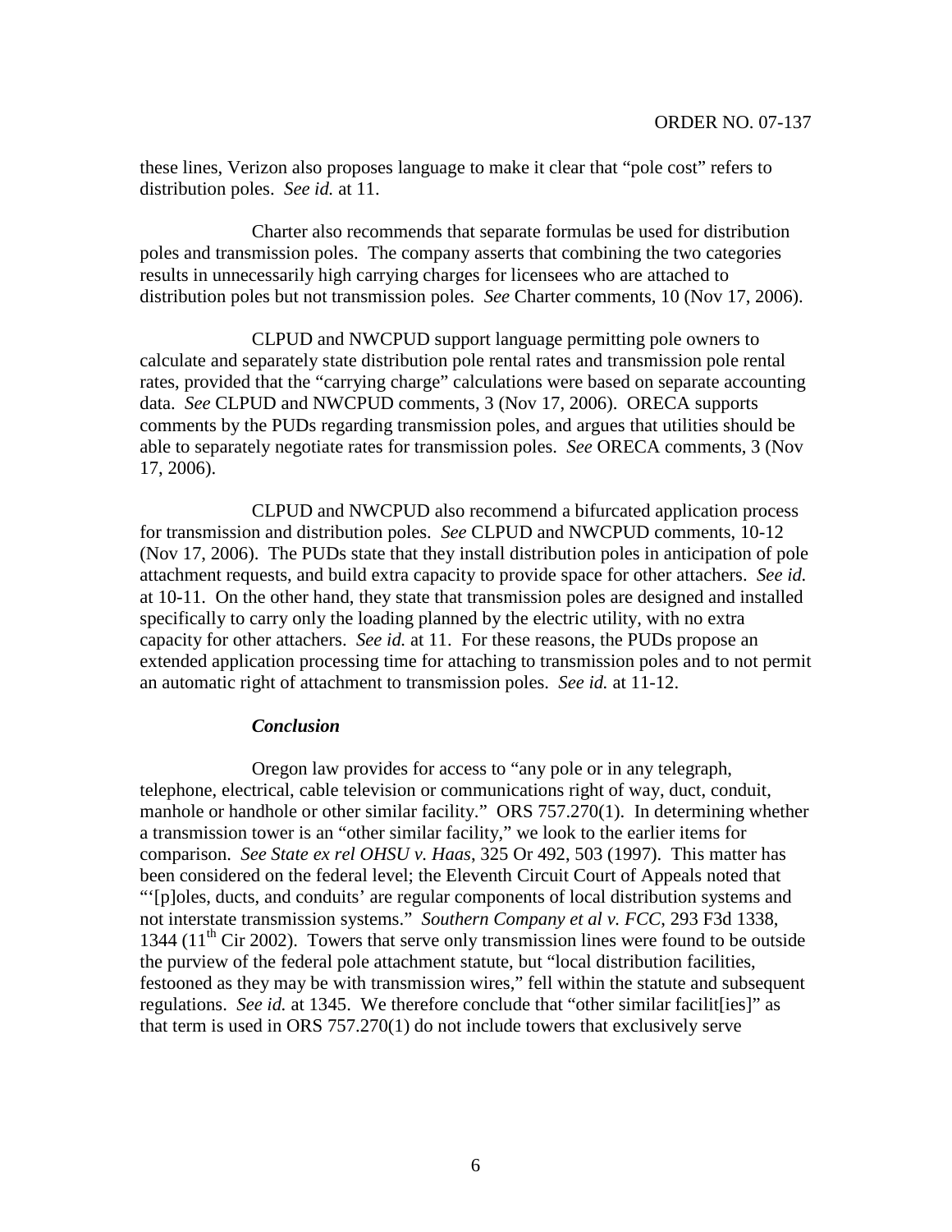these lines, Verizon also proposes language to make it clear that "pole cost" refers to distribution poles. *See id.* at 11.

Charter also recommends that separate formulas be used for distribution poles and transmission poles. The company asserts that combining the two categories results in unnecessarily high carrying charges for licensees who are attached to distribution poles but not transmission poles. *See* Charter comments, 10 (Nov 17, 2006).

CLPUD and NWCPUD support language permitting pole owners to calculate and separately state distribution pole rental rates and transmission pole rental rates, provided that the "carrying charge" calculations were based on separate accounting data. *See* CLPUD and NWCPUD comments, 3 (Nov 17, 2006). ORECA supports comments by the PUDs regarding transmission poles, and argues that utilities should be able to separately negotiate rates for transmission poles. *See* ORECA comments, 3 (Nov 17, 2006).

CLPUD and NWCPUD also recommend a bifurcated application process for transmission and distribution poles. *See* CLPUD and NWCPUD comments, 10-12 (Nov 17, 2006). The PUDs state that they install distribution poles in anticipation of pole attachment requests, and build extra capacity to provide space for other attachers. *See id.* at 10-11. On the other hand, they state that transmission poles are designed and installed specifically to carry only the loading planned by the electric utility, with no extra capacity for other attachers. *See id.* at 11. For these reasons, the PUDs propose an extended application processing time for attaching to transmission poles and to not permit an automatic right of attachment to transmission poles. *See id.* at 11-12.

***Conclusion***

Oregon law provides for access to "any pole or in any telegraph, telephone, electrical, cable television or communications right of way, duct, conduit, manhole or handhole or other similar facility." ORS 757.270(1). In determining whether a transmission tower is an "other similar facility," we look to the earlier items for comparison. *See State ex rel OHSU v. Haas*, 325 Or 492, 503 (1997). This matter has been considered on the federal level; the Eleventh Circuit Court of Appeals noted that "'[p]oles, ducts, and conduits' are regular components of local distribution systems and not interstate transmission systems." *Southern Company et al v. FCC*, 293 F3d 1338, 1344 (11th Cir 2002). Towers that serve only transmission lines were found to be outside the purview of the federal pole attachment statute, but "local distribution facilities, festooned as they may be with transmission wires," fell within the statute and subsequent regulations. *See id.* at 1345. We therefore conclude that "other similar facilit[ies]" as that term is used in ORS 757.270(1) do not include towers that exclusively serve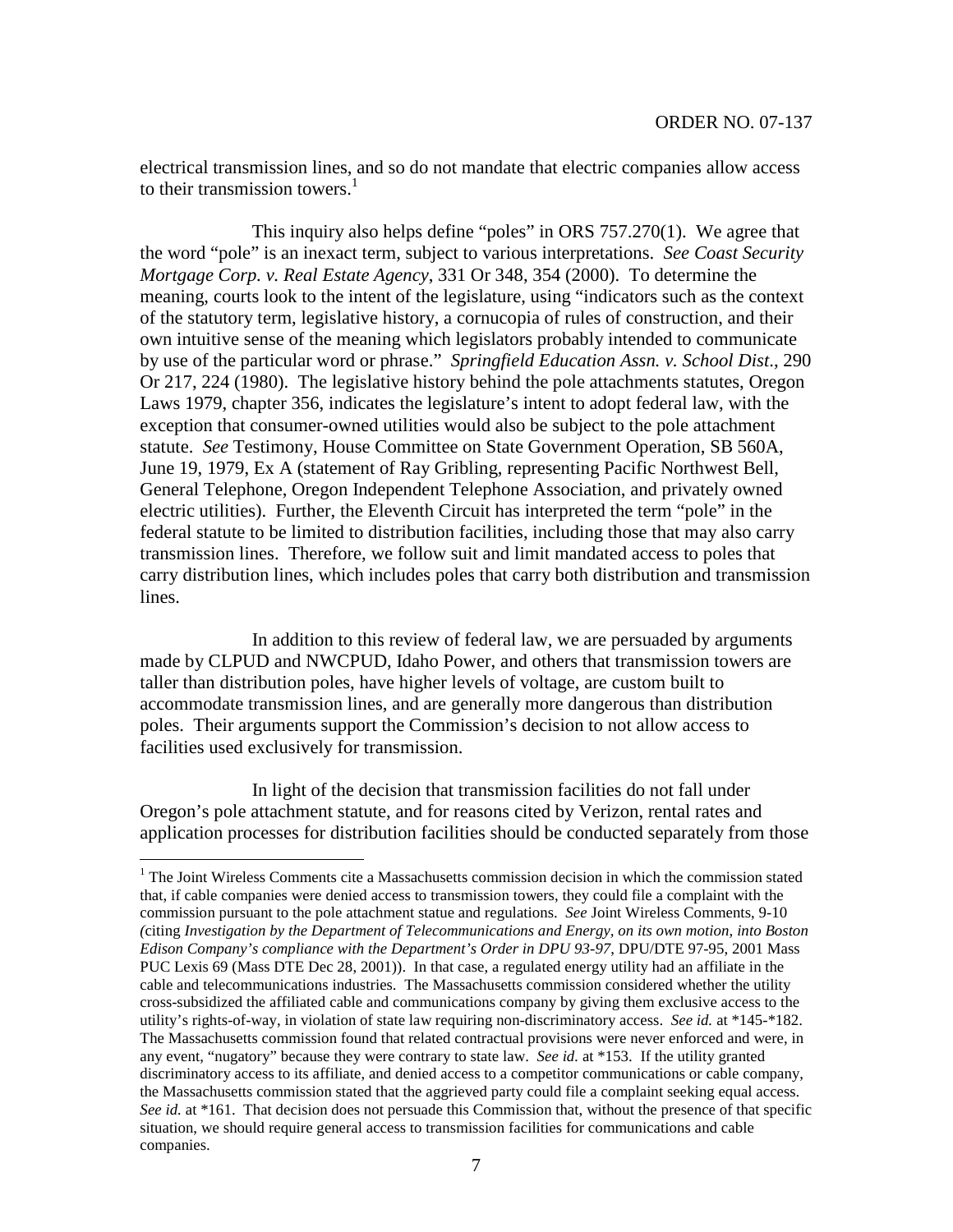electrical transmission lines, and so do not mandate that electric companies allow access to their transmission towers.[1]

This inquiry also helps define "poles" in ORS 757.270(1). We agree that the word "pole" is an inexact term, subject to various interpretations. *See Coast Security Mortgage Corp. v. Real Estate Agency*, 331 Or 348, 354 (2000). To determine the meaning, courts look to the intent of the legislature, using "indicators such as the context of the statutory term, legislative history, a cornucopia of rules of construction, and their own intuitive sense of the meaning which legislators probably intended to communicate by use of the particular word or phrase." *Springfield Education Assn. v. School Dist*., 290 Or 217, 224 (1980). The legislative history behind the pole attachments statutes, Oregon Laws 1979, chapter 356, indicates the legislature's intent to adopt federal law, with the exception that consumer-owned utilities would also be subject to the pole attachment statute. *See* Testimony, House Committee on State Government Operation, SB 560A, June 19, 1979, Ex A (statement of Ray Gribling, representing Pacific Northwest Bell, General Telephone, Oregon Independent Telephone Association, and privately owned electric utilities). Further, the Eleventh Circuit has interpreted the term "pole" in the federal statute to be limited to distribution facilities, including those that may also carry transmission lines. Therefore, we follow suit and limit mandated access to poles that carry distribution lines, which includes poles that carry both distribution and transmission lines.

In addition to this review of federal law, we are persuaded by arguments made by CLPUD and NWCPUD, Idaho Power, and others that transmission towers are taller than distribution poles, have higher levels of voltage, are custom built to accommodate transmission lines, and are generally more dangerous than distribution poles. Their arguments support the Commission's decision to not allow access to facilities used exclusively for transmission.

In light of the decision that transmission facilities do not fall under Oregon's pole attachment statute, and for reasons cited by Verizon, rental rates and application processes for distribution facilities should be conducted separately from those

---

[1] The Joint Wireless Comments cite a Massachusetts commission decision in which the commission stated that, if cable companies were denied access to transmission towers, they could file a complaint with the commission pursuant to the pole attachment statue and regulations. *See* Joint Wireless Comments, 9-10 (citing *Investigation by the Department of Telecommunications and Energy, on its own motion, into Boston Edison Company's compliance with the Department's Order in DPU 93-97*, DPU/DTE 97-95, 2001 Mass PUC Lexis 69 (Mass DTE Dec 28, 2001)). In that case, a regulated energy utility had an affiliate in the cable and telecommunications industries. The Massachusetts commission considered whether the utility cross-subsidized the affiliated cable and communications company by giving them exclusive access to the utility's rights-of-way, in violation of state law requiring non-discriminatory access. *See id.* at *145-*182. The Massachusetts commission found that related contractual provisions were never enforced and were, in any event, "nugatory" because they were contrary to state law. *See id.* at *153. If the utility granted discriminatory access to its affiliate, and denied access to a competitor communications or cable company, the Massachusetts commission stated that the aggrieved party could file a complaint seeking equal access. *See id.* at *161. That decision does not persuade this Commission that, without the presence of that specific situation, we should require general access to transmission facilities for communications and cable companies.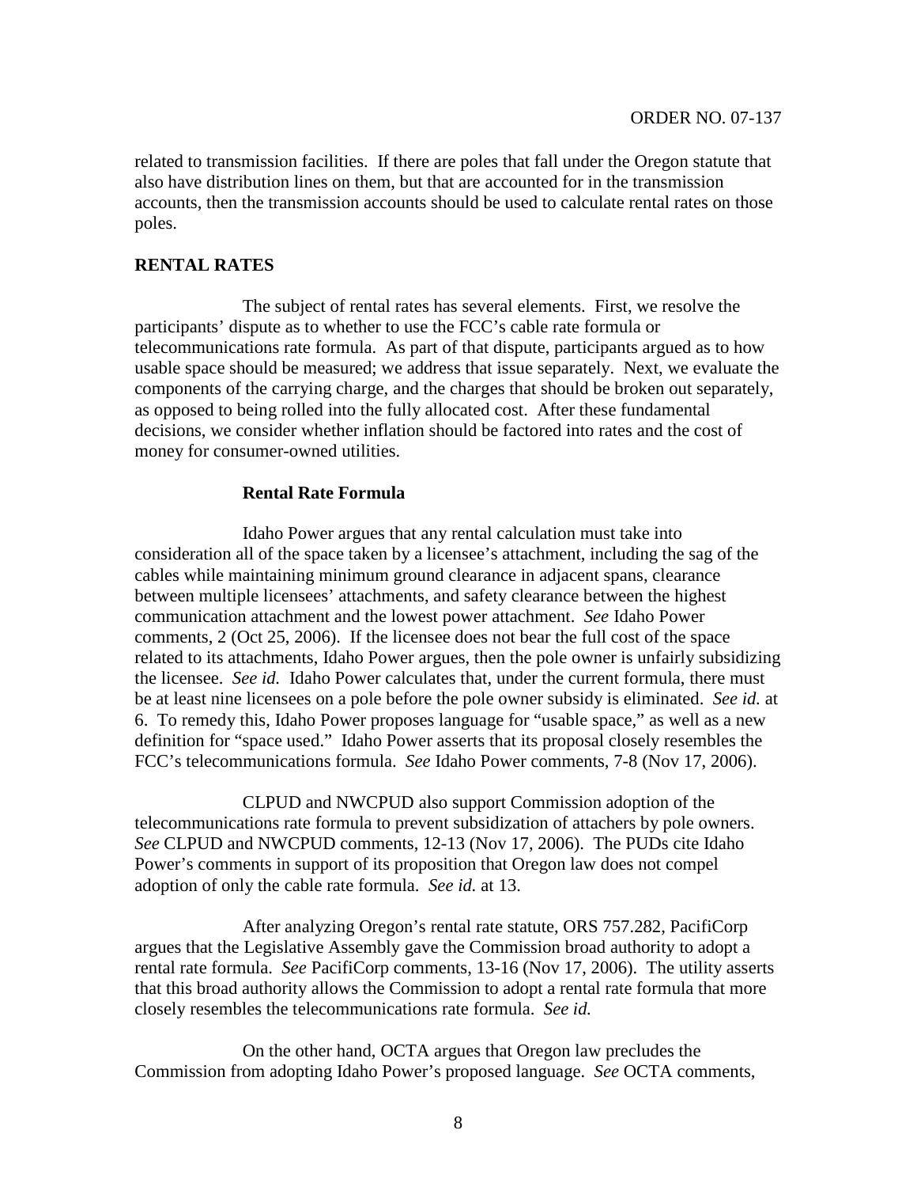related to transmission facilities. If there are poles that fall under the Oregon statute that also have distribution lines on them, but that are accounted for in the transmission accounts, then the transmission accounts should be used to calculate rental rates on those poles.

## RENTAL RATES

The subject of rental rates has several elements. First, we resolve the participants' dispute as to whether to use the FCC's cable rate formula or telecommunications rate formula. As part of that dispute, participants argued as to how usable space should be measured; we address that issue separately. Next, we evaluate the components of the carrying charge, and the charges that should be broken out separately, as opposed to being rolled into the fully allocated cost. After these fundamental decisions, we consider whether inflation should be factored into rates and the cost of money for consumer-owned utilities.

### Rental Rate Formula

Idaho Power argues that any rental calculation must take into consideration all of the space taken by a licensee's attachment, including the sag of the cables while maintaining minimum ground clearance in adjacent spans, clearance between multiple licensees' attachments, and safety clearance between the highest communication attachment and the lowest power attachment. *See* Idaho Power comments, 2 (Oct 25, 2006). If the licensee does not bear the full cost of the space related to its attachments, Idaho Power argues, then the pole owner is unfairly subsidizing the licensee. *See id.* Idaho Power calculates that, under the current formula, there must be at least nine licensees on a pole before the pole owner subsidy is eliminated. *See id.* at 6. To remedy this, Idaho Power proposes language for "usable space," as well as a new definition for "space used." Idaho Power asserts that its proposal closely resembles the FCC's telecommunications formula. *See* Idaho Power comments, 7-8 (Nov 17, 2006).

CLPUD and NWCPUD also support Commission adoption of the telecommunications rate formula to prevent subsidization of attachers by pole owners. *See* CLPUD and NWCPUD comments, 12-13 (Nov 17, 2006). The PUDs cite Idaho Power's comments in support of its proposition that Oregon law does not compel adoption of only the cable rate formula. *See id.* at 13.

After analyzing Oregon's rental rate statute, ORS 757.282, PacifiCorp argues that the Legislative Assembly gave the Commission broad authority to adopt a rental rate formula. *See* PacifiCorp comments, 13-16 (Nov 17, 2006). The utility asserts that this broad authority allows the Commission to adopt a rental rate formula that more closely resembles the telecommunications rate formula. *See id.*

On the other hand, OCTA argues that Oregon law precludes the Commission from adopting Idaho Power's proposed language. *See* OCTA comments,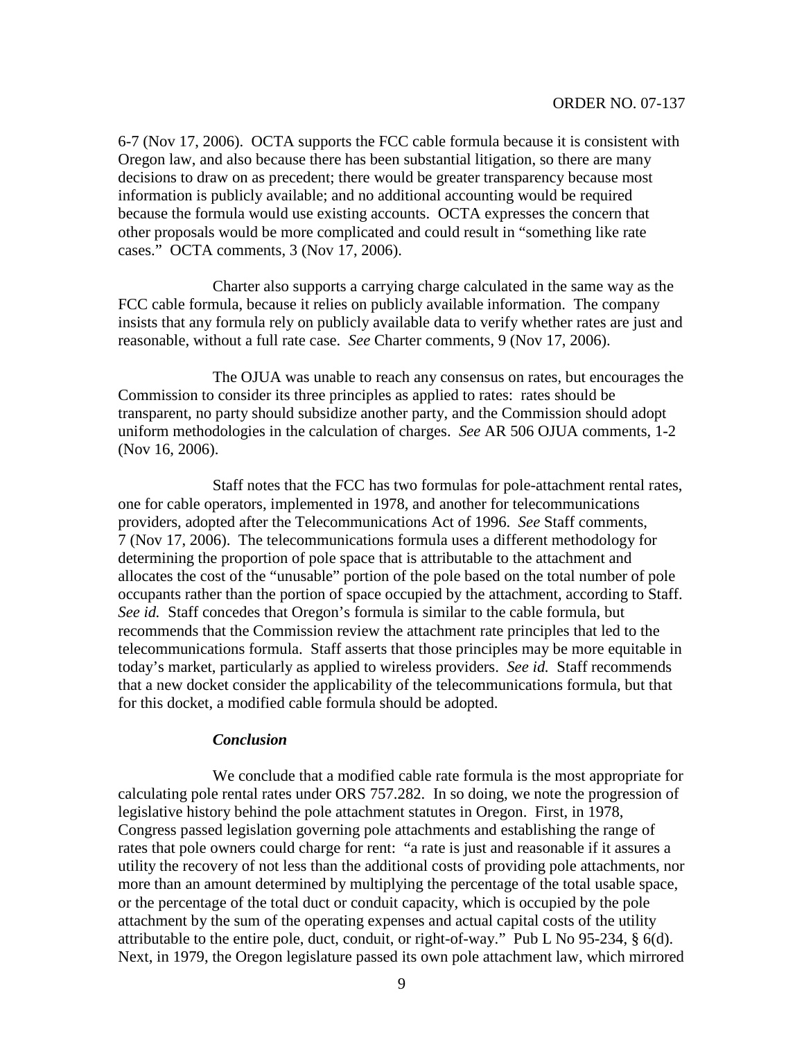6-7 (Nov 17, 2006). OCTA supports the FCC cable formula because it is consistent with Oregon law, and also because there has been substantial litigation, so there are many decisions to draw on as precedent; there would be greater transparency because most information is publicly available; and no additional accounting would be required because the formula would use existing accounts. OCTA expresses the concern that other proposals would be more complicated and could result in "something like rate cases." OCTA comments, 3 (Nov 17, 2006).

Charter also supports a carrying charge calculated in the same way as the FCC cable formula, because it relies on publicly available information. The company insists that any formula rely on publicly available data to verify whether rates are just and reasonable, without a full rate case. *See* Charter comments, 9 (Nov 17, 2006).

The OJUA was unable to reach any consensus on rates, but encourages the Commission to consider its three principles as applied to rates: rates should be transparent, no party should subsidize another party, and the Commission should adopt uniform methodologies in the calculation of charges. *See* AR 506 OJUA comments, 1-2 (Nov 16, 2006).

Staff notes that the FCC has two formulas for pole-attachment rental rates, one for cable operators, implemented in 1978, and another for telecommunications providers, adopted after the Telecommunications Act of 1996. *See* Staff comments, 7 (Nov 17, 2006). The telecommunications formula uses a different methodology for determining the proportion of pole space that is attributable to the attachment and allocates the cost of the "unusable" portion of the pole based on the total number of pole occupants rather than the portion of space occupied by the attachment, according to Staff. *See id.* Staff concedes that Oregon's formula is similar to the cable formula, but recommends that the Commission review the attachment rate principles that led to the telecommunications formula. Staff asserts that those principles may be more equitable in today's market, particularly as applied to wireless providers. *See id.* Staff recommends that a new docket consider the applicability of the telecommunications formula, but that for this docket, a modified cable formula should be adopted.

***Conclusion***

We conclude that a modified cable rate formula is the most appropriate for calculating pole rental rates under ORS 757.282. In so doing, we note the progression of legislative history behind the pole attachment statutes in Oregon. First, in 1978, Congress passed legislation governing pole attachments and establishing the range of rates that pole owners could charge for rent: "a rate is just and reasonable if it assures a utility the recovery of not less than the additional costs of providing pole attachments, nor more than an amount determined by multiplying the percentage of the total usable space, or the percentage of the total duct or conduit capacity, which is occupied by the pole attachment by the sum of the operating expenses and actual capital costs of the utility attributable to the entire pole, duct, conduit, or right-of-way." Pub L No 95-234, § 6(d). Next, in 1979, the Oregon legislature passed its own pole attachment law, which mirrored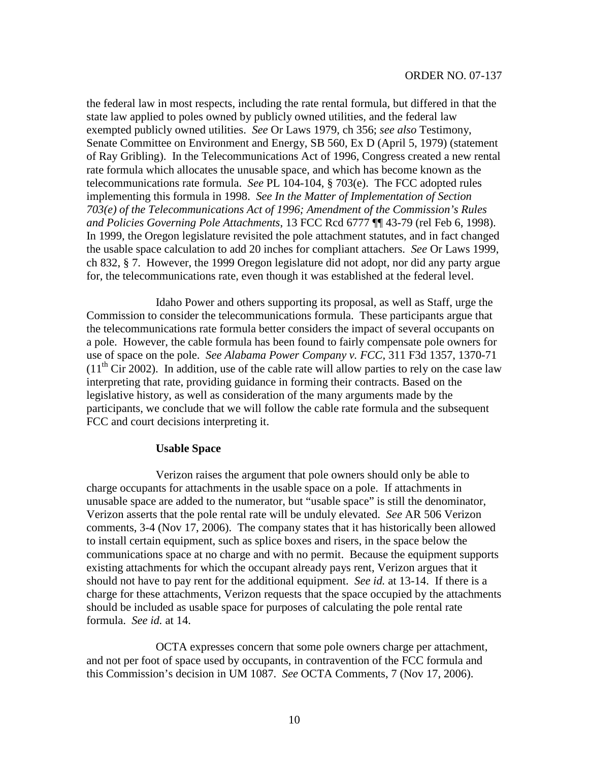the federal law in most respects, including the rate rental formula, but differed in that the state law applied to poles owned by publicly owned utilities, and the federal law exempted publicly owned utilities. *See* Or Laws 1979, ch 356; *see also* Testimony, Senate Committee on Environment and Energy, SB 560, Ex D (April 5, 1979) (statement of Ray Gribling). In the Telecommunications Act of 1996, Congress created a new rental rate formula which allocates the unusable space, and which has become known as the telecommunications rate formula. *See* PL 104-104, § 703(e). The FCC adopted rules implementing this formula in 1998. *See In the Matter of Implementation of Section 703(e) of the Telecommunications Act of 1996; Amendment of the Commission's Rules and Policies Governing Pole Attachments*, 13 FCC Rcd 6777 ¶¶ 43-79 (rel Feb 6, 1998). In 1999, the Oregon legislature revisited the pole attachment statutes, and in fact changed the usable space calculation to add 20 inches for compliant attachers. *See* Or Laws 1999, ch 832, § 7. However, the 1999 Oregon legislature did not adopt, nor did any party argue for, the telecommunications rate, even though it was established at the federal level.

Idaho Power and others supporting its proposal, as well as Staff, urge the Commission to consider the telecommunications formula. These participants argue that the telecommunications rate formula better considers the impact of several occupants on a pole. However, the cable formula has been found to fairly compensate pole owners for use of space on the pole. *See Alabama Power Company v. FCC*, 311 F3d 1357, 1370-71 (11th Cir 2002). In addition, use of the cable rate will allow parties to rely on the case law interpreting that rate, providing guidance in forming their contracts. Based on the legislative history, as well as consideration of the many arguments made by the participants, we conclude that we will follow the cable rate formula and the subsequent FCC and court decisions interpreting it.

**Usable Space**

Verizon raises the argument that pole owners should only be able to charge occupants for attachments in the usable space on a pole. If attachments in unusable space are added to the numerator, but "usable space" is still the denominator, Verizon asserts that the pole rental rate will be unduly elevated. *See* AR 506 Verizon comments, 3-4 (Nov 17, 2006). The company states that it has historically been allowed to install certain equipment, such as splice boxes and risers, in the space below the communications space at no charge and with no permit. Because the equipment supports existing attachments for which the occupant already pays rent, Verizon argues that it should not have to pay rent for the additional equipment. *See id.* at 13-14. If there is a charge for these attachments, Verizon requests that the space occupied by the attachments should be included as usable space for purposes of calculating the pole rental rate formula. *See id.* at 14.

OCTA expresses concern that some pole owners charge per attachment, and not per foot of space used by occupants, in contravention of the FCC formula and this Commission's decision in UM 1087. *See* OCTA Comments, 7 (Nov 17, 2006).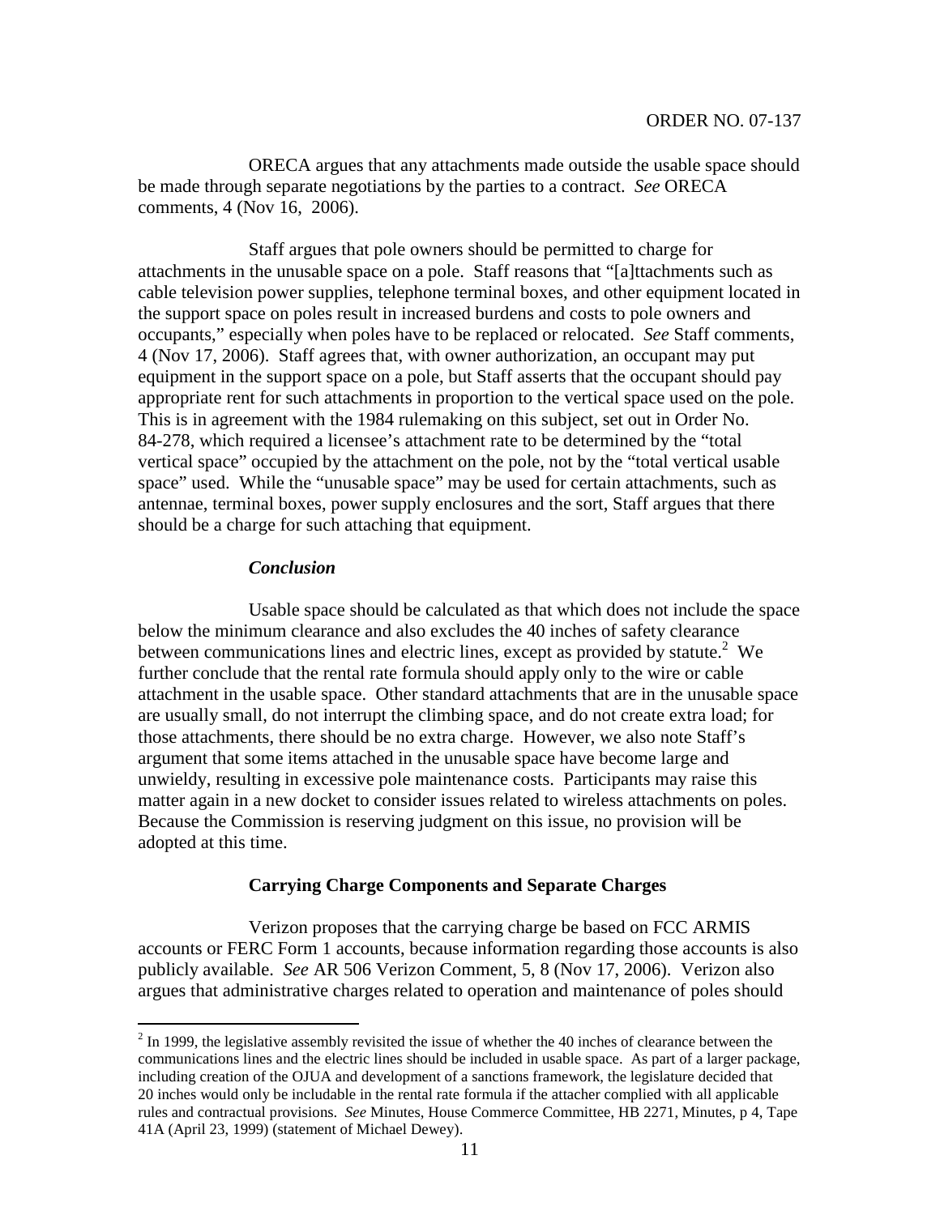ORECA argues that any attachments made outside the usable space should be made through separate negotiations by the parties to a contract. *See* ORECA comments, 4 (Nov 16, 2006).

Staff argues that pole owners should be permitted to charge for attachments in the unusable space on a pole. Staff reasons that "[a]ttachments such as cable television power supplies, telephone terminal boxes, and other equipment located in the support space on poles result in increased burdens and costs to pole owners and occupants," especially when poles have to be replaced or relocated. *See* Staff comments, 4 (Nov 17, 2006). Staff agrees that, with owner authorization, an occupant may put equipment in the support space on a pole, but Staff asserts that the occupant should pay appropriate rent for such attachments in proportion to the vertical space used on the pole. This is in agreement with the 1984 rulemaking on this subject, set out in Order No. 84-278, which required a licensee's attachment rate to be determined by the "total vertical space" occupied by the attachment on the pole, not by the "total vertical usable space" used. While the "unusable space" may be used for certain attachments, such as antennae, terminal boxes, power supply enclosures and the sort, Staff argues that there should be a charge for such attaching that equipment.

### *Conclusion*

Usable space should be calculated as that which does not include the space below the minimum clearance and also excludes the 40 inches of safety clearance between communications lines and electric lines, except as provided by statute.[2] We further conclude that the rental rate formula should apply only to the wire or cable attachment in the usable space. Other standard attachments that are in the unusable space are usually small, do not interrupt the climbing space, and do not create extra load; for those attachments, there should be no extra charge. However, we also note Staff's argument that some items attached in the unusable space have become large and unwieldy, resulting in excessive pole maintenance costs. Participants may raise this matter again in a new docket to consider issues related to wireless attachments on poles. Because the Commission is reserving judgment on this issue, no provision will be adopted at this time.

### **Carrying Charge Components and Separate Charges**

Verizon proposes that the carrying charge be based on FCC ARMIS accounts or FERC Form 1 accounts, because information regarding those accounts is also publicly available. *See* AR 506 Verizon Comment, 5, 8 (Nov 17, 2006). Verizon also argues that administrative charges related to operation and maintenance of poles should

---

[2] In 1999, the legislative assembly revisited the issue of whether the 40 inches of clearance between the communications lines and the electric lines should be included in usable space. As part of a larger package, including creation of the OJUA and development of a sanctions framework, the legislature decided that 20 inches would only be includable in the rental rate formula if the attacher complied with all applicable rules and contractual provisions. *See* Minutes, House Commerce Committee, HB 2271, Minutes, p 4, Tape 41A (April 23, 1999) (statement of Michael Dewey).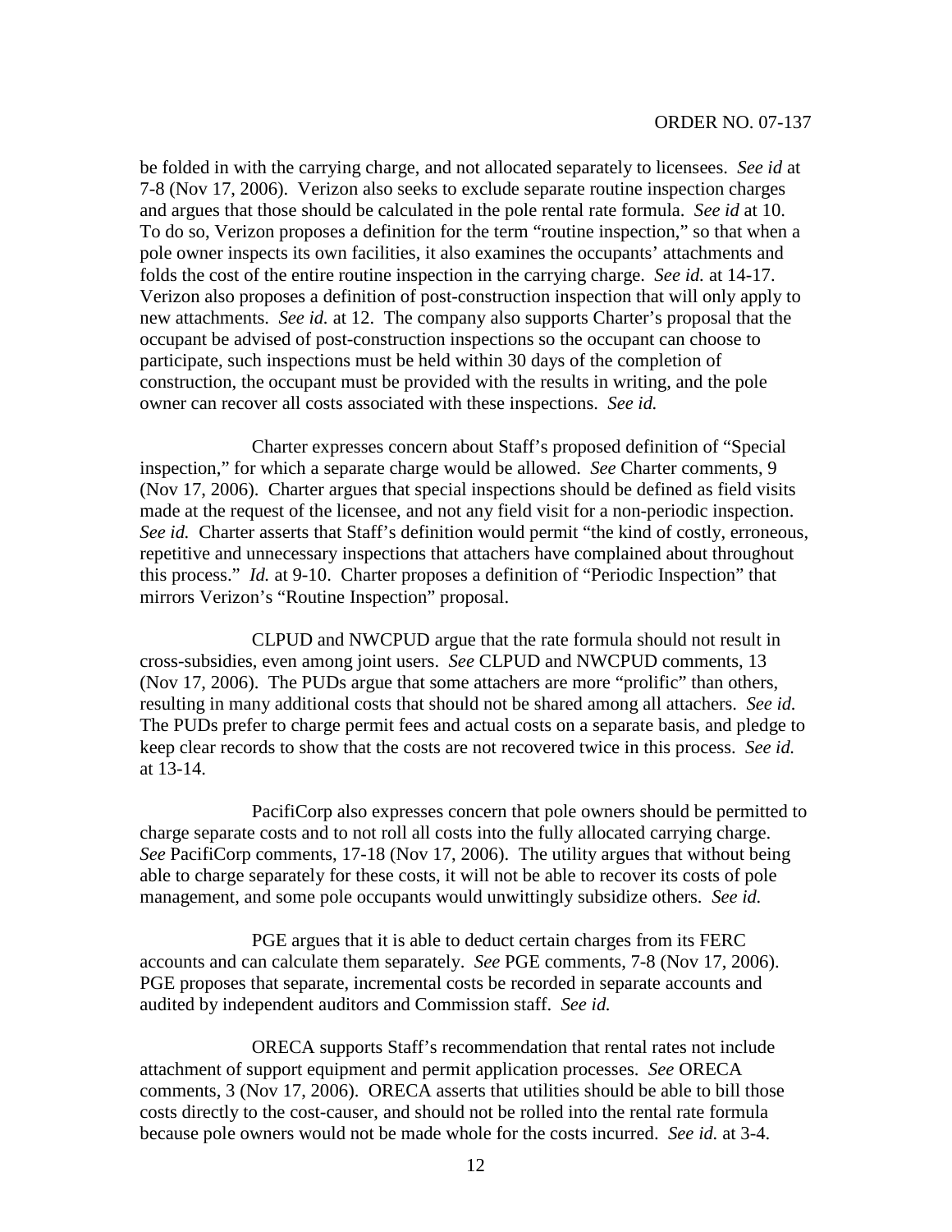be folded in with the carrying charge, and not allocated separately to licensees. *See id* at 7-8 (Nov 17, 2006). Verizon also seeks to exclude separate routine inspection charges and argues that those should be calculated in the pole rental rate formula. *See id* at 10. To do so, Verizon proposes a definition for the term "routine inspection," so that when a pole owner inspects its own facilities, it also examines the occupants' attachments and folds the cost of the entire routine inspection in the carrying charge. *See id.* at 14-17. Verizon also proposes a definition of post-construction inspection that will only apply to new attachments. *See id.* at 12. The company also supports Charter's proposal that the occupant be advised of post-construction inspections so the occupant can choose to participate, such inspections must be held within 30 days of the completion of construction, the occupant must be provided with the results in writing, and the pole owner can recover all costs associated with these inspections. *See id.*

Charter expresses concern about Staff's proposed definition of "Special inspection," for which a separate charge would be allowed. *See* Charter comments, 9 (Nov 17, 2006). Charter argues that special inspections should be defined as field visits made at the request of the licensee, and not any field visit for a non-periodic inspection. *See id.* Charter asserts that Staff's definition would permit "the kind of costly, erroneous, repetitive and unnecessary inspections that attachers have complained about throughout this process." *Id.* at 9-10. Charter proposes a definition of "Periodic Inspection" that mirrors Verizon's "Routine Inspection" proposal.

CLPUD and NWCPUD argue that the rate formula should not result in cross-subsidies, even among joint users. *See* CLPUD and NWCPUD comments, 13 (Nov 17, 2006). The PUDs argue that some attachers are more "prolific" than others, resulting in many additional costs that should not be shared among all attachers. *See id.* The PUDs prefer to charge permit fees and actual costs on a separate basis, and pledge to keep clear records to show that the costs are not recovered twice in this process. *See id.* at 13-14.

PacifiCorp also expresses concern that pole owners should be permitted to charge separate costs and to not roll all costs into the fully allocated carrying charge. *See* PacifiCorp comments, 17-18 (Nov 17, 2006). The utility argues that without being able to charge separately for these costs, it will not be able to recover its costs of pole management, and some pole occupants would unwittingly subsidize others. *See id.*

PGE argues that it is able to deduct certain charges from its FERC accounts and can calculate them separately. *See* PGE comments, 7-8 (Nov 17, 2006). PGE proposes that separate, incremental costs be recorded in separate accounts and audited by independent auditors and Commission staff. *See id.*

ORECA supports Staff's recommendation that rental rates not include attachment of support equipment and permit application processes. *See* ORECA comments, 3 (Nov 17, 2006). ORECA asserts that utilities should be able to bill those costs directly to the cost-causer, and should not be rolled into the rental rate formula because pole owners would not be made whole for the costs incurred. *See id.* at 3-4.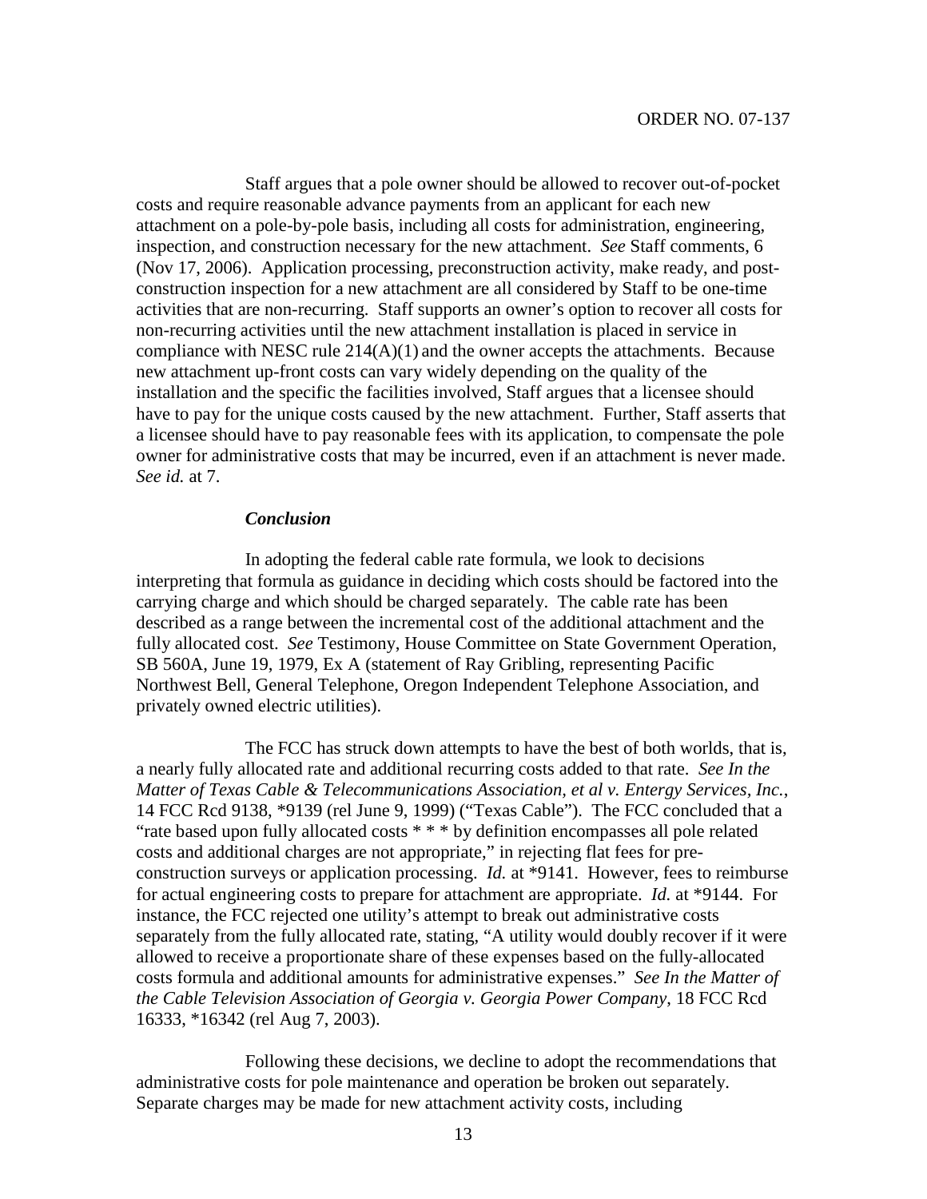Staff argues that a pole owner should be allowed to recover out-of-pocket costs and require reasonable advance payments from an applicant for each new attachment on a pole-by-pole basis, including all costs for administration, engineering, inspection, and construction necessary for the new attachment. *See* Staff comments, 6 (Nov 17, 2006). Application processing, preconstruction activity, make ready, and post-construction inspection for a new attachment are all considered by Staff to be one-time activities that are non-recurring. Staff supports an owner's option to recover all costs for non-recurring activities until the new attachment installation is placed in service in compliance with NESC rule 214(A)(1) and the owner accepts the attachments. Because new attachment up-front costs can vary widely depending on the quality of the installation and the specific the facilities involved, Staff argues that a licensee should have to pay for the unique costs caused by the new attachment. Further, Staff asserts that a licensee should have to pay reasonable fees with its application, to compensate the pole owner for administrative costs that may be incurred, even if an attachment is never made. *See id.* at 7.

***Conclusion***

In adopting the federal cable rate formula, we look to decisions interpreting that formula as guidance in deciding which costs should be factored into the carrying charge and which should be charged separately. The cable rate has been described as a range between the incremental cost of the additional attachment and the fully allocated cost. *See* Testimony, House Committee on State Government Operation, SB 560A, June 19, 1979, Ex A (statement of Ray Gribling, representing Pacific Northwest Bell, General Telephone, Oregon Independent Telephone Association, and privately owned electric utilities).

The FCC has struck down attempts to have the best of both worlds, that is, a nearly fully allocated rate and additional recurring costs added to that rate. *See In the Matter of Texas Cable & Telecommunications Association, et al v. Entergy Services, Inc.*, 14 FCC Rcd 9138, *9139 (rel June 9, 1999) ("Texas Cable"). The FCC concluded that a "rate based upon fully allocated costs * * * by definition encompasses all pole related costs and additional charges are not appropriate," in rejecting flat fees for pre-construction surveys or application processing. *Id.* at *9141. However, fees to reimburse for actual engineering costs to prepare for attachment are appropriate. *Id.* at *9144. For instance, the FCC rejected one utility's attempt to break out administrative costs separately from the fully allocated rate, stating, "A utility would doubly recover if it were allowed to receive a proportionate share of these expenses based on the fully-allocated costs formula and additional amounts for administrative expenses." *See In the Matter of the Cable Television Association of Georgia v. Georgia Power Company*, 18 FCC Rcd 16333, *16342 (rel Aug 7, 2003).

Following these decisions, we decline to adopt the recommendations that administrative costs for pole maintenance and operation be broken out separately. Separate charges may be made for new attachment activity costs, including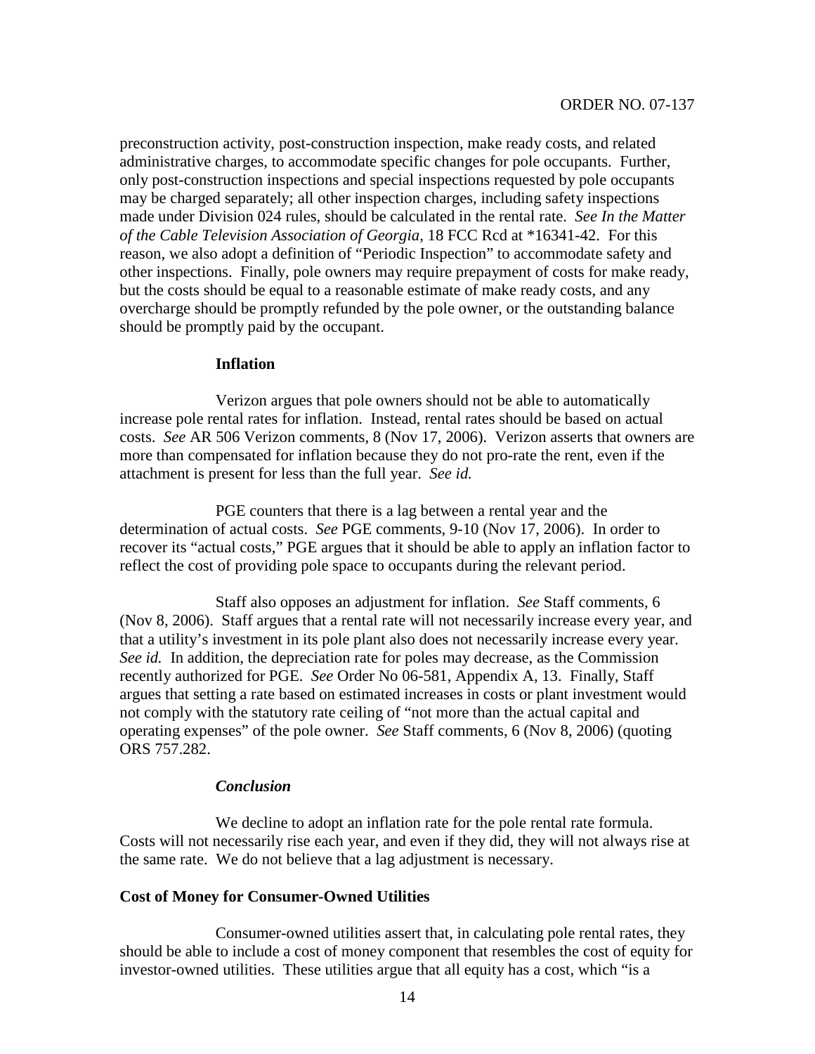preconstruction activity, post-construction inspection, make ready costs, and related administrative charges, to accommodate specific changes for pole occupants. Further, only post-construction inspections and special inspections requested by pole occupants may be charged separately; all other inspection charges, including safety inspections made under Division 024 rules, should be calculated in the rental rate. *See In the Matter of the Cable Television Association of Georgia*, 18 FCC Rcd at *16341-42. For this reason, we also adopt a definition of "Periodic Inspection" to accommodate safety and other inspections. Finally, pole owners may require prepayment of costs for make ready, but the costs should be equal to a reasonable estimate of make ready costs, and any overcharge should be promptly refunded by the pole owner, or the outstanding balance should be promptly paid by the occupant.

**Inflation**

Verizon argues that pole owners should not be able to automatically increase pole rental rates for inflation. Instead, rental rates should be based on actual costs. *See* AR 506 Verizon comments, 8 (Nov 17, 2006). Verizon asserts that owners are more than compensated for inflation because they do not pro-rate the rent, even if the attachment is present for less than the full year. *See id.*

PGE counters that there is a lag between a rental year and the determination of actual costs. *See* PGE comments, 9-10 (Nov 17, 2006). In order to recover its "actual costs," PGE argues that it should be able to apply an inflation factor to reflect the cost of providing pole space to occupants during the relevant period.

Staff also opposes an adjustment for inflation. *See* Staff comments, 6 (Nov 8, 2006). Staff argues that a rental rate will not necessarily increase every year, and that a utility's investment in its pole plant also does not necessarily increase every year. *See id.* In addition, the depreciation rate for poles may decrease, as the Commission recently authorized for PGE. *See* Order No 06-581, Appendix A, 13. Finally, Staff argues that setting a rate based on estimated increases in costs or plant investment would not comply with the statutory rate ceiling of "not more than the actual capital and operating expenses" of the pole owner. *See* Staff comments, 6 (Nov 8, 2006) (quoting ORS 757.282.

***Conclusion***

We decline to adopt an inflation rate for the pole rental rate formula. Costs will not necessarily rise each year, and even if they did, they will not always rise at the same rate. We do not believe that a lag adjustment is necessary.

**Cost of Money for Consumer-Owned Utilities**

Consumer-owned utilities assert that, in calculating pole rental rates, they should be able to include a cost of money component that resembles the cost of equity for investor-owned utilities. These utilities argue that all equity has a cost, which "is a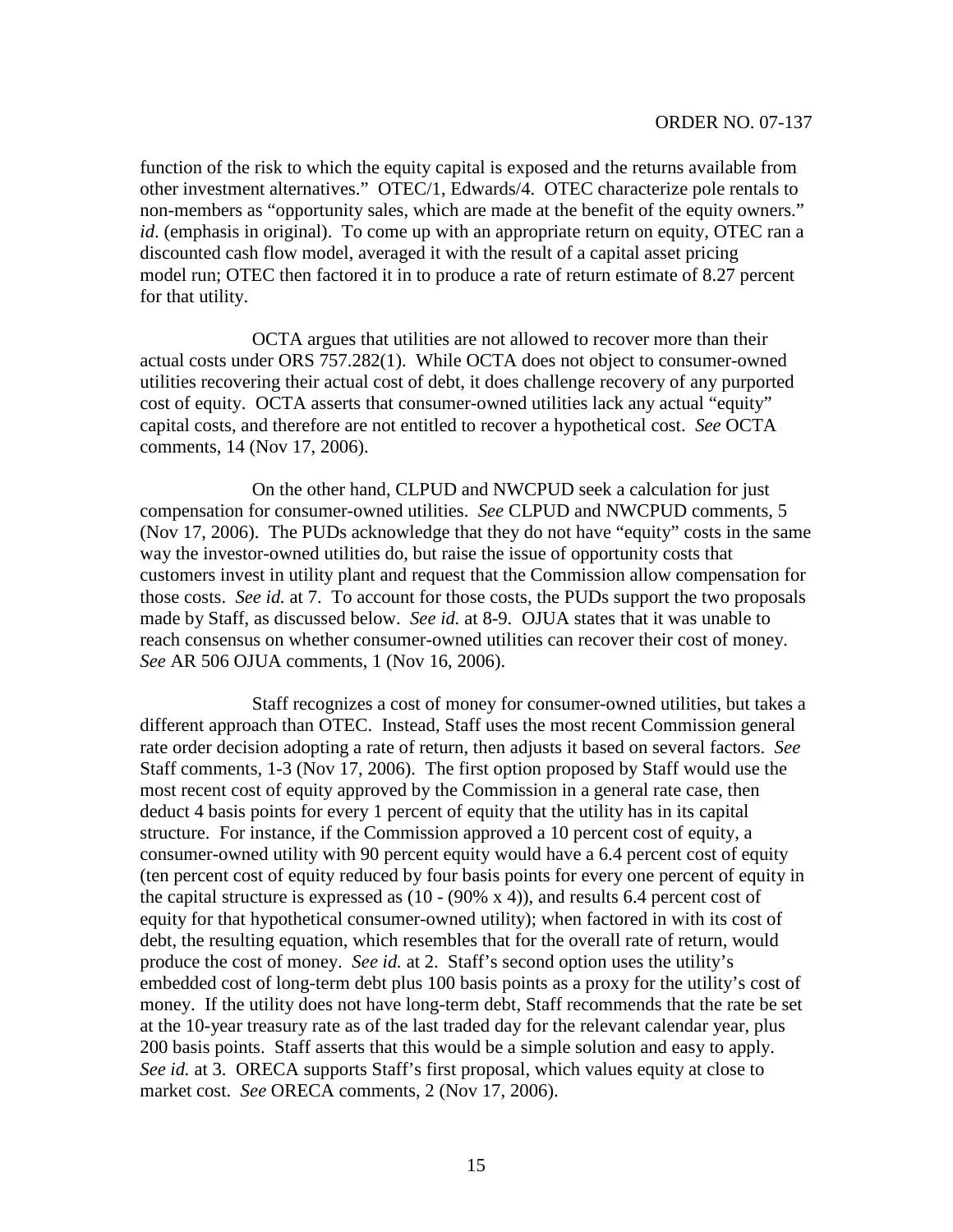function of the risk to which the equity capital is exposed and the returns available from other investment alternatives." OTEC/1, Edwards/4. OTEC characterize pole rentals to non-members as "opportunity sales, which are made at the benefit of the equity owners." *id*. (emphasis in original). To come up with an appropriate return on equity, OTEC ran a discounted cash flow model, averaged it with the result of a capital asset pricing model run; OTEC then factored it in to produce a rate of return estimate of 8.27 percent for that utility.

OCTA argues that utilities are not allowed to recover more than their actual costs under ORS 757.282(1). While OCTA does not object to consumer-owned utilities recovering their actual cost of debt, it does challenge recovery of any purported cost of equity. OCTA asserts that consumer-owned utilities lack any actual "equity" capital costs, and therefore are not entitled to recover a hypothetical cost. *See* OCTA comments, 14 (Nov 17, 2006).

On the other hand, CLPUD and NWCPUD seek a calculation for just compensation for consumer-owned utilities. *See* CLPUD and NWCPUD comments, 5 (Nov 17, 2006). The PUDs acknowledge that they do not have "equity" costs in the same way the investor-owned utilities do, but raise the issue of opportunity costs that customers invest in utility plant and request that the Commission allow compensation for those costs. *See id.* at 7. To account for those costs, the PUDs support the two proposals made by Staff, as discussed below. *See id.* at 8-9. OJUA states that it was unable to reach consensus on whether consumer-owned utilities can recover their cost of money. *See* AR 506 OJUA comments, 1 (Nov 16, 2006).

Staff recognizes a cost of money for consumer-owned utilities, but takes a different approach than OTEC. Instead, Staff uses the most recent Commission general rate order decision adopting a rate of return, then adjusts it based on several factors. *See* Staff comments, 1-3 (Nov 17, 2006). The first option proposed by Staff would use the most recent cost of equity approved by the Commission in a general rate case, then deduct 4 basis points for every 1 percent of equity that the utility has in its capital structure. For instance, if the Commission approved a 10 percent cost of equity, a consumer-owned utility with 90 percent equity would have a 6.4 percent cost of equity (ten percent cost of equity reduced by four basis points for every one percent of equity in the capital structure is expressed as (10 - (90% x 4)), and results 6.4 percent cost of equity for that hypothetical consumer-owned utility); when factored in with its cost of debt, the resulting equation, which resembles that for the overall rate of return, would produce the cost of money. *See id.* at 2. Staff's second option uses the utility's embedded cost of long-term debt plus 100 basis points as a proxy for the utility's cost of money. If the utility does not have long-term debt, Staff recommends that the rate be set at the 10-year treasury rate as of the last traded day for the relevant calendar year, plus 200 basis points. Staff asserts that this would be a simple solution and easy to apply. *See id.* at 3. ORECA supports Staff's first proposal, which values equity at close to market cost. *See* ORECA comments, 2 (Nov 17, 2006).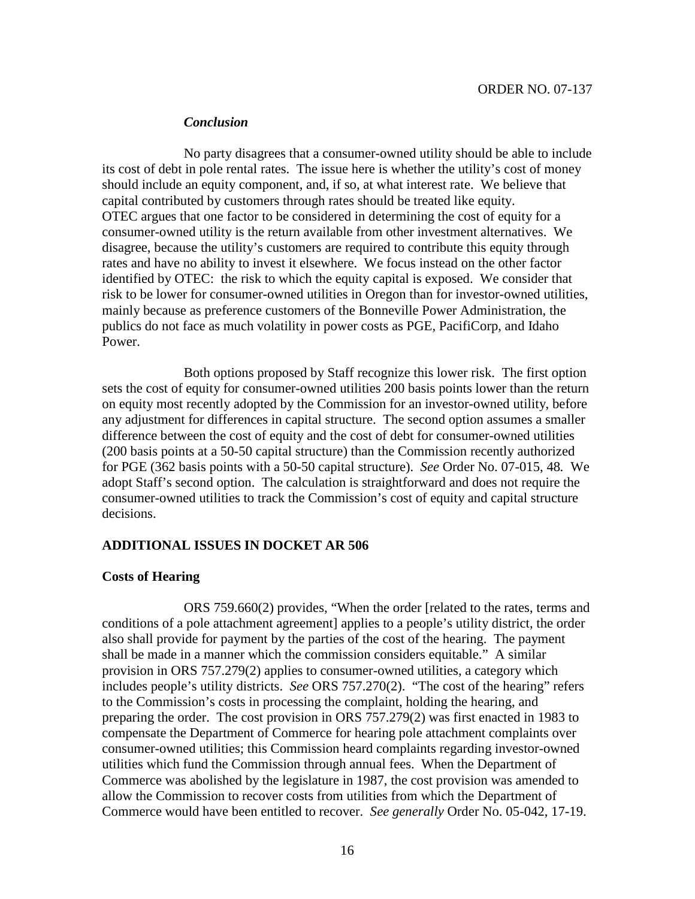### *Conclusion*

No party disagrees that a consumer-owned utility should be able to include its cost of debt in pole rental rates. The issue here is whether the utility's cost of money should include an equity component, and, if so, at what interest rate. We believe that capital contributed by customers through rates should be treated like equity. OTEC argues that one factor to be considered in determining the cost of equity for a consumer-owned utility is the return available from other investment alternatives. We disagree, because the utility's customers are required to contribute this equity through rates and have no ability to invest it elsewhere. We focus instead on the other factor identified by OTEC: the risk to which the equity capital is exposed. We consider that risk to be lower for consumer-owned utilities in Oregon than for investor-owned utilities, mainly because as preference customers of the Bonneville Power Administration, the publics do not face as much volatility in power costs as PGE, PacifiCorp, and Idaho Power.

Both options proposed by Staff recognize this lower risk. The first option sets the cost of equity for consumer-owned utilities 200 basis points lower than the return on equity most recently adopted by the Commission for an investor-owned utility, before any adjustment for differences in capital structure. The second option assumes a smaller difference between the cost of equity and the cost of debt for consumer-owned utilities (200 basis points at a 50-50 capital structure) than the Commission recently authorized for PGE (362 basis points with a 50-50 capital structure). *See* Order No. 07-015, 48. We adopt Staff's second option. The calculation is straightforward and does not require the consumer-owned utilities to track the Commission's cost of equity and capital structure decisions.

## ADDITIONAL ISSUES IN DOCKET AR 506

### Costs of Hearing

ORS 759.660(2) provides, "When the order [related to the rates, terms and conditions of a pole attachment agreement] applies to a people's utility district, the order also shall provide for payment by the parties of the cost of the hearing. The payment shall be made in a manner which the commission considers equitable." A similar provision in ORS 757.279(2) applies to consumer-owned utilities, a category which includes people's utility districts. *See* ORS 757.270(2). "The cost of the hearing" refers to the Commission's costs in processing the complaint, holding the hearing, and preparing the order. The cost provision in ORS 757.279(2) was first enacted in 1983 to compensate the Department of Commerce for hearing pole attachment complaints over consumer-owned utilities; this Commission heard complaints regarding investor-owned utilities which fund the Commission through annual fees. When the Department of Commerce was abolished by the legislature in 1987, the cost provision was amended to allow the Commission to recover costs from utilities from which the Department of Commerce would have been entitled to recover. *See generally* Order No. 05-042, 17-19.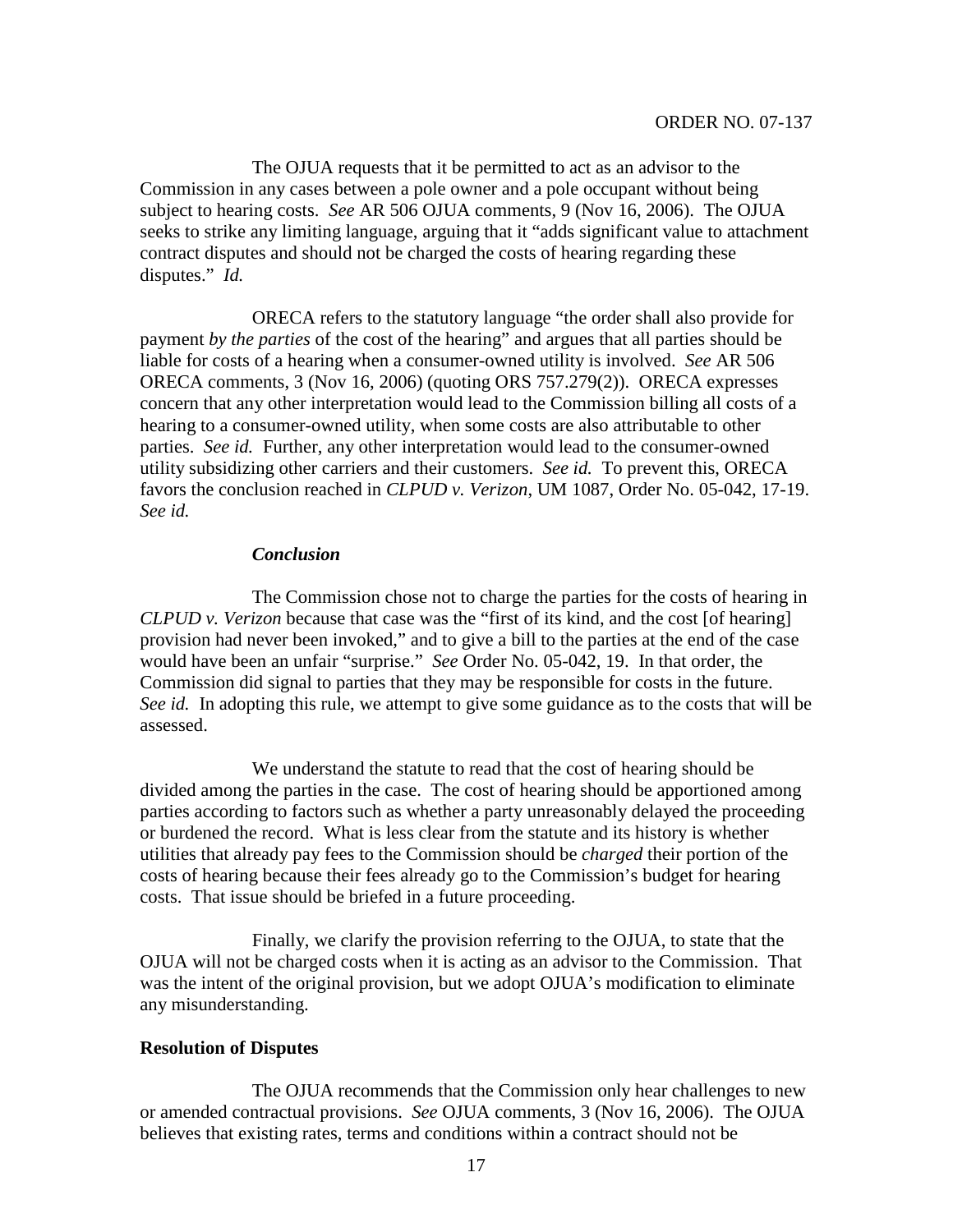The OJUA requests that it be permitted to act as an advisor to the Commission in any cases between a pole owner and a pole occupant without being subject to hearing costs. *See* AR 506 OJUA comments, 9 (Nov 16, 2006). The OJUA seeks to strike any limiting language, arguing that it "adds significant value to attachment contract disputes and should not be charged the costs of hearing regarding these disputes." *Id.*

ORECA refers to the statutory language "the order shall also provide for payment *by the parties* of the cost of the hearing" and argues that all parties should be liable for costs of a hearing when a consumer-owned utility is involved. *See* AR 506 ORECA comments, 3 (Nov 16, 2006) (quoting ORS 757.279(2)). ORECA expresses concern that any other interpretation would lead to the Commission billing all costs of a hearing to a consumer-owned utility, when some costs are also attributable to other parties. *See id.* Further, any other interpretation would lead to the consumer-owned utility subsidizing other carriers and their customers. *See id.* To prevent this, ORECA favors the conclusion reached in *CLPUD v. Verizon*, UM 1087, Order No. 05-042, 17-19. *See id.*

***Conclusion***

The Commission chose not to charge the parties for the costs of hearing in *CLPUD v. Verizon* because that case was the "first of its kind, and the cost [of hearing] provision had never been invoked," and to give a bill to the parties at the end of the case would have been an unfair "surprise." *See* Order No. 05-042, 19. In that order, the Commission did signal to parties that they may be responsible for costs in the future. *See id.* In adopting this rule, we attempt to give some guidance as to the costs that will be assessed.

We understand the statute to read that the cost of hearing should be divided among the parties in the case. The cost of hearing should be apportioned among parties according to factors such as whether a party unreasonably delayed the proceeding or burdened the record. What is less clear from the statute and its history is whether utilities that already pay fees to the Commission should be *charged* their portion of the costs of hearing because their fees already go to the Commission's budget for hearing costs. That issue should be briefed in a future proceeding.

Finally, we clarify the provision referring to the OJUA, to state that the OJUA will not be charged costs when it is acting as an advisor to the Commission. That was the intent of the original provision, but we adopt OJUA's modification to eliminate any misunderstanding.

**Resolution of Disputes**

The OJUA recommends that the Commission only hear challenges to new or amended contractual provisions. *See* OJUA comments, 3 (Nov 16, 2006). The OJUA believes that existing rates, terms and conditions within a contract should not be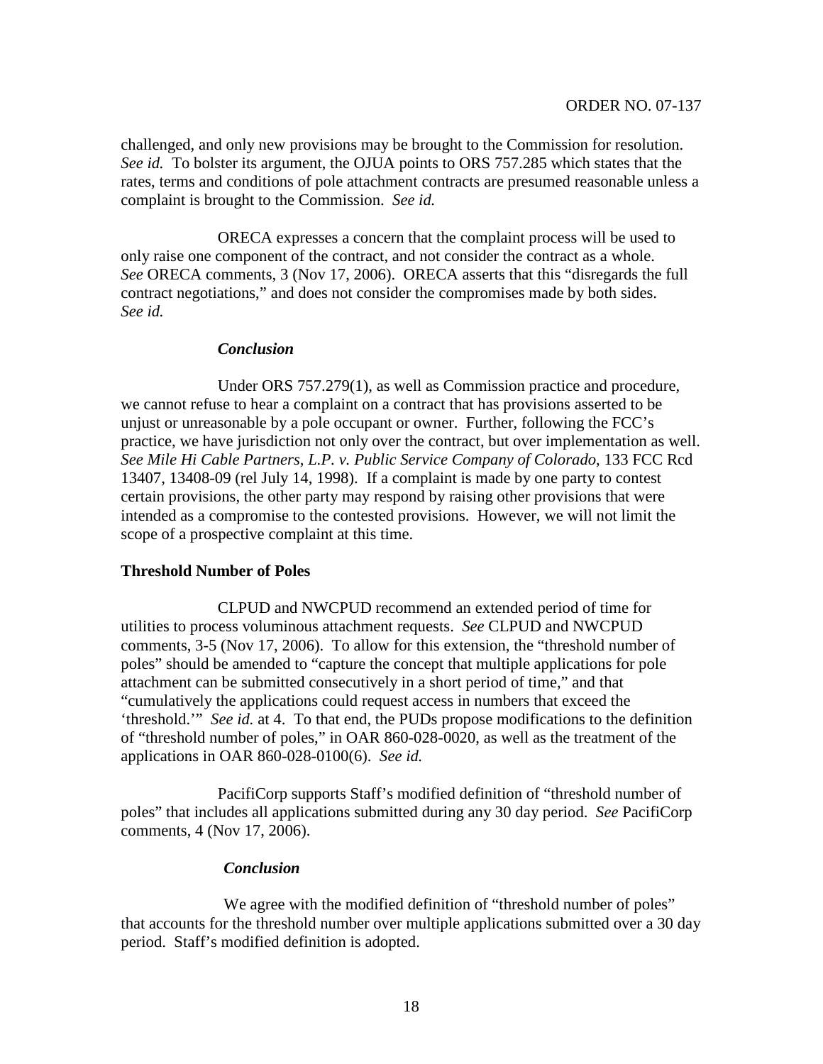challenged, and only new provisions may be brought to the Commission for resolution. *See id.* To bolster its argument, the OJUA points to ORS 757.285 which states that the rates, terms and conditions of pole attachment contracts are presumed reasonable unless a complaint is brought to the Commission. *See id.*

ORECA expresses a concern that the complaint process will be used to only raise one component of the contract, and not consider the contract as a whole. *See* ORECA comments, 3 (Nov 17, 2006). ORECA asserts that this "disregards the full contract negotiations," and does not consider the compromises made by both sides. *See id.*

***Conclusion***

Under ORS 757.279(1), as well as Commission practice and procedure, we cannot refuse to hear a complaint on a contract that has provisions asserted to be unjust or unreasonable by a pole occupant or owner. Further, following the FCC's practice, we have jurisdiction not only over the contract, but over implementation as well. *See Mile Hi Cable Partners, L.P. v. Public Service Company of Colorado*, 133 FCC Rcd 13407, 13408-09 (rel July 14, 1998). If a complaint is made by one party to contest certain provisions, the other party may respond by raising other provisions that were intended as a compromise to the contested provisions. However, we will not limit the scope of a prospective complaint at this time.

**Threshold Number of Poles**

CLPUD and NWCPUD recommend an extended period of time for utilities to process voluminous attachment requests. *See* CLPUD and NWCPUD comments, 3-5 (Nov 17, 2006). To allow for this extension, the "threshold number of poles" should be amended to "capture the concept that multiple applications for pole attachment can be submitted consecutively in a short period of time," and that "cumulatively the applications could request access in numbers that exceed the 'threshold.'" *See id.* at 4. To that end, the PUDs propose modifications to the definition of "threshold number of poles," in OAR 860-028-0020, as well as the treatment of the applications in OAR 860-028-0100(6). *See id.*

PacifiCorp supports Staff's modified definition of "threshold number of poles" that includes all applications submitted during any 30 day period. *See* PacifiCorp comments, 4 (Nov 17, 2006).

***Conclusion***

We agree with the modified definition of "threshold number of poles" that accounts for the threshold number over multiple applications submitted over a 30 day period. Staff's modified definition is adopted.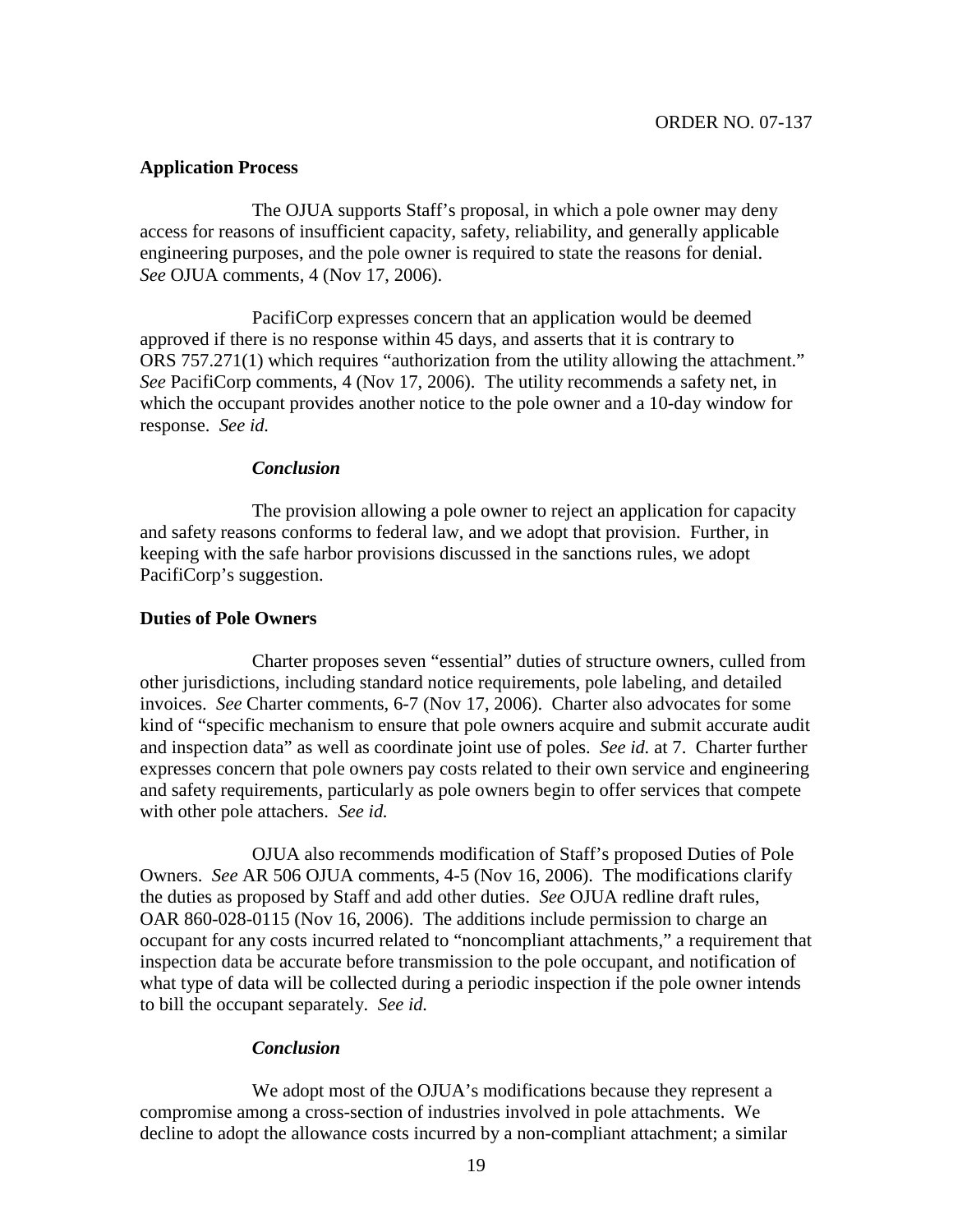**Application Process**

The OJUA supports Staff's proposal, in which a pole owner may deny access for reasons of insufficient capacity, safety, reliability, and generally applicable engineering purposes, and the pole owner is required to state the reasons for denial. *See* OJUA comments, 4 (Nov 17, 2006).

PacifiCorp expresses concern that an application would be deemed approved if there is no response within 45 days, and asserts that it is contrary to ORS 757.271(1) which requires "authorization from the utility allowing the attachment." *See* PacifiCorp comments, 4 (Nov 17, 2006). The utility recommends a safety net, in which the occupant provides another notice to the pole owner and a 10-day window for response. *See id.*

***Conclusion***

The provision allowing a pole owner to reject an application for capacity and safety reasons conforms to federal law, and we adopt that provision. Further, in keeping with the safe harbor provisions discussed in the sanctions rules, we adopt PacifiCorp's suggestion.

**Duties of Pole Owners**

Charter proposes seven "essential" duties of structure owners, culled from other jurisdictions, including standard notice requirements, pole labeling, and detailed invoices. *See* Charter comments, 6-7 (Nov 17, 2006). Charter also advocates for some kind of "specific mechanism to ensure that pole owners acquire and submit accurate audit and inspection data" as well as coordinate joint use of poles. *See id.* at 7. Charter further expresses concern that pole owners pay costs related to their own service and engineering and safety requirements, particularly as pole owners begin to offer services that compete with other pole attachers. *See id.*

OJUA also recommends modification of Staff's proposed Duties of Pole Owners. *See* AR 506 OJUA comments, 4-5 (Nov 16, 2006). The modifications clarify the duties as proposed by Staff and add other duties. *See* OJUA redline draft rules, OAR 860-028-0115 (Nov 16, 2006). The additions include permission to charge an occupant for any costs incurred related to "noncompliant attachments," a requirement that inspection data be accurate before transmission to the pole occupant, and notification of what type of data will be collected during a periodic inspection if the pole owner intends to bill the occupant separately. *See id.*

***Conclusion***

We adopt most of the OJUA's modifications because they represent a compromise among a cross-section of industries involved in pole attachments. We decline to adopt the allowance costs incurred by a non-compliant attachment; a similar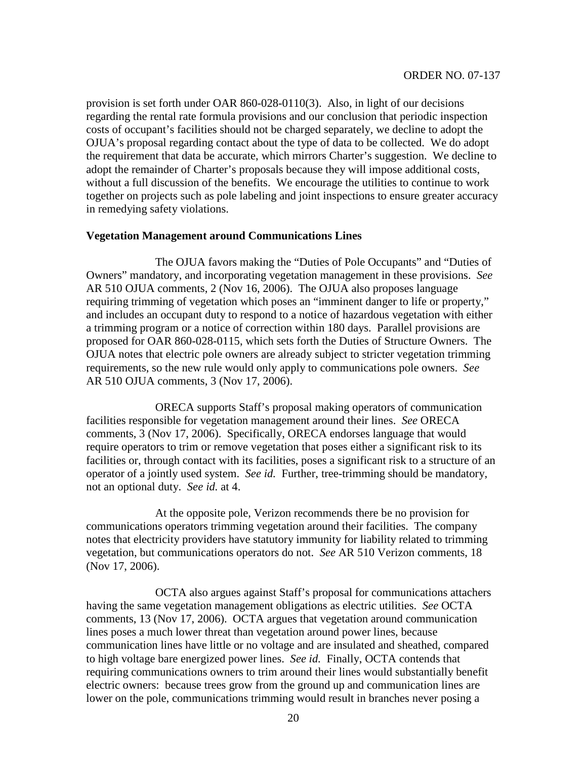provision is set forth under OAR 860-028-0110(3). Also, in light of our decisions regarding the rental rate formula provisions and our conclusion that periodic inspection costs of occupant's facilities should not be charged separately, we decline to adopt the OJUA's proposal regarding contact about the type of data to be collected. We do adopt the requirement that data be accurate, which mirrors Charter's suggestion. We decline to adopt the remainder of Charter's proposals because they will impose additional costs, without a full discussion of the benefits. We encourage the utilities to continue to work together on projects such as pole labeling and joint inspections to ensure greater accuracy in remedying safety violations.

**Vegetation Management around Communications Lines**

The OJUA favors making the "Duties of Pole Occupants" and "Duties of Owners" mandatory, and incorporating vegetation management in these provisions. *See* AR 510 OJUA comments, 2 (Nov 16, 2006). The OJUA also proposes language requiring trimming of vegetation which poses an "imminent danger to life or property," and includes an occupant duty to respond to a notice of hazardous vegetation with either a trimming program or a notice of correction within 180 days. Parallel provisions are proposed for OAR 860-028-0115, which sets forth the Duties of Structure Owners. The OJUA notes that electric pole owners are already subject to stricter vegetation trimming requirements, so the new rule would only apply to communications pole owners. *See* AR 510 OJUA comments, 3 (Nov 17, 2006).

ORECA supports Staff's proposal making operators of communication facilities responsible for vegetation management around their lines. *See* ORECA comments, 3 (Nov 17, 2006). Specifically, ORECA endorses language that would require operators to trim or remove vegetation that poses either a significant risk to its facilities or, through contact with its facilities, poses a significant risk to a structure of an operator of a jointly used system. *See id.* Further, tree-trimming should be mandatory, not an optional duty. *See id.* at 4.

At the opposite pole, Verizon recommends there be no provision for communications operators trimming vegetation around their facilities. The company notes that electricity providers have statutory immunity for liability related to trimming vegetation, but communications operators do not. *See* AR 510 Verizon comments, 18 (Nov 17, 2006).

OCTA also argues against Staff's proposal for communications attachers having the same vegetation management obligations as electric utilities. *See* OCTA comments, 13 (Nov 17, 2006). OCTA argues that vegetation around communication lines poses a much lower threat than vegetation around power lines, because communication lines have little or no voltage and are insulated and sheathed, compared to high voltage bare energized power lines. *See id.* Finally, OCTA contends that requiring communications owners to trim around their lines would substantially benefit electric owners: because trees grow from the ground up and communication lines are lower on the pole, communications trimming would result in branches never posing a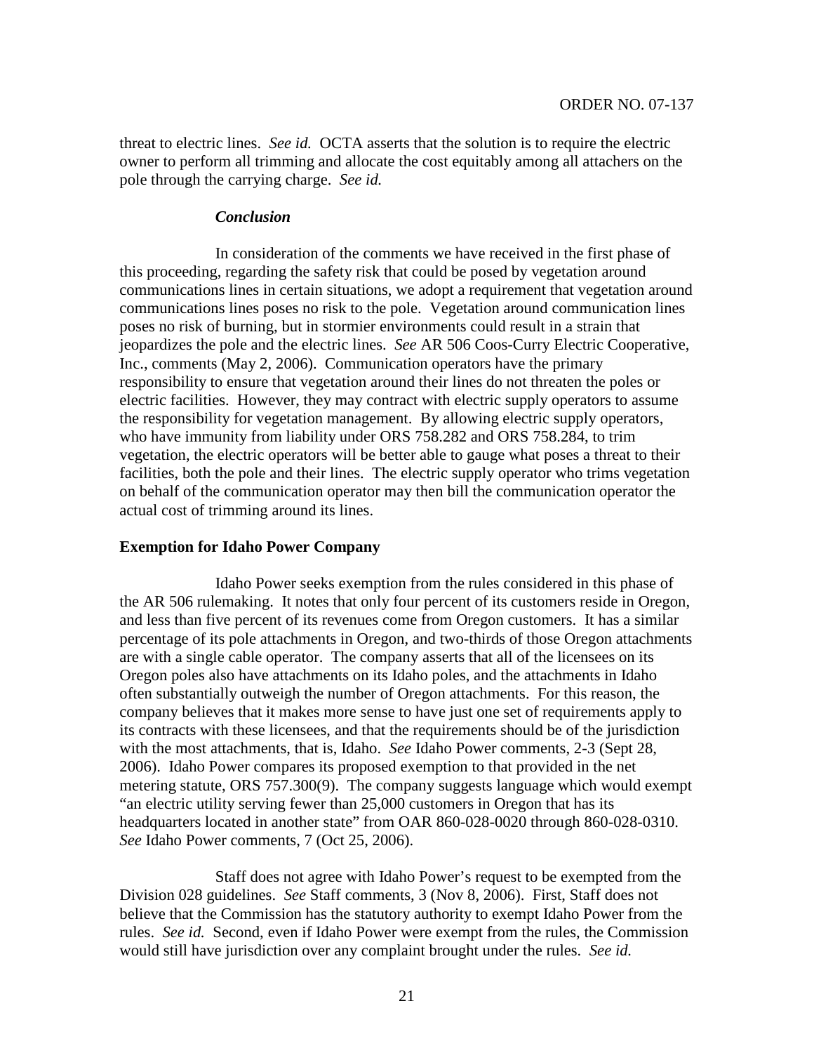threat to electric lines. *See id.* OCTA asserts that the solution is to require the electric owner to perform all trimming and allocate the cost equitably among all attachers on the pole through the carrying charge. *See id.*

***Conclusion***

In consideration of the comments we have received in the first phase of this proceeding, regarding the safety risk that could be posed by vegetation around communications lines in certain situations, we adopt a requirement that vegetation around communications lines poses no risk to the pole. Vegetation around communication lines poses no risk of burning, but in stormier environments could result in a strain that jeopardizes the pole and the electric lines. *See* AR 506 Coos-Curry Electric Cooperative, Inc., comments (May 2, 2006). Communication operators have the primary responsibility to ensure that vegetation around their lines do not threaten the poles or electric facilities. However, they may contract with electric supply operators to assume the responsibility for vegetation management. By allowing electric supply operators, who have immunity from liability under ORS 758.282 and ORS 758.284, to trim vegetation, the electric operators will be better able to gauge what poses a threat to their facilities, both the pole and their lines. The electric supply operator who trims vegetation on behalf of the communication operator may then bill the communication operator the actual cost of trimming around its lines.

**Exemption for Idaho Power Company**

Idaho Power seeks exemption from the rules considered in this phase of the AR 506 rulemaking. It notes that only four percent of its customers reside in Oregon, and less than five percent of its revenues come from Oregon customers. It has a similar percentage of its pole attachments in Oregon, and two-thirds of those Oregon attachments are with a single cable operator. The company asserts that all of the licensees on its Oregon poles also have attachments on its Idaho poles, and the attachments in Idaho often substantially outweigh the number of Oregon attachments. For this reason, the company believes that it makes more sense to have just one set of requirements apply to its contracts with these licensees, and that the requirements should be of the jurisdiction with the most attachments, that is, Idaho. *See* Idaho Power comments, 2-3 (Sept 28, 2006). Idaho Power compares its proposed exemption to that provided in the net metering statute, ORS 757.300(9). The company suggests language which would exempt "an electric utility serving fewer than 25,000 customers in Oregon that has its headquarters located in another state" from OAR 860-028-0020 through 860-028-0310. *See* Idaho Power comments, 7 (Oct 25, 2006).

Staff does not agree with Idaho Power's request to be exempted from the Division 028 guidelines. *See* Staff comments, 3 (Nov 8, 2006). First, Staff does not believe that the Commission has the statutory authority to exempt Idaho Power from the rules. *See id.* Second, even if Idaho Power were exempt from the rules, the Commission would still have jurisdiction over any complaint brought under the rules. *See id.*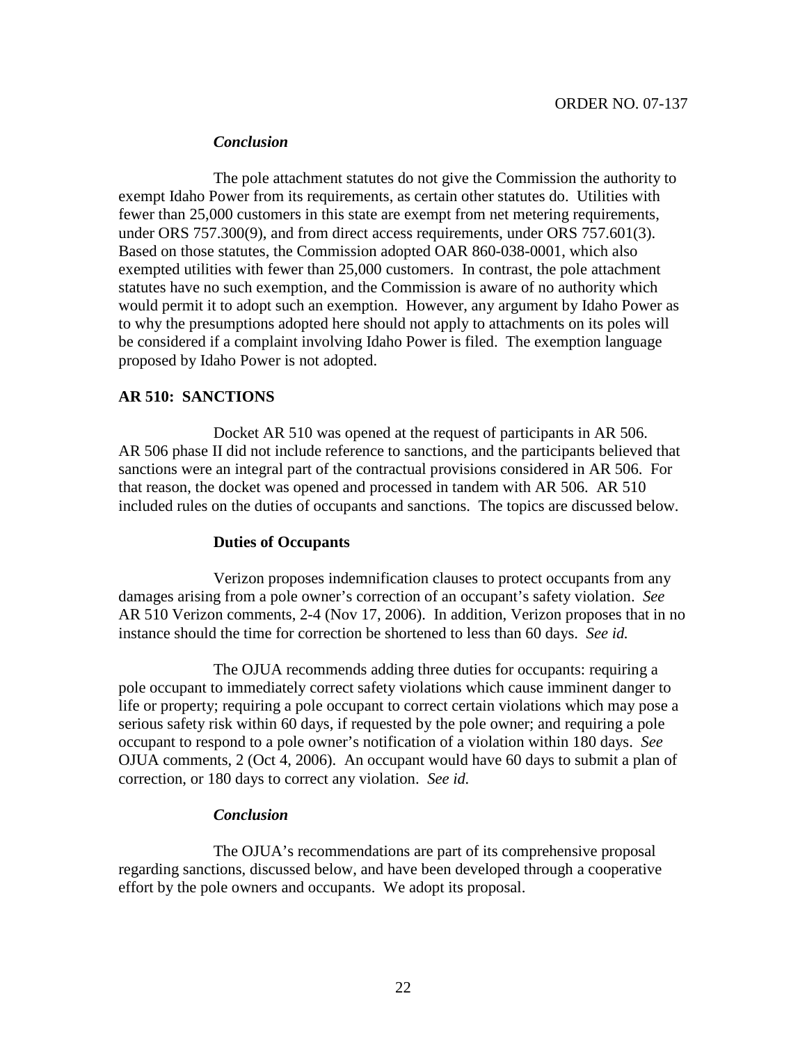### *Conclusion*

The pole attachment statutes do not give the Commission the authority to exempt Idaho Power from its requirements, as certain other statutes do. Utilities with fewer than 25,000 customers in this state are exempt from net metering requirements, under ORS 757.300(9), and from direct access requirements, under ORS 757.601(3). Based on those statutes, the Commission adopted OAR 860-038-0001, which also exempted utilities with fewer than 25,000 customers. In contrast, the pole attachment statutes have no such exemption, and the Commission is aware of no authority which would permit it to adopt such an exemption. However, any argument by Idaho Power as to why the presumptions adopted here should not apply to attachments on its poles will be considered if a complaint involving Idaho Power is filed. The exemption language proposed by Idaho Power is not adopted.

## AR 510: SANCTIONS

Docket AR 510 was opened at the request of participants in AR 506. AR 506 phase II did not include reference to sanctions, and the participants believed that sanctions were an integral part of the contractual provisions considered in AR 506. For that reason, the docket was opened and processed in tandem with AR 506. AR 510 included rules on the duties of occupants and sanctions. The topics are discussed below.

### Duties of Occupants

Verizon proposes indemnification clauses to protect occupants from any damages arising from a pole owner's correction of an occupant's safety violation. *See* AR 510 Verizon comments, 2-4 (Nov 17, 2006). In addition, Verizon proposes that in no instance should the time for correction be shortened to less than 60 days. *See id.*

The OJUA recommends adding three duties for occupants: requiring a pole occupant to immediately correct safety violations which cause imminent danger to life or property; requiring a pole occupant to correct certain violations which may pose a serious safety risk within 60 days, if requested by the pole owner; and requiring a pole occupant to respond to a pole owner's notification of a violation within 180 days. *See* OJUA comments, 2 (Oct 4, 2006). An occupant would have 60 days to submit a plan of correction, or 180 days to correct any violation. *See id.*

### *Conclusion*

The OJUA's recommendations are part of its comprehensive proposal regarding sanctions, discussed below, and have been developed through a cooperative effort by the pole owners and occupants. We adopt its proposal.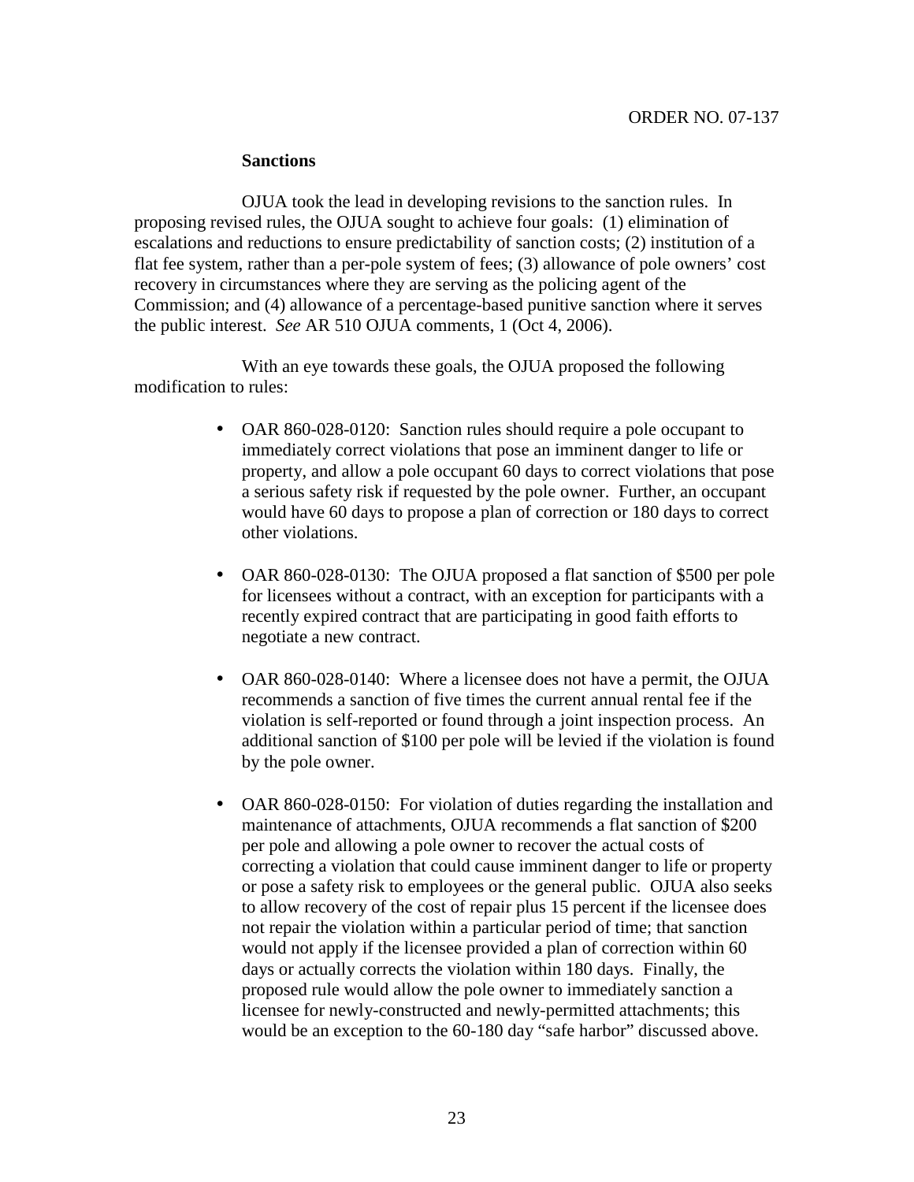**Sanctions**

OJUA took the lead in developing revisions to the sanction rules. In proposing revised rules, the OJUA sought to achieve four goals: (1) elimination of escalations and reductions to ensure predictability of sanction costs; (2) institution of a flat fee system, rather than a per-pole system of fees; (3) allowance of pole owners' cost recovery in circumstances where they are serving as the policing agent of the Commission; and (4) allowance of a percentage-based punitive sanction where it serves the public interest. *See* AR 510 OJUA comments, 1 (Oct 4, 2006).

With an eye towards these goals, the OJUA proposed the following modification to rules:

- OAR 860-028-0120: Sanction rules should require a pole occupant to immediately correct violations that pose an imminent danger to life or property, and allow a pole occupant 60 days to correct violations that pose a serious safety risk if requested by the pole owner. Further, an occupant would have 60 days to propose a plan of correction or 180 days to correct other violations.

- OAR 860-028-0130: The OJUA proposed a flat sanction of $500 per pole for licensees without a contract, with an exception for participants with a recently expired contract that are participating in good faith efforts to negotiate a new contract.

- OAR 860-028-0140: Where a licensee does not have a permit, the OJUA recommends a sanction of five times the current annual rental fee if the violation is self-reported or found through a joint inspection process. An additional sanction of $100 per pole will be levied if the violation is found by the pole owner.

- OAR 860-028-0150: For violation of duties regarding the installation and maintenance of attachments, OJUA recommends a flat sanction of $200 per pole and allowing a pole owner to recover the actual costs of correcting a violation that could cause imminent danger to life or property or pose a safety risk to employees or the general public. OJUA also seeks to allow recovery of the cost of repair plus 15 percent if the licensee does not repair the violation within a particular period of time; that sanction would not apply if the licensee provided a plan of correction within 60 days or actually corrects the violation within 180 days. Finally, the proposed rule would allow the pole owner to immediately sanction a licensee for newly-constructed and newly-permitted attachments; this would be an exception to the 60-180 day "safe harbor" discussed above.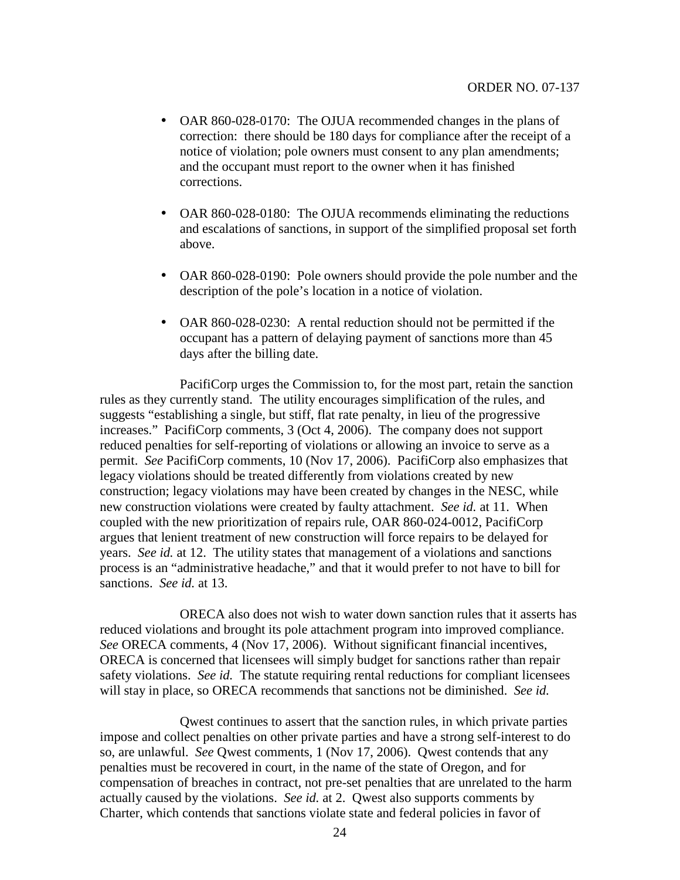- OAR 860-028-0170: The OJUA recommended changes in the plans of correction: there should be 180 days for compliance after the receipt of a notice of violation; pole owners must consent to any plan amendments; and the occupant must report to the owner when it has finished corrections.

- OAR 860-028-0180: The OJUA recommends eliminating the reductions and escalations of sanctions, in support of the simplified proposal set forth above.

- OAR 860-028-0190: Pole owners should provide the pole number and the description of the pole's location in a notice of violation.

- OAR 860-028-0230: A rental reduction should not be permitted if the occupant has a pattern of delaying payment of sanctions more than 45 days after the billing date.

PacifiCorp urges the Commission to, for the most part, retain the sanction rules as they currently stand. The utility encourages simplification of the rules, and suggests "establishing a single, but stiff, flat rate penalty, in lieu of the progressive increases." PacifiCorp comments, 3 (Oct 4, 2006). The company does not support reduced penalties for self-reporting of violations or allowing an invoice to serve as a permit. *See* PacifiCorp comments, 10 (Nov 17, 2006). PacifiCorp also emphasizes that legacy violations should be treated differently from violations created by new construction; legacy violations may have been created by changes in the NESC, while new construction violations were created by faulty attachment. *See id.* at 11. When coupled with the new prioritization of repairs rule, OAR 860-024-0012, PacifiCorp argues that lenient treatment of new construction will force repairs to be delayed for years. *See id.* at 12. The utility states that management of a violations and sanctions process is an "administrative headache," and that it would prefer to not have to bill for sanctions. *See id.* at 13.

ORECA also does not wish to water down sanction rules that it asserts has reduced violations and brought its pole attachment program into improved compliance. *See* ORECA comments, 4 (Nov 17, 2006). Without significant financial incentives, ORECA is concerned that licensees will simply budget for sanctions rather than repair safety violations. *See id.* The statute requiring rental reductions for compliant licensees will stay in place, so ORECA recommends that sanctions not be diminished. *See id.*

Qwest continues to assert that the sanction rules, in which private parties impose and collect penalties on other private parties and have a strong self-interest to do so, are unlawful. *See* Qwest comments, 1 (Nov 17, 2006). Qwest contends that any penalties must be recovered in court, in the name of the state of Oregon, and for compensation of breaches in contract, not pre-set penalties that are unrelated to the harm actually caused by the violations. *See id.* at 2. Qwest also supports comments by Charter, which contends that sanctions violate state and federal policies in favor of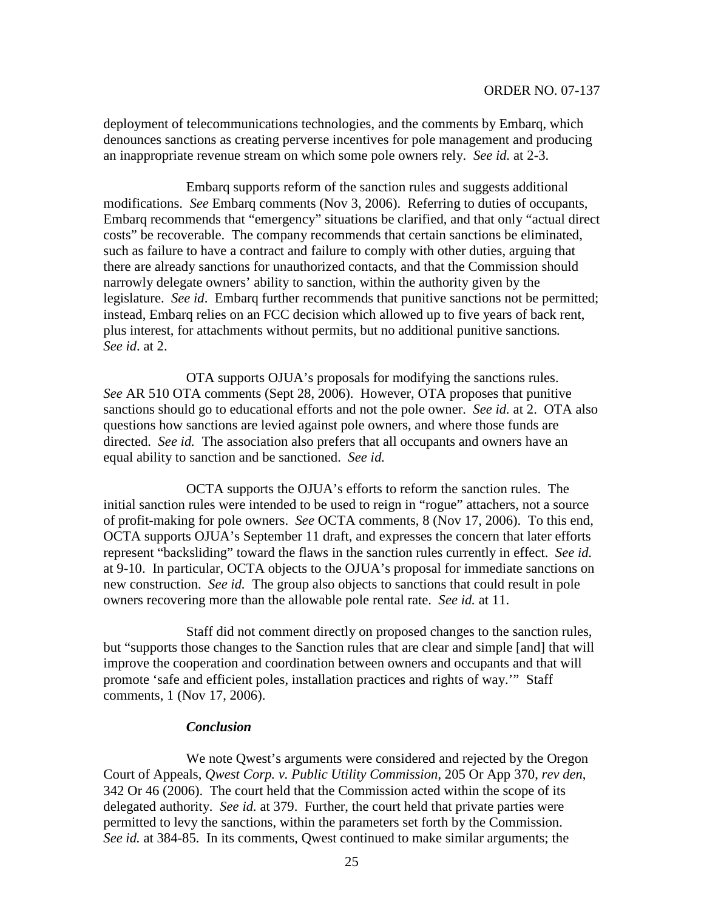deployment of telecommunications technologies, and the comments by Embarq, which denounces sanctions as creating perverse incentives for pole management and producing an inappropriate revenue stream on which some pole owners rely. *See id.* at 2-3.

Embarq supports reform of the sanction rules and suggests additional modifications. *See* Embarq comments (Nov 3, 2006). Referring to duties of occupants, Embarq recommends that "emergency" situations be clarified, and that only "actual direct costs" be recoverable. The company recommends that certain sanctions be eliminated, such as failure to have a contract and failure to comply with other duties, arguing that there are already sanctions for unauthorized contacts, and that the Commission should narrowly delegate owners' ability to sanction, within the authority given by the legislature. *See id*. Embarq further recommends that punitive sanctions not be permitted; instead, Embarq relies on an FCC decision which allowed up to five years of back rent, plus interest, for attachments without permits, but no additional punitive sanctions. *See id*. at 2.

OTA supports OJUA's proposals for modifying the sanctions rules. *See* AR 510 OTA comments (Sept 28, 2006). However, OTA proposes that punitive sanctions should go to educational efforts and not the pole owner. *See id.* at 2. OTA also questions how sanctions are levied against pole owners, and where those funds are directed. *See id.* The association also prefers that all occupants and owners have an equal ability to sanction and be sanctioned. *See id.*

OCTA supports the OJUA's efforts to reform the sanction rules. The initial sanction rules were intended to be used to reign in "rogue" attachers, not a source of profit-making for pole owners. *See* OCTA comments, 8 (Nov 17, 2006). To this end, OCTA supports OJUA's September 11 draft, and expresses the concern that later efforts represent "backsliding" toward the flaws in the sanction rules currently in effect. *See id.* at 9-10. In particular, OCTA objects to the OJUA's proposal for immediate sanctions on new construction. *See id.* The group also objects to sanctions that could result in pole owners recovering more than the allowable pole rental rate. *See id.* at 11.

Staff did not comment directly on proposed changes to the sanction rules, but "supports those changes to the Sanction rules that are clear and simple [and] that will improve the cooperation and coordination between owners and occupants and that will promote 'safe and efficient poles, installation practices and rights of way.'" Staff comments, 1 (Nov 17, 2006).

***Conclusion***

We note Qwest's arguments were considered and rejected by the Oregon Court of Appeals, *Qwest Corp. v. Public Utility Commission*, 205 Or App 370, *rev den*, 342 Or 46 (2006). The court held that the Commission acted within the scope of its delegated authority. *See id.* at 379. Further, the court held that private parties were permitted to levy the sanctions, within the parameters set forth by the Commission. *See id.* at 384-85. In its comments, Qwest continued to make similar arguments; the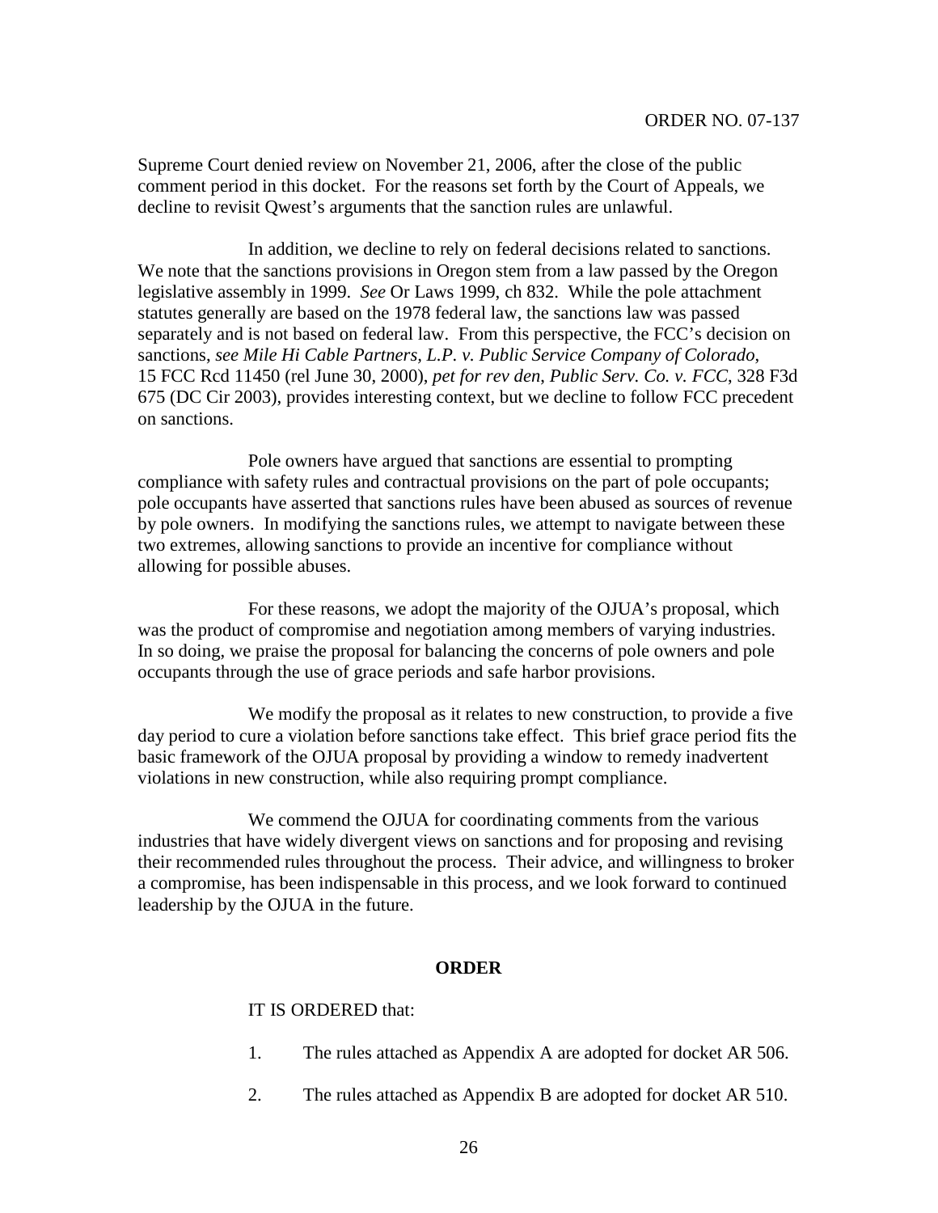Supreme Court denied review on November 21, 2006, after the close of the public comment period in this docket. For the reasons set forth by the Court of Appeals, we decline to revisit Qwest's arguments that the sanction rules are unlawful.

In addition, we decline to rely on federal decisions related to sanctions. We note that the sanctions provisions in Oregon stem from a law passed by the Oregon legislative assembly in 1999. *See* Or Laws 1999, ch 832. While the pole attachment statutes generally are based on the 1978 federal law, the sanctions law was passed separately and is not based on federal law. From this perspective, the FCC's decision on sanctions, *see Mile Hi Cable Partners, L.P. v. Public Service Company of Colorado*, 15 FCC Rcd 11450 (rel June 30, 2000), *pet for rev den*, *Public Serv. Co. v. FCC*, 328 F3d 675 (DC Cir 2003), provides interesting context, but we decline to follow FCC precedent on sanctions.

Pole owners have argued that sanctions are essential to prompting compliance with safety rules and contractual provisions on the part of pole occupants; pole occupants have asserted that sanctions rules have been abused as sources of revenue by pole owners. In modifying the sanctions rules, we attempt to navigate between these two extremes, allowing sanctions to provide an incentive for compliance without allowing for possible abuses.

For these reasons, we adopt the majority of the OJUA's proposal, which was the product of compromise and negotiation among members of varying industries. In so doing, we praise the proposal for balancing the concerns of pole owners and pole occupants through the use of grace periods and safe harbor provisions.

We modify the proposal as it relates to new construction, to provide a five day period to cure a violation before sanctions take effect. This brief grace period fits the basic framework of the OJUA proposal by providing a window to remedy inadvertent violations in new construction, while also requiring prompt compliance.

We commend the OJUA for coordinating comments from the various industries that have widely divergent views on sanctions and for proposing and revising their recommended rules throughout the process. Their advice, and willingness to broker a compromise, has been indispensable in this process, and we look forward to continued leadership by the OJUA in the future.

## ORDER

IT IS ORDERED that:

1. The rules attached as Appendix A are adopted for docket AR 506.
2. The rules attached as Appendix B are adopted for docket AR 510.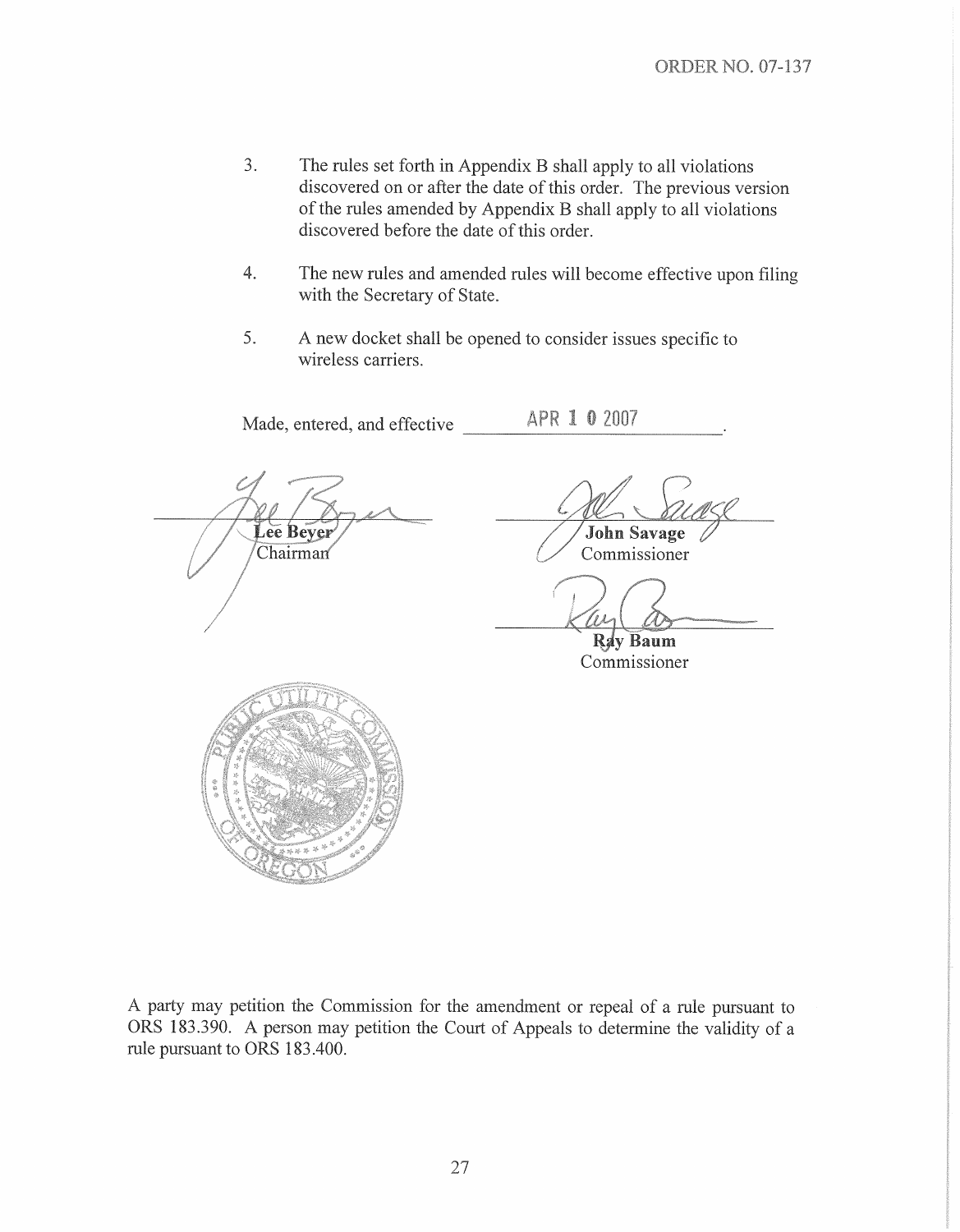3. The rules set forth in Appendix B shall apply to all violations discovered on or after the date of this order. The previous version of the rules amended by Appendix B shall apply to all violations discovered before the date of this order.

4. The new rules and amended rules will become effective upon filing with the Secretary of State.

5. A new docket shall be opened to consider issues specific to wireless carriers.

Made, entered, and effective APR 10 2007.

**Lee Beyer**
Chairman

**John Savage**
Commissioner

**Ray Baum**
Commissioner

A party may petition the Commission for the amendment or repeal of a rule pursuant to ORS 183.390. A person may petition the Court of Appeals to determine the validity of a rule pursuant to ORS 183.400.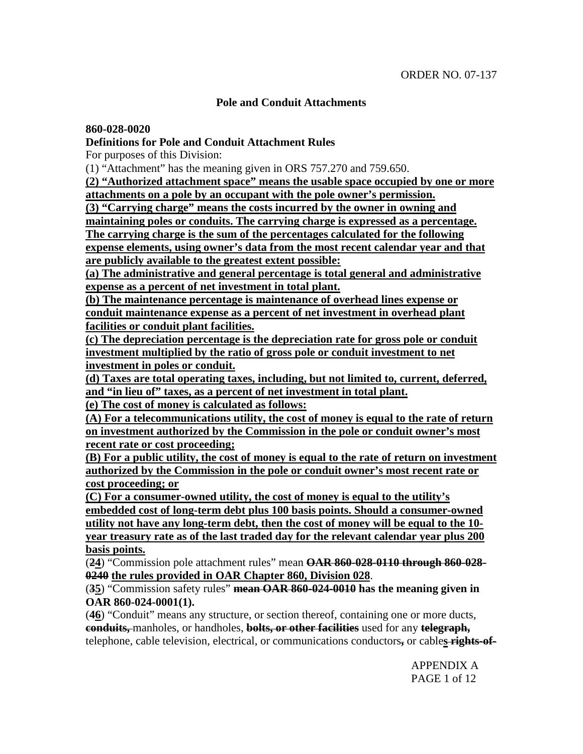## Pole and Conduit Attachments

**860-028-0020**

**Definitions for Pole and Conduit Attachment Rules**

For purposes of this Division:

(1) "Attachment" has the meaning given in ORS 757.270 and 759.650.

**(2) "Authorized attachment space" means the usable space occupied by one or more attachments on a pole by an occupant with the pole owner's permission.**

**(3) "Carrying charge" means the costs incurred by the owner in owning and maintaining poles or conduits. The carrying charge is expressed as a percentage. The carrying charge is the sum of the percentages calculated for the following expense elements, using owner's data from the most recent calendar year and that are publicly available to the greatest extent possible:**

**(a) The administrative and general percentage is total general and administrative expense as a percent of net investment in total plant.**

**(b) The maintenance percentage is maintenance of overhead lines expense or conduit maintenance expense as a percent of net investment in overhead plant facilities or conduit plant facilities.**

**(c) The depreciation percentage is the depreciation rate for gross pole or conduit investment multiplied by the ratio of gross pole or conduit investment to net investment in poles or conduit.**

**(d) Taxes are total operating taxes, including, but not limited to, current, deferred, and "in lieu of" taxes, as a percent of net investment in total plant.**

**(e) The cost of money is calculated as follows:**

**(A) For a telecommunications utility, the cost of money is equal to the rate of return on investment authorized by the Commission in the pole or conduit owner's most recent rate or cost proceeding;**

**(B) For a public utility, the cost of money is equal to the rate of return on investment authorized by the Commission in the pole or conduit owner's most recent rate or cost proceeding; or**

**(C) For a consumer-owned utility, the cost of money is equal to the utility's embedded cost of long-term debt plus 100 basis points. Should a consumer-owned utility not have any long-term debt, then the cost of money will be equal to the 10-year treasury rate as of the last traded day for the relevant calendar year plus 200 basis points.**

(~~2~~**4**) "Commission pole attachment rules" mean ~~OAR 860-028-0110 through 860-028-0240~~ **the rules provided in OAR Chapter 860, Division 028**.

(~~3~~**5**) "Commission safety rules" ~~mean OAR 860-024-0010~~ **has the meaning given in OAR 860-024-0001(1).**

(~~4~~**6**) "Conduit" means any structure, or section thereof, containing one or more ducts, ~~conduits,~~ manholes, or handholes, ~~bolts, or other facilities~~ used for any ~~telegraph,~~ telephone, cable television, electrical, or communications conductors~~,~~ or cable**s** ~~rights-of-~~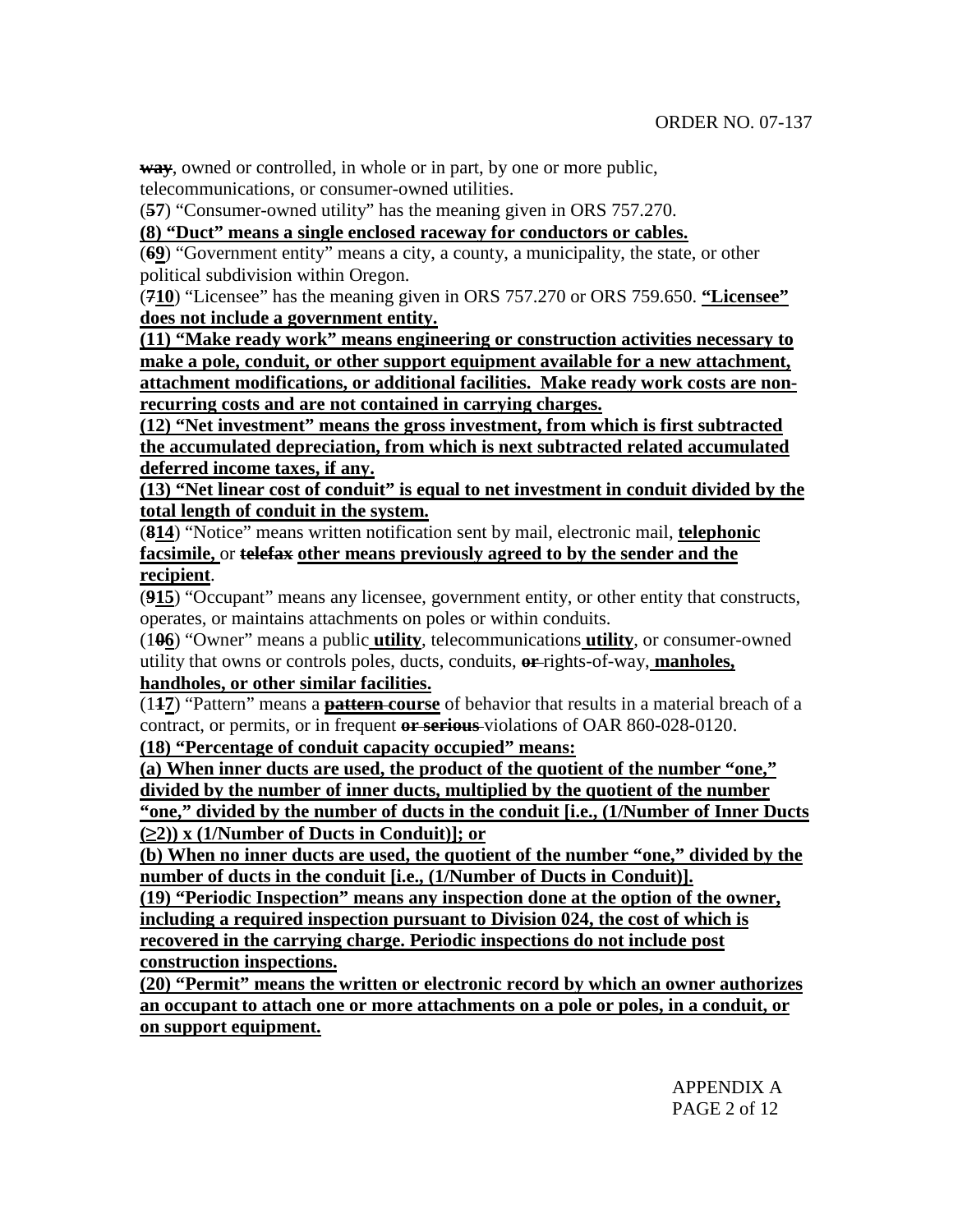~~way~~, owned or controlled, in whole or in part, by one or more public, telecommunications, or consumer-owned utilities.

(~~5~~**7**) "Consumer-owned utility" has the meaning given in ORS 757.270.

**(8) "Duct" means a single enclosed raceway for conductors or cables.**

(~~6~~**9**) "Government entity" means a city, a county, a municipality, the state, or other political subdivision within Oregon.

(~~7~~**10**) "Licensee" has the meaning given in ORS 757.270 or ORS 759.650. **"Licensee" does not include a government entity.**

**(11) "Make ready work" means engineering or construction activities necessary to make a pole, conduit, or other support equipment available for a new attachment, attachment modifications, or additional facilities. Make ready work costs are non-recurring costs and are not contained in carrying charges.**

**(12) "Net investment" means the gross investment, from which is first subtracted the accumulated depreciation, from which is next subtracted related accumulated deferred income taxes, if any.**

**(13) "Net linear cost of conduit" is equal to net investment in conduit divided by the total length of conduit in the system.**

(~~8~~**14**) "Notice" means written notification sent by mail, electronic mail, **telephonic facsimile,** or ~~telefax~~ **other means previously agreed to by the sender and the recipient**.

(~~9~~**15**) "Occupant" means any licensee, government entity, or other entity that constructs, operates, or maintains attachments on poles or within conduits.

(1~~0~~**6**) "Owner" means a public **utility**, telecommunications **utility**, or consumer-owned utility that owns or controls poles, ducts, conduits, ~~or~~ rights-of-way, **manholes, handholes, or other similar facilities.**

(1~~1~~**7**) "Pattern" means a ~~pattern~~ **course** of behavior that results in a material breach of a contract, or permits, or in frequent ~~or serious~~ violations of OAR 860-028-0120.

**(18) "Percentage of conduit capacity occupied" means:**

**(a) When inner ducts are used, the product of the quotient of the number "one," divided by the number of inner ducts, multiplied by the quotient of the number "one," divided by the number of ducts in the conduit [i.e., (1/Number of Inner Ducts (≥2)) x (1/Number of Ducts in Conduit)]; or**

**(b) When no inner ducts are used, the quotient of the number "one," divided by the number of ducts in the conduit [i.e., (1/Number of Ducts in Conduit)].**

**(19) "Periodic Inspection" means any inspection done at the option of the owner, including a required inspection pursuant to Division 024, the cost of which is recovered in the carrying charge. Periodic inspections do not include post construction inspections.**

**(20) "Permit" means the written or electronic record by which an owner authorizes an occupant to attach one or more attachments on a pole or poles, in a conduit, or on support equipment.**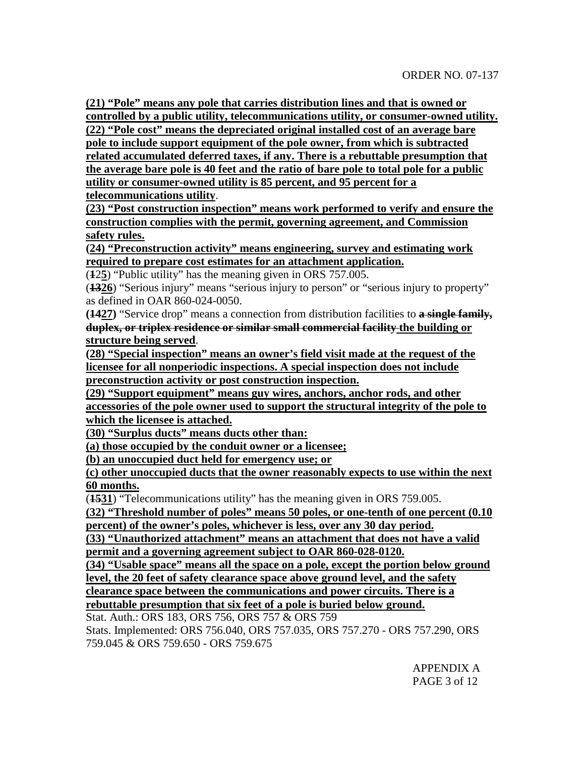**(21) “Pole” means any pole that carries distribution lines and that is owned or controlled by a public utility, telecommunications utility, or consumer-owned utility.**

**(22) “Pole cost” means the depreciated original installed cost of an average bare pole to include support equipment of the pole owner, from which is subtracted related accumulated deferred taxes, if any. There is a rebuttable presumption that the average bare pole is 40 feet and the ratio of bare pole to total pole for a public utility or consumer-owned utility is 85 percent, and 95 percent for a telecommunications utility**.

**(23) “Post construction inspection” means work performed to verify and ensure the construction complies with the permit, governing agreement, and Commission safety rules.**

**(24) “Preconstruction activity” means engineering, survey and estimating work required to prepare cost estimates for an attachment application.**

(~~**1**~~2**5**) “Public utility” has the meaning given in ORS 757.005.

(~~**13**~~**26**) “Serious injury” means “serious injury to person” or “serious injury to property” as defined in OAR 860-024-0050.

**(~~14~~27)** “Service drop” means a connection from distribution facilities to ~~**a single family, duplex, or triplex residence or similar small commercial facility**~~ **the building or structure being served**.

**(28) “Special inspection” means an owner’s field visit made at the request of the licensee for all nonperiodic inspections. A special inspection does not include preconstruction activity or post construction inspection.**

**(29) “Support equipment” means guy wires, anchors, anchor rods, and other accessories of the pole owner used to support the structural integrity of the pole to which the licensee is attached.**

**(30) “Surplus ducts” means ducts other than:**

**(a) those occupied by the conduit owner or a licensee;**

**(b) an unoccupied duct held for emergency use; or**

**(c) other unoccupied ducts that the owner reasonably expects to use within the next 60 months.**

(~~**15**~~**31**) “Telecommunications utility” has the meaning given in ORS 759.005.

**(32) “Threshold number of poles” means 50 poles, or one-tenth of one percent (0.10 percent) of the owner’s poles, whichever is less, over any 30 day period.**

**(33) “Unauthorized attachment” means an attachment that does not have a valid permit and a governing agreement subject to OAR 860-028-0120.**

**(34) “Usable space” means all the space on a pole, except the portion below ground level, the 20 feet of safety clearance space above ground level, and the safety clearance space between the communications and power circuits. There is a rebuttable presumption that six feet of a pole is buried below ground.**

Stat. Auth.: ORS 183, ORS 756, ORS 757 & ORS 759

Stats. Implemented: ORS 756.040, ORS 757.035, ORS 757.270 - ORS 757.290, ORS 759.045 & ORS 759.650 - ORS 759.675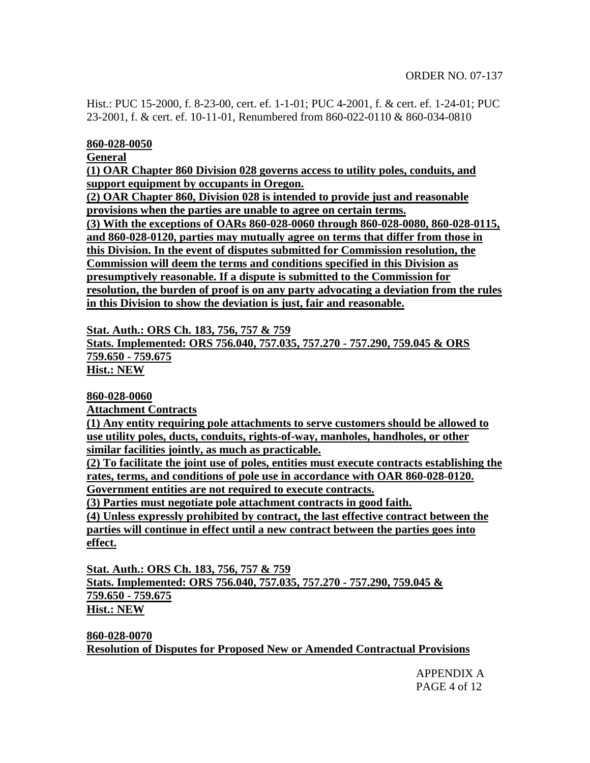Hist.: PUC 15-2000, f. 8-23-00, cert. ef. 1-1-01; PUC 4-2001, f. & cert. ef. 1-24-01; PUC 23-2001, f. & cert. ef. 10-11-01, Renumbered from 860-022-0110 & 860-034-0810

**860-028-0050**

**General**

**(1) OAR Chapter 860 Division 028 governs access to utility poles, conduits, and support equipment by occupants in Oregon.**

**(2) OAR Chapter 860, Division 028 is intended to provide just and reasonable provisions when the parties are unable to agree on certain terms.**

**(3) With the exceptions of OARs 860-028-0060 through 860-028-0080, 860-028-0115, and 860-028-0120, parties may mutually agree on terms that differ from those in this Division. In the event of disputes submitted for Commission resolution, the Commission will deem the terms and conditions specified in this Division as presumptively reasonable. If a dispute is submitted to the Commission for resolution, the burden of proof is on any party advocating a deviation from the rules in this Division to show the deviation is just, fair and reasonable.**

**Stat. Auth.: ORS Ch. 183, 756, 757 & 759**
**Stats. Implemented: ORS 756.040, 757.035, 757.270 - 757.290, 759.045 & ORS 759.650 - 759.675**
**Hist.: NEW**

**860-028-0060**

**Attachment Contracts**

**(1) Any entity requiring pole attachments to serve customers should be allowed to use utility poles, ducts, conduits, rights-of-way, manholes, handholes, or other similar facilities jointly, as much as practicable.**

**(2) To facilitate the joint use of poles, entities must execute contracts establishing the rates, terms, and conditions of pole use in accordance with OAR 860-028-0120. Government entities are not required to execute contracts.**

**(3) Parties must negotiate pole attachment contracts in good faith.**

**(4) Unless expressly prohibited by contract, the last effective contract between the parties will continue in effect until a new contract between the parties goes into effect.**

**Stat. Auth.: ORS Ch. 183, 756, 757 & 759**
**Stats. Implemented: ORS 756.040, 757.035, 757.270 - 757.290, 759.045 & 759.650 - 759.675**
**Hist.: NEW**

**860-028-0070**

**Resolution of Disputes for Proposed New or Amended Contractual Provisions**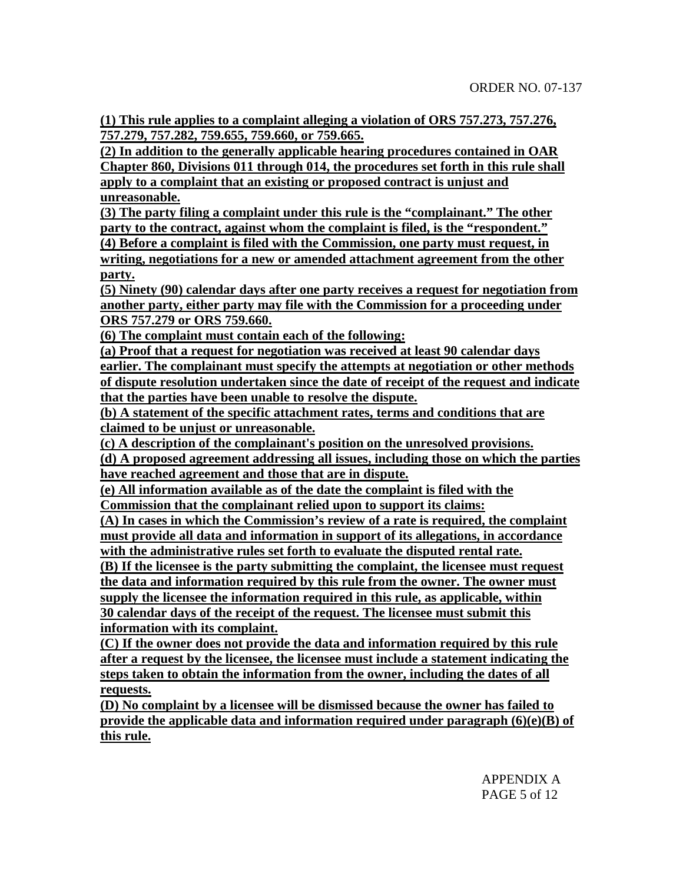**(1) This rule applies to a complaint alleging a violation of ORS 757.273, 757.276, 757.279, 757.282, 759.655, 759.660, or 759.665.**

**(2) In addition to the generally applicable hearing procedures contained in OAR Chapter 860, Divisions 011 through 014, the procedures set forth in this rule shall apply to a complaint that an existing or proposed contract is unjust and unreasonable.**

**(3) The party filing a complaint under this rule is the "complainant." The other party to the contract, against whom the complaint is filed, is the "respondent."**

**(4) Before a complaint is filed with the Commission, one party must request, in writing, negotiations for a new or amended attachment agreement from the other party.**

**(5) Ninety (90) calendar days after one party receives a request for negotiation from another party, either party may file with the Commission for a proceeding under ORS 757.279 or ORS 759.660.**

**(6) The complaint must contain each of the following:**

**(a) Proof that a request for negotiation was received at least 90 calendar days earlier. The complainant must specify the attempts at negotiation or other methods of dispute resolution undertaken since the date of receipt of the request and indicate that the parties have been unable to resolve the dispute.**

**(b) A statement of the specific attachment rates, terms and conditions that are claimed to be unjust or unreasonable.**

**(c) A description of the complainant's position on the unresolved provisions.**

**(d) A proposed agreement addressing all issues, including those on which the parties have reached agreement and those that are in dispute.**

**(e) All information available as of the date the complaint is filed with the Commission that the complainant relied upon to support its claims:**

**(A) In cases in which the Commission's review of a rate is required, the complaint must provide all data and information in support of its allegations, in accordance with the administrative rules set forth to evaluate the disputed rental rate.**

**(B) If the licensee is the party submitting the complaint, the licensee must request the data and information required by this rule from the owner. The owner must supply the licensee the information required in this rule, as applicable, within 30 calendar days of the receipt of the request. The licensee must submit this information with its complaint.**

**(C) If the owner does not provide the data and information required by this rule after a request by the licensee, the licensee must include a statement indicating the steps taken to obtain the information from the owner, including the dates of all requests.**

**(D) No complaint by a licensee will be dismissed because the owner has failed to provide the applicable data and information required under paragraph (6)(e)(B) of this rule.**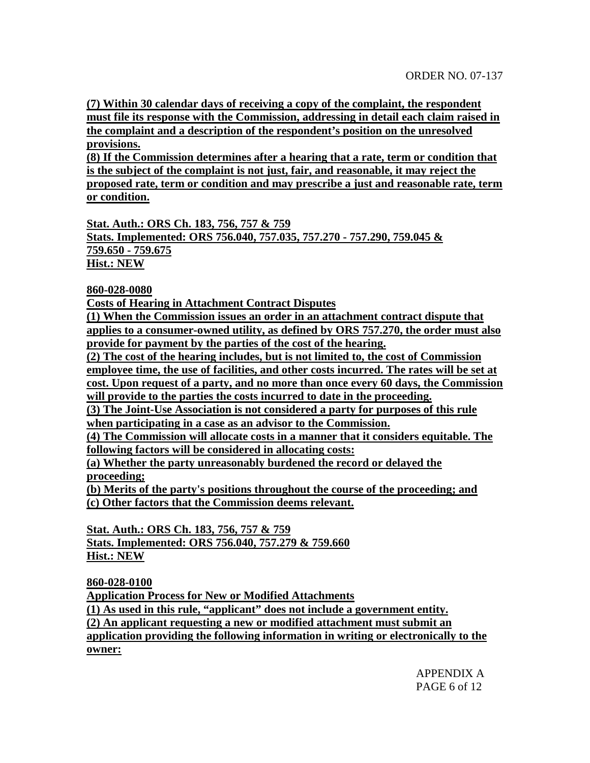**(7) Within 30 calendar days of receiving a copy of the complaint, the respondent must file its response with the Commission, addressing in detail each claim raised in the complaint and a description of the respondent's position on the unresolved provisions.**
**(8) If the Commission determines after a hearing that a rate, term or condition that is the subject of the complaint is not just, fair, and reasonable, it may reject the proposed rate, term or condition and may prescribe a just and reasonable rate, term or condition.**

**Stat. Auth.: ORS Ch. 183, 756, 757 & 759**
**Stats. Implemented: ORS 756.040, 757.035, 757.270 - 757.290, 759.045 & 759.650 - 759.675**
**Hist.: NEW**

**860-028-0080**
**Costs of Hearing in Attachment Contract Disputes**
**(1) When the Commission issues an order in an attachment contract dispute that applies to a consumer-owned utility, as defined by ORS 757.270, the order must also provide for payment by the parties of the cost of the hearing.**
**(2) The cost of the hearing includes, but is not limited to, the cost of Commission employee time, the use of facilities, and other costs incurred. The rates will be set at cost. Upon request of a party, and no more than once every 60 days, the Commission will provide to the parties the costs incurred to date in the proceeding.**
**(3) The Joint-Use Association is not considered a party for purposes of this rule when participating in a case as an advisor to the Commission.**
**(4) The Commission will allocate costs in a manner that it considers equitable. The following factors will be considered in allocating costs:**
**(a) Whether the party unreasonably burdened the record or delayed the proceeding;**
**(b) Merits of the party's positions throughout the course of the proceeding; and**
**(c) Other factors that the Commission deems relevant.**

**Stat. Auth.: ORS Ch. 183, 756, 757 & 759**
**Stats. Implemented: ORS 756.040, 757.279 & 759.660**
**Hist.: NEW**

**860-028-0100**
**Application Process for New or Modified Attachments**
**(1) As used in this rule, "applicant" does not include a government entity.**
**(2) An applicant requesting a new or modified attachment must submit an application providing the following information in writing or electronically to the owner:**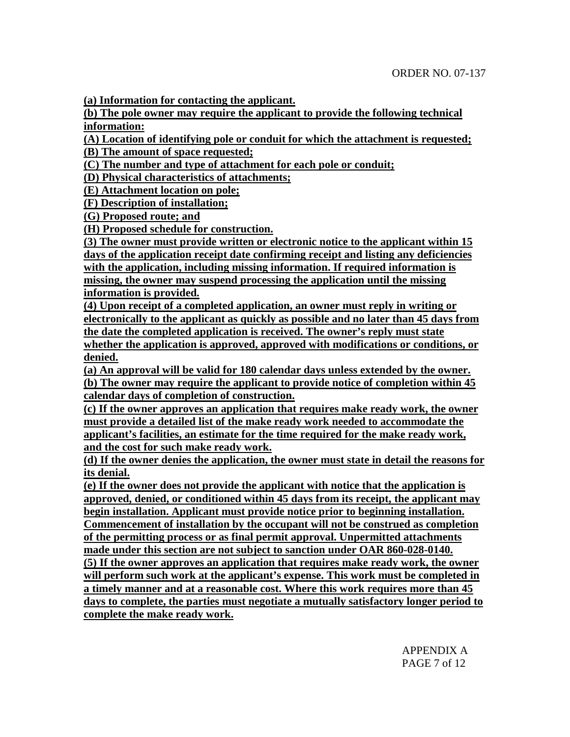**(a) Information for contacting the applicant.**

**(b) The pole owner may require the applicant to provide the following technical information:**

**(A) Location of identifying pole or conduit for which the attachment is requested;**

**(B) The amount of space requested;**

**(C) The number and type of attachment for each pole or conduit;**

**(D) Physical characteristics of attachments;**

**(E) Attachment location on pole;**

**(F) Description of installation;**

**(G) Proposed route; and**

**(H) Proposed schedule for construction.**

**(3) The owner must provide written or electronic notice to the applicant within 15 days of the application receipt date confirming receipt and listing any deficiencies with the application, including missing information. If required information is missing, the owner may suspend processing the application until the missing information is provided.**

**(4) Upon receipt of a completed application, an owner must reply in writing or electronically to the applicant as quickly as possible and no later than 45 days from the date the completed application is received. The owner's reply must state whether the application is approved, approved with modifications or conditions, or denied.**

**(a) An approval will be valid for 180 calendar days unless extended by the owner.**

**(b) The owner may require the applicant to provide notice of completion within 45 calendar days of completion of construction.**

**(c) If the owner approves an application that requires make ready work, the owner must provide a detailed list of the make ready work needed to accommodate the applicant's facilities, an estimate for the time required for the make ready work, and the cost for such make ready work.**

**(d) If the owner denies the application, the owner must state in detail the reasons for its denial.**

**(e) If the owner does not provide the applicant with notice that the application is approved, denied, or conditioned within 45 days from its receipt, the applicant may begin installation. Applicant must provide notice prior to beginning installation. Commencement of installation by the occupant will not be construed as completion of the permitting process or as final permit approval. Unpermitted attachments made under this section are not subject to sanction under OAR 860-028-0140.**

**(5) If the owner approves an application that requires make ready work, the owner will perform such work at the applicant's expense. This work must be completed in a timely manner and at a reasonable cost. Where this work requires more than 45 days to complete, the parties must negotiate a mutually satisfactory longer period to complete the make ready work.**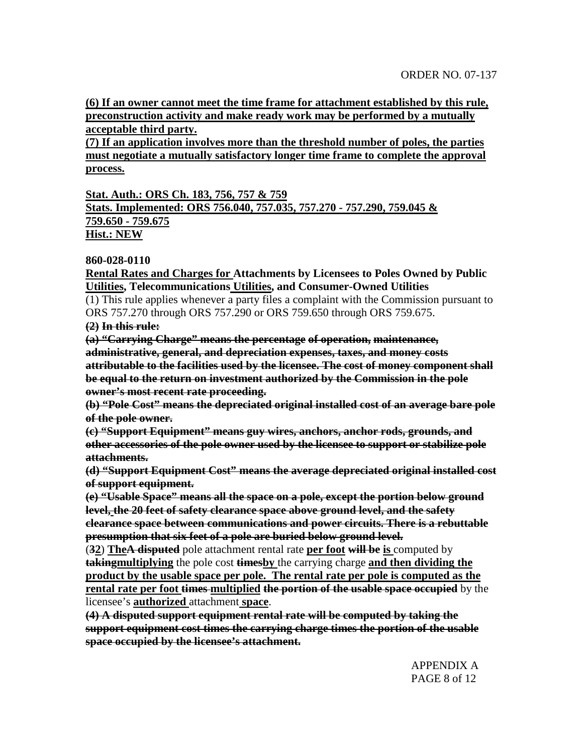**(6) If an owner cannot meet the time frame for attachment established by this rule, preconstruction activity and make ready work may be performed by a mutually acceptable third party.**
**(7) If an application involves more than the threshold number of poles, the parties must negotiate a mutually satisfactory longer time frame to complete the approval process.**

**Stat. Auth.: ORS Ch. 183, 756, 757 & 759**
**Stats. Implemented: ORS 756.040, 757.035, 757.270 - 757.290, 759.045 & 759.650 - 759.675**
**Hist.: NEW**

**860-028-0110**
**Rental Rates and Charges for Attachments by Licensees to Poles Owned by Public Utilities, Telecommunications Utilities, and Consumer-Owned Utilities**
(1) This rule applies whenever a party files a complaint with the Commission pursuant to ORS 757.270 through ORS 757.290 or ORS 759.650 through ORS 759.675.
~~**(2) In this rule:**~~
~~**(a) "Carrying Charge" means the percentage of operation, maintenance, administrative, general, and depreciation expenses, taxes, and money costs attributable to the facilities used by the licensee. The cost of money component shall be equal to the return on investment authorized by the Commission in the pole owner's most recent rate proceeding.**~~
~~**(b) "Pole Cost" means the depreciated original installed cost of an average bare pole of the pole owner.**~~
~~**(c) "Support Equipment" means guy wires, anchors, anchor rods, grounds, and other accessories of the pole owner used by the licensee to support or stabilize pole attachments.**~~
~~**(d) "Support Equipment Cost" means the average depreciated original installed cost of support equipment.**~~
~~**(e) "Usable Space" means all the space on a pole, except the portion below ground level, the 20 feet of safety clearance space above ground level, and the safety clearance space between communications and power circuits. There is a rebuttable presumption that six feet of a pole are buried below ground level.**~~
(~~**3**~~**2**) **The**~~**A disputed**~~ pole attachment rental rate **per foot** ~~**will be**~~ **is** computed by ~~**taking**~~**multiplying** the pole cost ~~**times**~~**by** the carrying charge **and then dividing the product by the usable space per pole. The rental rate per pole is computed as the rental rate per foot** ~~**times**~~ **multiplied** ~~**the portion of the usable space occupied**~~ by the licensee's **authorized** attachment **space**.
~~**(4) A disputed support equipment rental rate will be computed by taking the support equipment cost times the carrying charge times the portion of the usable space occupied by the licensee's attachment.**~~

APPENDIX A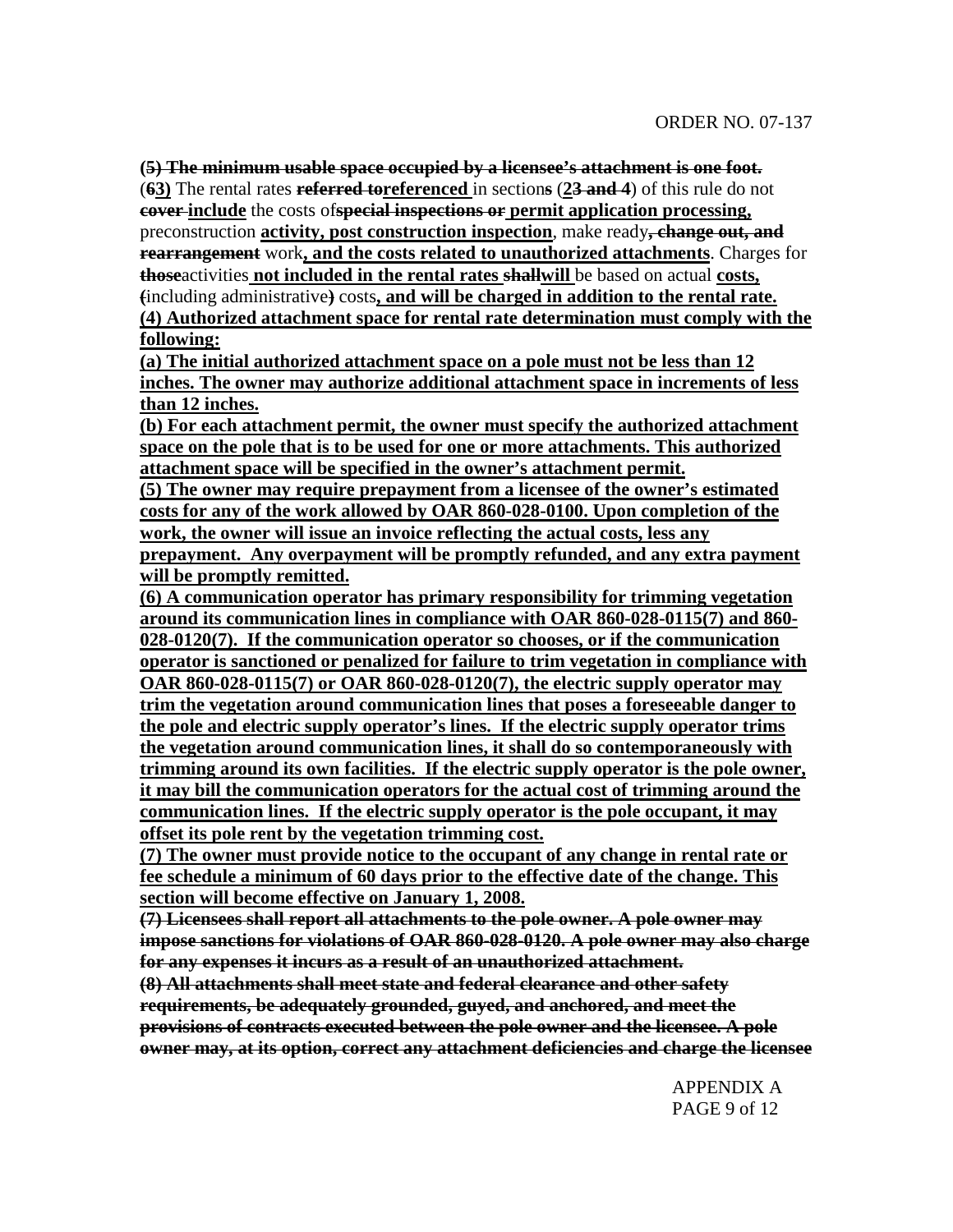~~(5) The minimum usable space occupied by a licensee's attachment is one foot.~~

(~~6~~**3)** The rental rates ~~referred to~~**referenced** in section**s** (**2**~~3 and 4~~) of this rule do not ~~cover~~ **include** the costs of~~special inspections or~~ **permit application processing,** preconstruction **activity, post construction inspection**, make ready~~, change out, and rearrangement~~ work**, and the costs related to unauthorized attachments**. Charges for ~~those~~activities **not included in the rental rates** ~~shall~~**will** be based on actual **costs,** ~~(~~including administrative~~)~~ costs**, and will be charged in addition to the rental rate.**

**(4) Authorized attachment space for rental rate determination must comply with the following:**

**(a) The initial authorized attachment space on a pole must not be less than 12 inches. The owner may authorize additional attachment space in increments of less than 12 inches.**

**(b) For each attachment permit, the owner must specify the authorized attachment space on the pole that is to be used for one or more attachments. This authorized attachment space will be specified in the owner's attachment permit.**

**(5) The owner may require prepayment from a licensee of the owner's estimated costs for any of the work allowed by OAR 860-028-0100. Upon completion of the work, the owner will issue an invoice reflecting the actual costs, less any prepayment. Any overpayment will be promptly refunded, and any extra payment will be promptly remitted.**

**(6) A communication operator has primary responsibility for trimming vegetation around its communication lines in compliance with OAR 860-028-0115(7) and 860-028-0120(7). If the communication operator so chooses, or if the communication operator is sanctioned or penalized for failure to trim vegetation in compliance with OAR 860-028-0115(7) or OAR 860-028-0120(7), the electric supply operator may trim the vegetation around communication lines that poses a foreseeable danger to the pole and electric supply operator's lines. If the electric supply operator trims the vegetation around communication lines, it shall do so contemporaneously with trimming around its own facilities. If the electric supply operator is the pole owner, it may bill the communication operators for the actual cost of trimming around the communication lines. If the electric supply operator is the pole occupant, it may offset its pole rent by the vegetation trimming cost.**

**(7) The owner must provide notice to the occupant of any change in rental rate or fee schedule a minimum of 60 days prior to the effective date of the change. This section will become effective on January 1, 2008.**

~~(7) Licensees shall report all attachments to the pole owner. A pole owner may impose sanctions for violations of OAR 860-028-0120. A pole owner may also charge for any expenses it incurs as a result of an unauthorized attachment.~~

~~(8) All attachments shall meet state and federal clearance and other safety requirements, be adequately grounded, guyed, and anchored, and meet the provisions of contracts executed between the pole owner and the licensee. A pole owner may, at its option, correct any attachment deficiencies and charge the licensee~~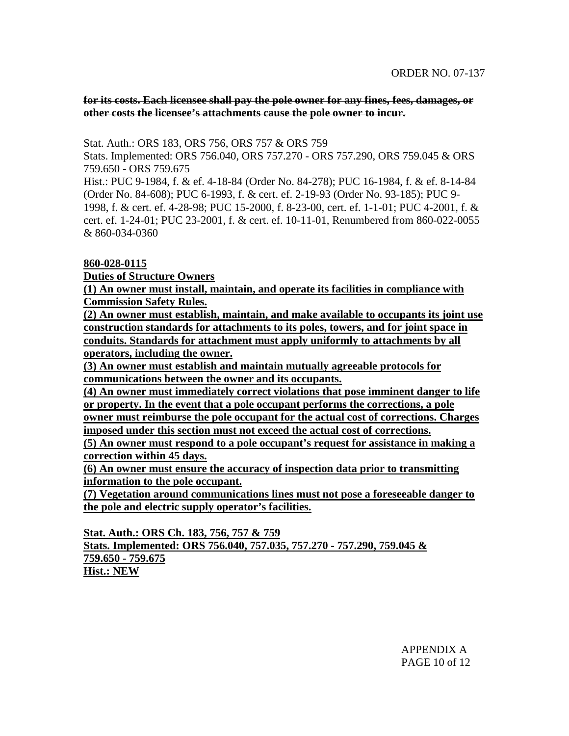~~**for its costs. Each licensee shall pay the pole owner for any fines, fees, damages, or other costs the licensee's attachments cause the pole owner to incur.**~~

Stat. Auth.: ORS 183, ORS 756, ORS 757 & ORS 759
Stats. Implemented: ORS 756.040, ORS 757.270 - ORS 757.290, ORS 759.045 & ORS 759.650 - ORS 759.675
Hist.: PUC 9-1984, f. & ef. 4-18-84 (Order No. 84-278); PUC 16-1984, f. & ef. 8-14-84 (Order No. 84-608); PUC 6-1993, f. & cert. ef. 2-19-93 (Order No. 93-185); PUC 9-1998, f. & cert. ef. 4-28-98; PUC 15-2000, f. 8-23-00, cert. ef. 1-1-01; PUC 4-2001, f. & cert. ef. 1-24-01; PUC 23-2001, f. & cert. ef. 10-11-01, Renumbered from 860-022-0055 & 860-034-0360

<u>**860-028-0115**</u>
<u>**Duties of Structure Owners**</u>
<u>**(1) An owner must install, maintain, and operate its facilities in compliance with Commission Safety Rules.**</u>
<u>**(2) An owner must establish, maintain, and make available to occupants its joint use construction standards for attachments to its poles, towers, and for joint space in conduits. Standards for attachment must apply uniformly to attachments by all operators, including the owner.**</u>
<u>**(3) An owner must establish and maintain mutually agreeable protocols for communications between the owner and its occupants.**</u>
<u>**(4) An owner must immediately correct violations that pose imminent danger to life or property. In the event that a pole occupant performs the corrections, a pole owner must reimburse the pole occupant for the actual cost of corrections. Charges imposed under this section must not exceed the actual cost of corrections.**</u>
<u>**(5) An owner must respond to a pole occupant's request for assistance in making a correction within 45 days.**</u>
<u>**(6) An owner must ensure the accuracy of inspection data prior to transmitting information to the pole occupant.**</u>
<u>**(7) Vegetation around communications lines must not pose a foreseeable danger to the pole and electric supply operator's facilities.**</u>

<u>**Stat. Auth.: ORS Ch. 183, 756, 757 & 759**</u>
<u>**Stats. Implemented: ORS 756.040, 757.035, 757.270 - 757.290, 759.045 & 759.650 - 759.675**</u>
<u>**Hist.: NEW**</u>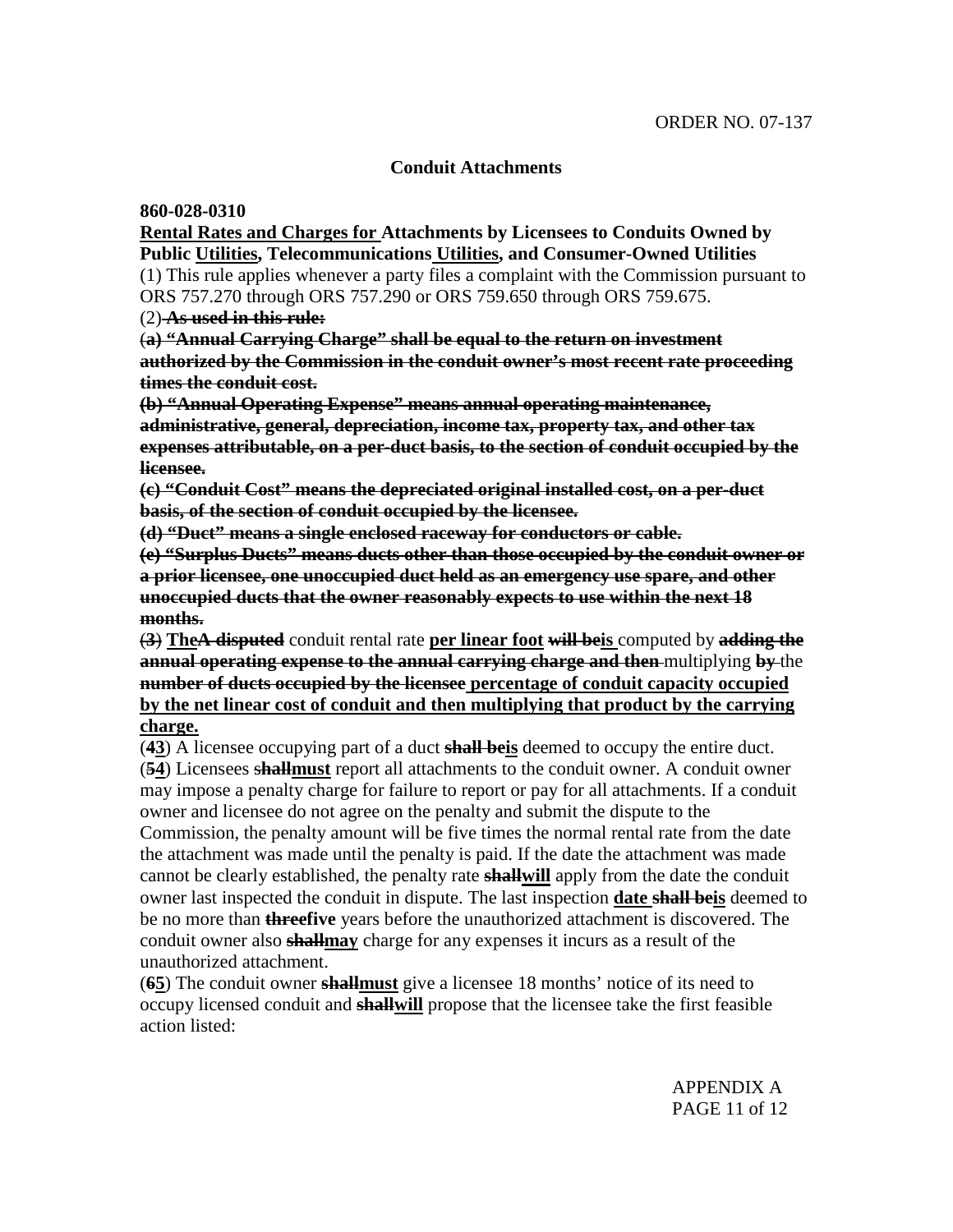## Conduit Attachments

**860-028-0310**

**Rental Rates and Charges for Attachments by Licensees to Conduits Owned by Public Utilities, Telecommunications Utilities, and Consumer-Owned Utilities**

(1) This rule applies whenever a party files a complaint with the Commission pursuant to ORS 757.270 through ORS 757.290 or ORS 759.650 through ORS 759.675.

(2) ~~**As used in this rule:**~~

~~**(a) "Annual Carrying Charge" shall be equal to the return on investment authorized by the Commission in the conduit owner's most recent rate proceeding times the conduit cost.**~~

~~**(b) "Annual Operating Expense" means annual operating maintenance, administrative, general, depreciation, income tax, property tax, and other tax expenses attributable, on a per-duct basis, to the section of conduit occupied by the licensee.**~~

~~**(c) "Conduit Cost" means the depreciated original installed cost, on a per-duct basis, of the section of conduit occupied by the licensee.**~~

~~**(d) "Duct" means a single enclosed raceway for conductors or cable.**~~

~~**(e) "Surplus Ducts" means ducts other than those occupied by the conduit owner or a prior licensee, one unoccupied duct held as an emergency use spare, and other unoccupied ducts that the owner reasonably expects to use within the next 18 months.**~~

~~(3)~~ **The**~~**A disputed**~~ conduit rental rate **per linear foot** ~~**will be**~~**is** computed by ~~**adding the annual operating expense to the annual carrying charge and then**~~ multiplying ~~**by**~~ the ~~**number of ducts occupied by the licensee**~~ **percentage of conduit capacity occupied by the net linear cost of conduit and then multiplying that product by the carrying charge.**

(**4**~~3~~) A licensee occupying part of a duct ~~**shall be**~~**is** deemed to occupy the entire duct.

(**5**~~4~~) Licensees ~~**shall**~~**must** report all attachments to the conduit owner. A conduit owner may impose a penalty charge for failure to report or pay for all attachments. If a conduit owner and licensee do not agree on the penalty and submit the dispute to the Commission, the penalty amount will be five times the normal rental rate from the date the attachment was made until the penalty is paid. If the date the attachment was made cannot be clearly established, the penalty rate ~~**shall**~~**will** apply from the date the conduit owner last inspected the conduit in dispute. The last inspection **date** ~~**shall be**~~**is** deemed to be no more than ~~**three**~~**five** years before the unauthorized attachment is discovered. The conduit owner also ~~**shall**~~**may** charge for any expenses it incurs as a result of the unauthorized attachment.

(**6**~~5~~) The conduit owner ~~**shall**~~**must** give a licensee 18 months' notice of its need to occupy licensed conduit and ~~**shall**~~**will** propose that the licensee take the first feasible action listed: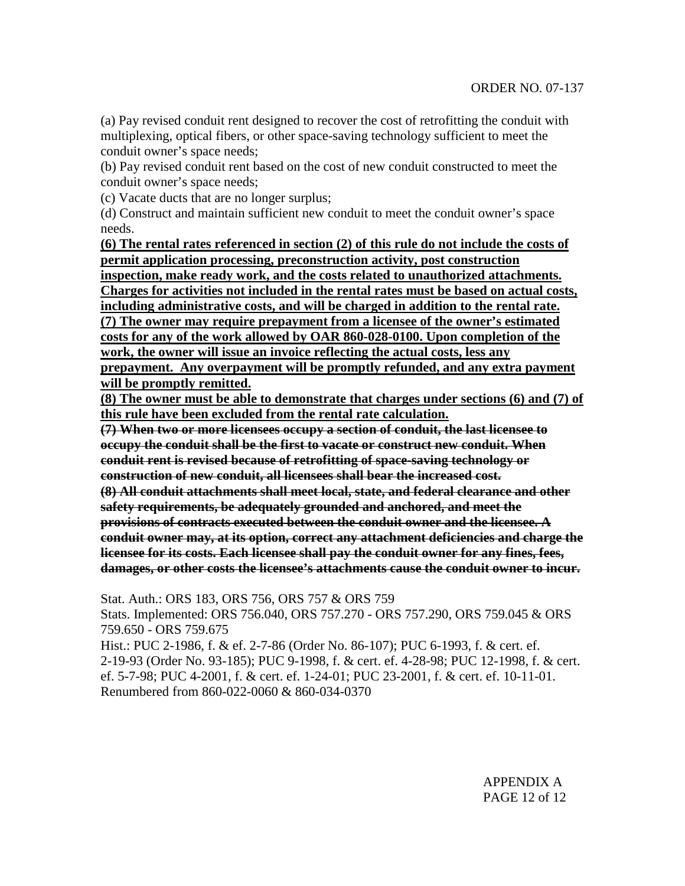(a) Pay revised conduit rent designed to recover the cost of retrofitting the conduit with multiplexing, optical fibers, or other space-saving technology sufficient to meet the conduit owner's space needs;

(b) Pay revised conduit rent based on the cost of new conduit constructed to meet the conduit owner's space needs;

(c) Vacate ducts that are no longer surplus;

(d) Construct and maintain sufficient new conduit to meet the conduit owner's space needs.

<u>**(6) The rental rates referenced in section (2) of this rule do not include the costs of permit application processing, preconstruction activity, post construction inspection, make ready work, and the costs related to unauthorized attachments. Charges for activities not included in the rental rates must be based on actual costs, including administrative costs, and will be charged in addition to the rental rate.**</u>

<u>**(7) The owner may require prepayment from a licensee of the owner's estimated costs for any of the work allowed by OAR 860-028-0100. Upon completion of the work, the owner will issue an invoice reflecting the actual costs, less any prepayment. Any overpayment will be promptly refunded, and any extra payment will be promptly remitted.**</u>

<u>**(8) The owner must be able to demonstrate that charges under sections (6) and (7) of this rule have been excluded from the rental rate calculation.**</u>

~~**(7) When two or more licensees occupy a section of conduit, the last licensee to occupy the conduit shall be the first to vacate or construct new conduit. When conduit rent is revised because of retrofitting of space-saving technology or construction of new conduit, all licensees shall bear the increased cost.**~~

~~**(8) All conduit attachments shall meet local, state, and federal clearance and other safety requirements, be adequately grounded and anchored, and meet the provisions of contracts executed between the conduit owner and the licensee. A conduit owner may, at its option, correct any attachment deficiencies and charge the licensee for its costs. Each licensee shall pay the conduit owner for any fines, fees, damages, or other costs the licensee's attachments cause the conduit owner to incur.**~~

Stat. Auth.: ORS 183, ORS 756, ORS 757 & ORS 759

Stats. Implemented: ORS 756.040, ORS 757.270 - ORS 757.290, ORS 759.045 & ORS 759.650 - ORS 759.675

Hist.: PUC 2-1986, f. & ef. 2-7-86 (Order No. 86-107); PUC 6-1993, f. & cert. ef. 2-19-93 (Order No. 93-185); PUC 9-1998, f. & cert. ef. 4-28-98; PUC 12-1998, f. & cert. ef. 5-7-98; PUC 4-2001, f. & cert. ef. 1-24-01; PUC 23-2001, f. & cert. ef. 10-11-01. Renumbered from 860-022-0060 & 860-034-0370

APPENDIX A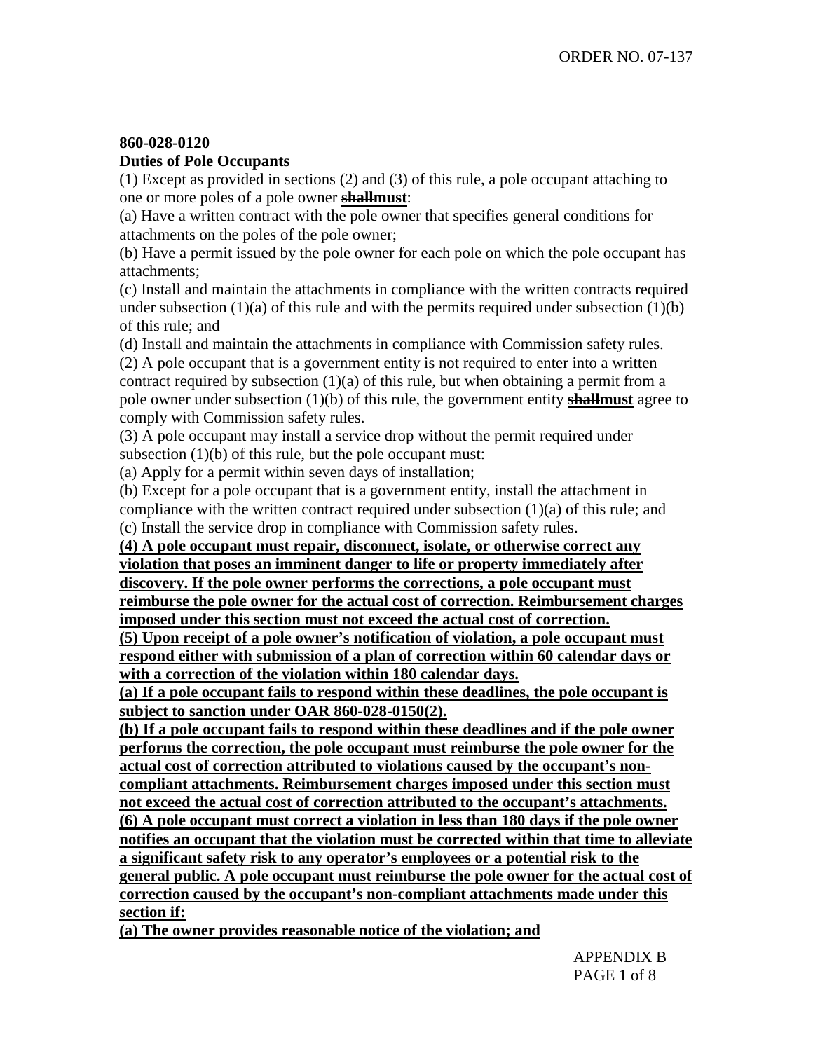**860-028-0120**
**Duties of Pole Occupants**

(1) Except as provided in sections (2) and (3) of this rule, a pole occupant attaching to one or more poles of a pole owner ~~**shall**~~**must**:

(a) Have a written contract with the pole owner that specifies general conditions for attachments on the poles of the pole owner;

(b) Have a permit issued by the pole owner for each pole on which the pole occupant has attachments;

(c) Install and maintain the attachments in compliance with the written contracts required under subsection (1)(a) of this rule and with the permits required under subsection (1)(b) of this rule; and

(d) Install and maintain the attachments in compliance with Commission safety rules.

(2) A pole occupant that is a government entity is not required to enter into a written contract required by subsection (1)(a) of this rule, but when obtaining a permit from a pole owner under subsection (1)(b) of this rule, the government entity ~~**shall**~~**must** agree to comply with Commission safety rules.

(3) A pole occupant may install a service drop without the permit required under subsection (1)(b) of this rule, but the pole occupant must:

(a) Apply for a permit within seven days of installation;

(b) Except for a pole occupant that is a government entity, install the attachment in compliance with the written contract required under subsection (1)(a) of this rule; and

(c) Install the service drop in compliance with Commission safety rules.

**(4) A pole occupant must repair, disconnect, isolate, or otherwise correct any violation that poses an imminent danger to life or property immediately after discovery. If the pole owner performs the corrections, a pole occupant must reimburse the pole owner for the actual cost of correction. Reimbursement charges imposed under this section must not exceed the actual cost of correction.**

**(5) Upon receipt of a pole owner's notification of violation, a pole occupant must respond either with submission of a plan of correction within 60 calendar days or with a correction of the violation within 180 calendar days.**

**(a) If a pole occupant fails to respond within these deadlines, the pole occupant is subject to sanction under OAR 860-028-0150(2).**

**(b) If a pole occupant fails to respond within these deadlines and if the pole owner performs the correction, the pole occupant must reimburse the pole owner for the actual cost of correction attributed to violations caused by the occupant's non-compliant attachments. Reimbursement charges imposed under this section must not exceed the actual cost of correction attributed to the occupant's attachments.**

**(6) A pole occupant must correct a violation in less than 180 days if the pole owner notifies an occupant that the violation must be corrected within that time to alleviate a significant safety risk to any operator's employees or a potential risk to the general public. A pole occupant must reimburse the pole owner for the actual cost of correction caused by the occupant's non-compliant attachments made under this section if:**

**(a) The owner provides reasonable notice of the violation; and**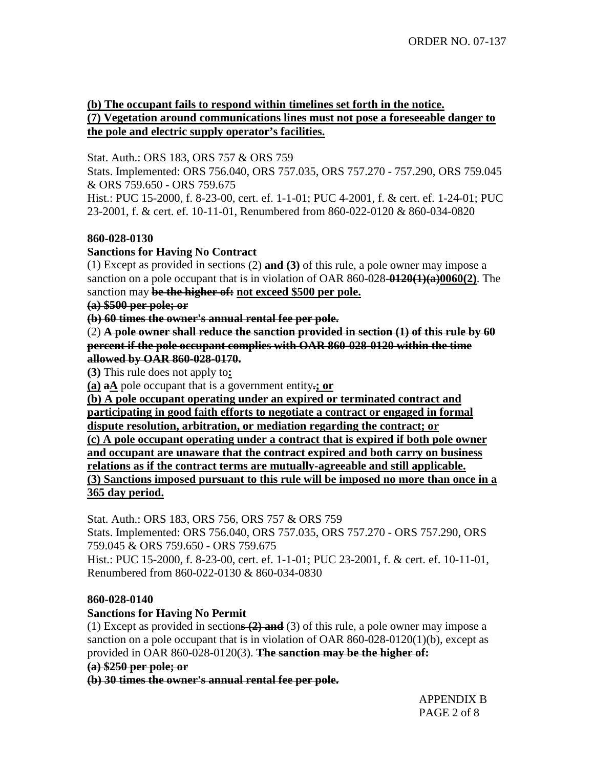**(b) The occupant fails to respond within timelines set forth in the notice.**
**(7) Vegetation around communications lines must not pose a foreseeable danger to the pole and electric supply operator's facilities.**

Stat. Auth.: ORS 183, ORS 757 & ORS 759
Stats. Implemented: ORS 756.040, ORS 757.035, ORS 757.270 - 757.290, ORS 759.045 & ORS 759.650 - ORS 759.675
Hist.: PUC 15-2000, f. 8-23-00, cert. ef. 1-1-01; PUC 4-2001, f. & cert. ef. 1-24-01; PUC 23-2001, f. & cert. ef. 10-11-01, Renumbered from 860-022-0120 & 860-034-0820

**860-028-0130**
**Sanctions for Having No Contract**
(1) Except as provided in ~~sections~~ section (2) ~~**and (3)**~~ of this rule, a pole owner may impose a sanction on a pole occupant that is in violation of OAR 860-028-~~**0120(1)(a)**~~**0060(2)**. The sanction may ~~**be the higher of:**~~ **not exceed $500 per pole.**
~~**(a) $500 per pole; or**~~
~~**(b) 60 times the owner's annual rental fee per pole.**~~
(2) ~~**A pole owner shall reduce the sanction provided in section (1) of this rule by 60 percent if the pole occupant complies with OAR 860-028-0120 within the time allowed by OAR 860-028-0170.**~~
~~**(3)**~~ This rule does not apply to**:**
**(a)** ~~**a**~~**A** pole occupant that is a government entity~~**.**~~**; or**
**(b) A pole occupant operating under an expired or terminated contract and participating in good faith efforts to negotiate a contract or engaged in formal dispute resolution, arbitration, or mediation regarding the contract; or**
**(c) A pole occupant operating under a contract that is expired if both pole owner and occupant are unaware that the contract expired and both carry on business relations as if the contract terms are mutually-agreeable and still applicable.**
**(3) Sanctions imposed pursuant to this rule will be imposed no more than once in a 365 day period.**

Stat. Auth.: ORS 183, ORS 756, ORS 757 & ORS 759
Stats. Implemented: ORS 756.040, ORS 757.035, ORS 757.270 - ORS 757.290, ORS 759.045 & ORS 759.650 - ORS 759.675
Hist.: PUC 15-2000, f. 8-23-00, cert. ef. 1-1-01; PUC 23-2001, f. & cert. ef. 10-11-01, Renumbered from 860-022-0130 & 860-034-0830

**860-028-0140**
**Sanctions for Having No Permit**
(1) Except as provided in section~~**s (2) and**~~ (3) of this rule, a pole owner may impose a sanction on a pole occupant that is in violation of OAR 860-028-0120(1)(b), except as provided in OAR 860-028-0120(3). ~~**The sanction may be the higher of:**~~
~~**(a) $250 per pole; or**~~
~~**(b) 30 times the owner's annual rental fee per pole.**~~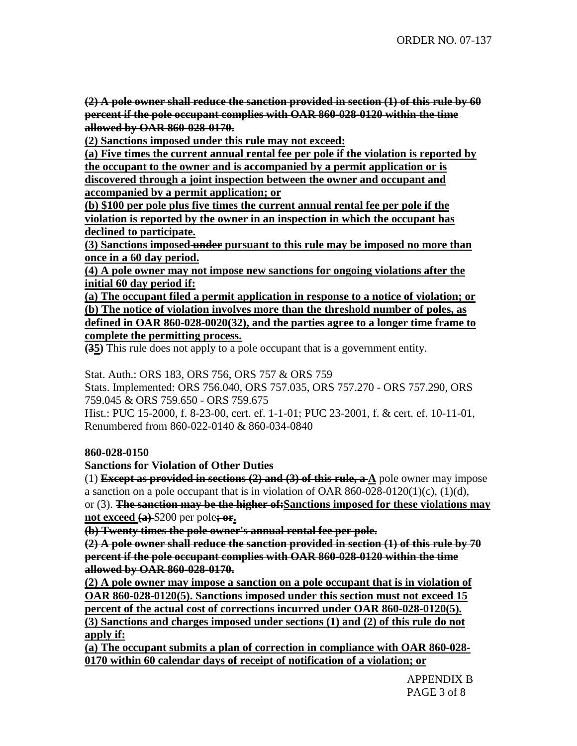~~**(2) A pole owner shall reduce the sanction provided in section (1) of this rule by 60 percent if the pole occupant complies with OAR 860-028-0120 within the time allowed by OAR 860-028-0170.**~~

<u>**(2) Sanctions imposed under this rule may not exceed:**</u>

<u>**(a) Five times the current annual rental fee per pole if the violation is reported by the occupant to the owner and is accompanied by a permit application or is discovered through a joint inspection between the owner and occupant and accompanied by a permit application; or**</u>

<u>**(b) $100 per pole plus five times the current annual rental fee per pole if the violation is reported by the owner in an inspection in which the occupant has declined to participate.**</u>

<u>**(3) Sanctions imposed**</u> ~~**under**~~ <u>**pursuant to this rule may be imposed no more than once in a 60 day period.**</u>

<u>**(4) A pole owner may not impose new sanctions for ongoing violations after the initial 60 day period if:**</u>

<u>**(a) The occupant filed a permit application in response to a notice of violation; or**</u>

<u>**(b) The notice of violation involves more than the threshold number of poles, as defined in OAR 860-028-0020(32), and the parties agree to a longer time frame to complete the permitting process.**</u>

**(~~3~~<u>5</u>)** This rule does not apply to a pole occupant that is a government entity.

Stat. Auth.: ORS 183, ORS 756, ORS 757 & ORS 759

Stats. Implemented: ORS 756.040, ORS 757.035, ORS 757.270 - ORS 757.290, ORS 759.045 & ORS 759.650 - ORS 759.675

Hist.: PUC 15-2000, f. 8-23-00, cert. ef. 1-1-01; PUC 23-2001, f. & cert. ef. 10-11-01, Renumbered from 860-022-0140 & 860-034-0840

**860-028-0150**

**Sanctions for Violation of Other Duties**

(1) ~~**Except as provided in sections (2) and (3) of this rule, a**~~ <u>**A**</u> pole owner may impose a sanction on a pole occupant that is in violation of OAR 860-028-0120(1)(c), (1)(d), or (3). ~~**The sanction may be the higher of:**~~<u>**Sanctions imposed for these violations may not exceed**</u> ~~**(a)**~~ $200 per pole~~**; or**~~<u>**.**</u>

~~**(b) Twenty times the pole owner's annual rental fee per pole.**~~

~~**(2) A pole owner shall reduce the sanction provided in section (1) of this rule by 70 percent if the pole occupant complies with OAR 860-028-0120 within the time allowed by OAR 860-028-0170.**~~

<u>**(2) A pole owner may impose a sanction on a pole occupant that is in violation of OAR 860-028-0120(5). Sanctions imposed under this section must not exceed 15 percent of the actual cost of corrections incurred under OAR 860-028-0120(5).**</u>

<u>**(3) Sanctions and charges imposed under sections (1) and (2) of this rule do not apply if:**</u>

<u>**(a) The occupant submits a plan of correction in compliance with OAR 860-028-0170 within 60 calendar days of receipt of notification of a violation; or**</u>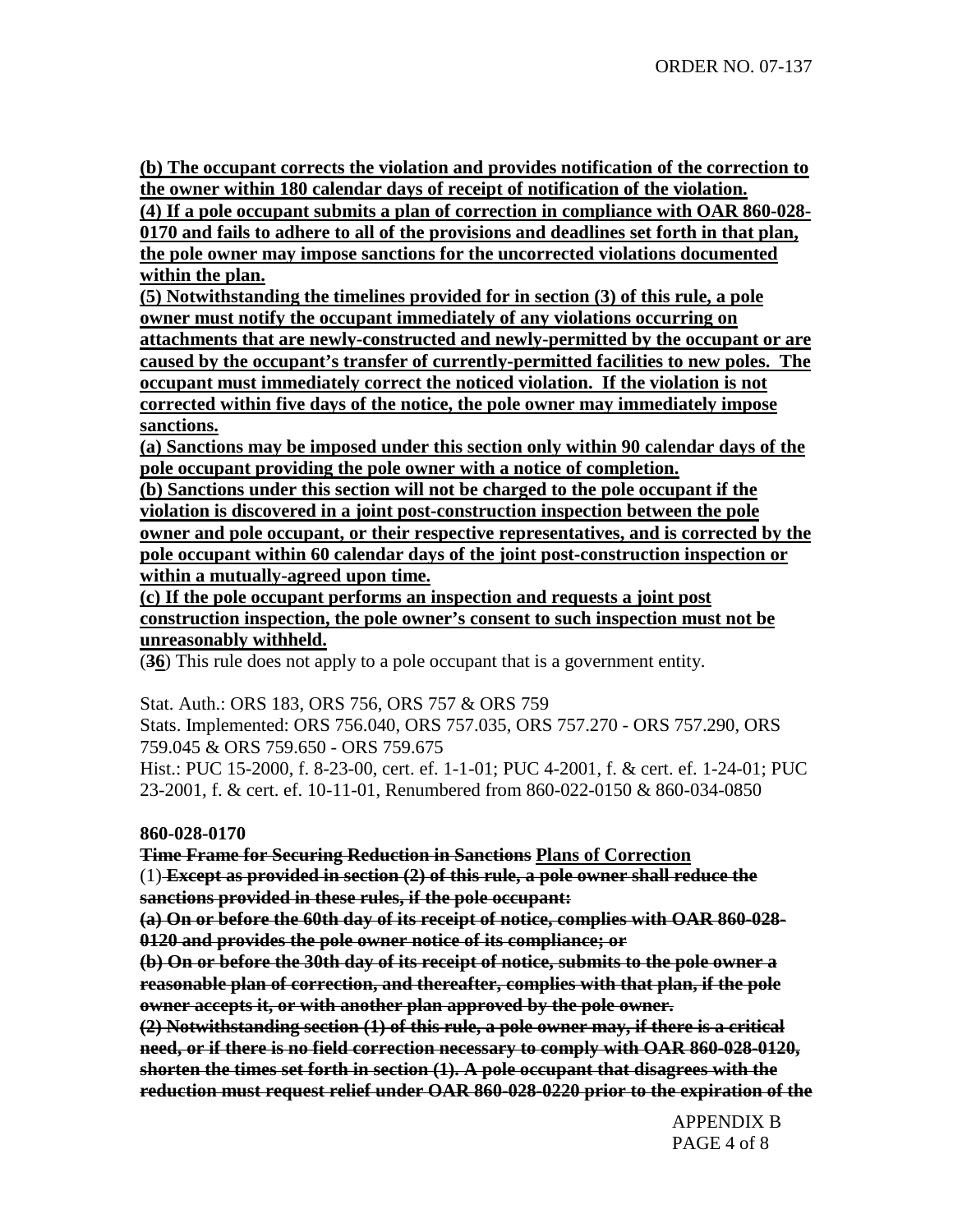**(b) The occupant corrects the violation and provides notification of the correction to the owner within 180 calendar days of receipt of notification of the violation.**
**(4) If a pole occupant submits a plan of correction in compliance with OAR 860-028-0170 and fails to adhere to all of the provisions and deadlines set forth in that plan, the pole owner may impose sanctions for the uncorrected violations documented within the plan.**
**(5) Notwithstanding the timelines provided for in section (3) of this rule, a pole owner must notify the occupant immediately of any violations occurring on attachments that are newly-constructed and newly-permitted by the occupant or are caused by the occupant's transfer of currently-permitted facilities to new poles. The occupant must immediately correct the noticed violation. If the violation is not corrected within five days of the notice, the pole owner may immediately impose sanctions.**
**(a) Sanctions may be imposed under this section only within 90 calendar days of the pole occupant providing the pole owner with a notice of completion.**
**(b) Sanctions under this section will not be charged to the pole occupant if the violation is discovered in a joint post-construction inspection between the pole owner and pole occupant, or their respective representatives, and is corrected by the pole occupant within 60 calendar days of the joint post-construction inspection or within a mutually-agreed upon time.**
**(c) If the pole occupant performs an inspection and requests a joint post construction inspection, the pole owner's consent to such inspection must not be unreasonably withheld.**
(~~3~~**6**) This rule does not apply to a pole occupant that is a government entity.

Stat. Auth.: ORS 183, ORS 756, ORS 757 & ORS 759
Stats. Implemented: ORS 756.040, ORS 757.035, ORS 757.270 - ORS 757.290, ORS 759.045 & ORS 759.650 - ORS 759.675
Hist.: PUC 15-2000, f. 8-23-00, cert. ef. 1-1-01; PUC 4-2001, f. & cert. ef. 1-24-01; PUC 23-2001, f. & cert. ef. 10-11-01, Renumbered from 860-022-0150 & 860-034-0850

**860-028-0170**

~~**Time Frame for Securing Reduction in Sanctions**~~ **Plans of Correction**
(1) ~~**Except as provided in section (2) of this rule, a pole owner shall reduce the sanctions provided in these rules, if the pole occupant:**~~
~~**(a) On or before the 60th day of its receipt of notice, complies with OAR 860-028-0120 and provides the pole owner notice of its compliance; or**~~
~~**(b) On or before the 30th day of its receipt of notice, submits to the pole owner a reasonable plan of correction, and thereafter, complies with that plan, if the pole owner accepts it, or with another plan approved by the pole owner.**~~
~~**(2) Notwithstanding section (1) of this rule, a pole owner may, if there is a critical need, or if there is no field correction necessary to comply with OAR 860-028-0120, shorten the times set forth in section (1). A pole occupant that disagrees with the reduction must request relief under OAR 860-028-0220 prior to the expiration of the**~~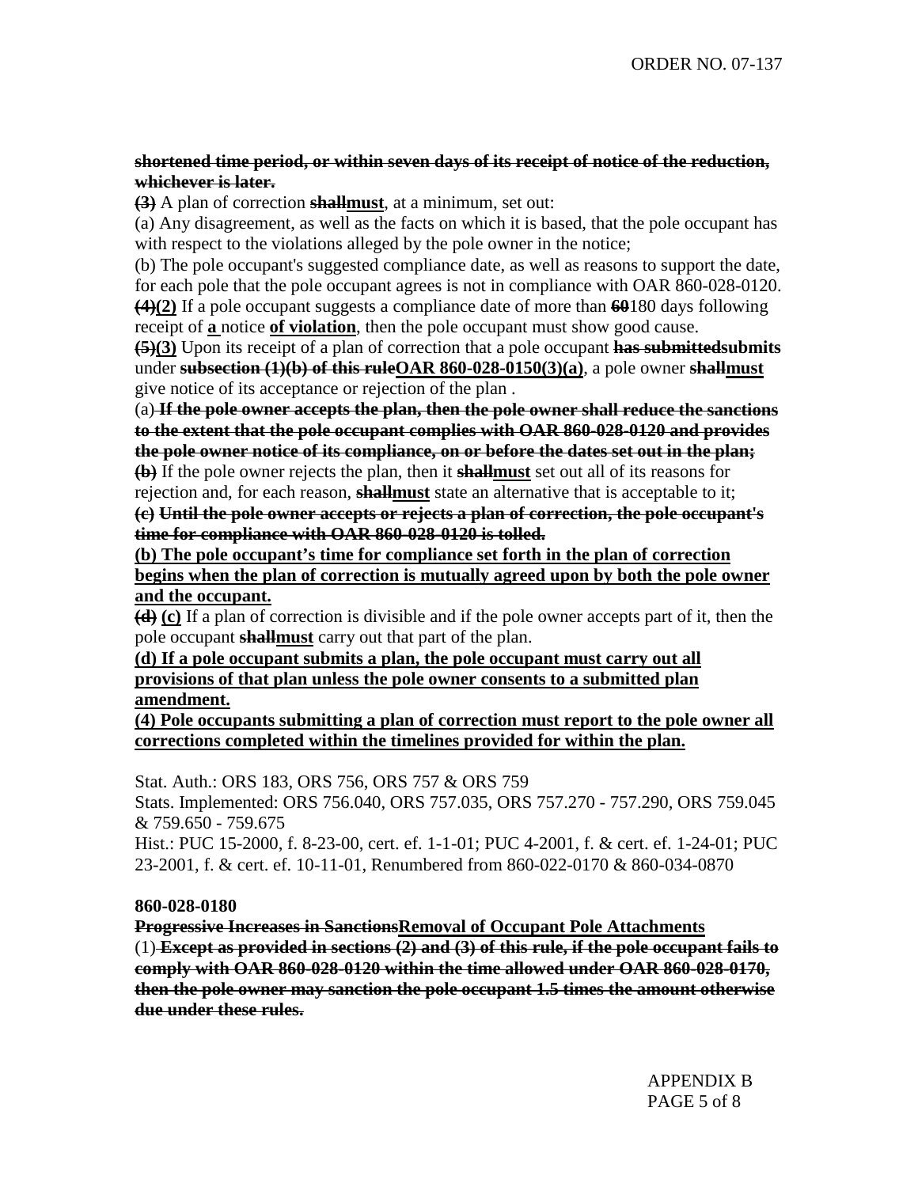~~**shortened time period, or within seven days of its receipt of notice of the reduction, whichever is later.**~~

~~**(3)**~~ A plan of correction ~~**shall**~~**<u>must</u>**, at a minimum, set out:

(a) Any disagreement, as well as the facts on which it is based, that the pole occupant has with respect to the violations alleged by the pole owner in the notice;

(b) The pole occupant's suggested compliance date, as well as reasons to support the date, for each pole that the pole occupant agrees is not in compliance with OAR 860-028-0120.

~~**(4)**~~**<u>(2)</u>** If a pole occupant suggests a compliance date of more than ~~**60**~~180 days following receipt of **<u>a</u>** notice **<u>of violation</u>**, then the pole occupant must show good cause.

~~**(5)**~~**<u>(3)</u>** Upon its receipt of a plan of correction that a pole occupant ~~**has submitted**~~**submits** under ~~**subsection (1)(b) of this rule**~~**<u>OAR 860-028-0150(3)(a)</u>**, a pole owner ~~**shall**~~**<u>must</u>** give notice of its acceptance or rejection of the plan .

~~(a)~~ ~~**If the pole owner accepts the plan, then the pole owner shall reduce the sanctions to the extent that the pole occupant complies with OAR 860-028-0120 and provides the pole owner notice of its compliance, on or before the dates set out in the plan;**~~

~~**(b)**~~ If the pole owner rejects the plan, then it ~~**shall**~~**<u>must</u>** set out all of its reasons for rejection and, for each reason, ~~**shall**~~**<u>must</u>** state an alternative that is acceptable to it;

~~**(c) Until the pole owner accepts or rejects a plan of correction, the pole occupant's time for compliance with OAR 860-028-0120 is tolled.**~~

**<u>(b) The pole occupant's time for compliance set forth in the plan of correction begins when the plan of correction is mutually agreed upon by both the pole owner and the occupant.</u>**

~~**(d)**~~ **<u>(c)</u>** If a plan of correction is divisible and if the pole owner accepts part of it, then the pole occupant ~~**shall**~~**<u>must</u>** carry out that part of the plan.

**<u>(d) If a pole occupant submits a plan, the pole occupant must carry out all provisions of that plan unless the pole owner consents to a submitted plan amendment.</u>**

**<u>(4) Pole occupants submitting a plan of correction must report to the pole owner all corrections completed within the timelines provided for within the plan.</u>**

Stat. Auth.: ORS 183, ORS 756, ORS 757 & ORS 759
Stats. Implemented: ORS 756.040, ORS 757.035, ORS 757.270 - 757.290, ORS 759.045 & 759.650 - 759.675
Hist.: PUC 15-2000, f. 8-23-00, cert. ef. 1-1-01; PUC 4-2001, f. & cert. ef. 1-24-01; PUC 23-2001, f. & cert. ef. 10-11-01, Renumbered from 860-022-0170 & 860-034-0870

**860-028-0180**

~~**Progressive Increases in Sanctions**~~**<u>Removal of Occupant Pole Attachments</u>**

(1) ~~**Except as provided in sections (2) and (3) of this rule, if the pole occupant fails to comply with OAR 860-028-0120 within the time allowed under OAR 860-028-0170, then the pole owner may sanction the pole occupant 1.5 times the amount otherwise due under these rules.**~~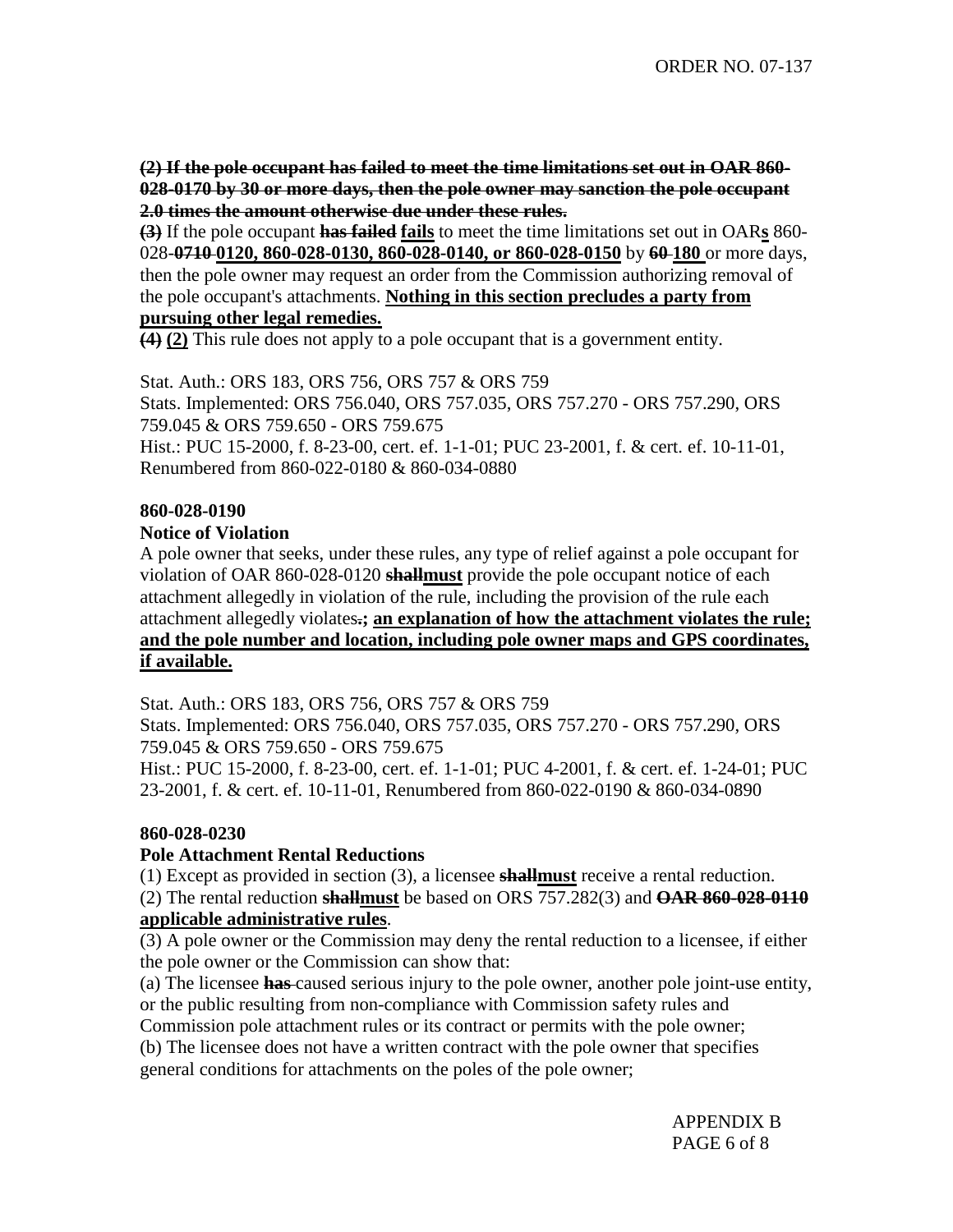~~**(2) If the pole occupant has failed to meet the time limitations set out in OAR 860-028-0170 by 30 or more days, then the pole owner may sanction the pole occupant 2.0 times the amount otherwise due under these rules.**~~

~~**(3)**~~ If the pole occupant ~~**has failed**~~ **fails** to meet the time limitations set out in OAR**s** 860-028-~~**0710**~~ **0120, 860-028-0130, 860-028-0140, or 860-028-0150** by ~~**60**~~ **180** or more days, then the pole owner may request an order from the Commission authorizing removal of the pole occupant's attachments. **Nothing in this section precludes a party from pursuing other legal remedies.**

~~**(4)**~~ **(2)** This rule does not apply to a pole occupant that is a government entity.

Stat. Auth.: ORS 183, ORS 756, ORS 757 & ORS 759
Stats. Implemented: ORS 756.040, ORS 757.035, ORS 757.270 - ORS 757.290, ORS 759.045 & ORS 759.650 - ORS 759.675
Hist.: PUC 15-2000, f. 8-23-00, cert. ef. 1-1-01; PUC 23-2001, f. & cert. ef. 10-11-01, Renumbered from 860-022-0180 & 860-034-0880

**860-028-0190**

**Notice of Violation**

A pole owner that seeks, under these rules, any type of relief against a pole occupant for violation of OAR 860-028-0120 ~~**shall**~~**must** provide the pole occupant notice of each attachment allegedly in violation of the rule, including the provision of the rule each attachment allegedly violates~~**.**~~**; an explanation of how the attachment violates the rule; and the pole number and location, including pole owner maps and GPS coordinates, if available.**

Stat. Auth.: ORS 183, ORS 756, ORS 757 & ORS 759
Stats. Implemented: ORS 756.040, ORS 757.035, ORS 757.270 - ORS 757.290, ORS 759.045 & ORS 759.650 - ORS 759.675
Hist.: PUC 15-2000, f. 8-23-00, cert. ef. 1-1-01; PUC 4-2001, f. & cert. ef. 1-24-01; PUC 23-2001, f. & cert. ef. 10-11-01, Renumbered from 860-022-0190 & 860-034-0890

**860-028-0230**

**Pole Attachment Rental Reductions**

(1) Except as provided in section (3), a licensee ~~**shall**~~**must** receive a rental reduction.

(2) The rental reduction ~~**shall**~~**must** be based on ORS 757.282(3) and ~~**OAR 860-028-0110**~~ **applicable administrative rules**.

(3) A pole owner or the Commission may deny the rental reduction to a licensee, if either the pole owner or the Commission can show that:

(a) The licensee ~~**has**~~ caused serious injury to the pole owner, another pole joint-use entity, or the public resulting from non-compliance with Commission safety rules and Commission pole attachment rules or its contract or permits with the pole owner;

(b) The licensee does not have a written contract with the pole owner that specifies general conditions for attachments on the poles of the pole owner;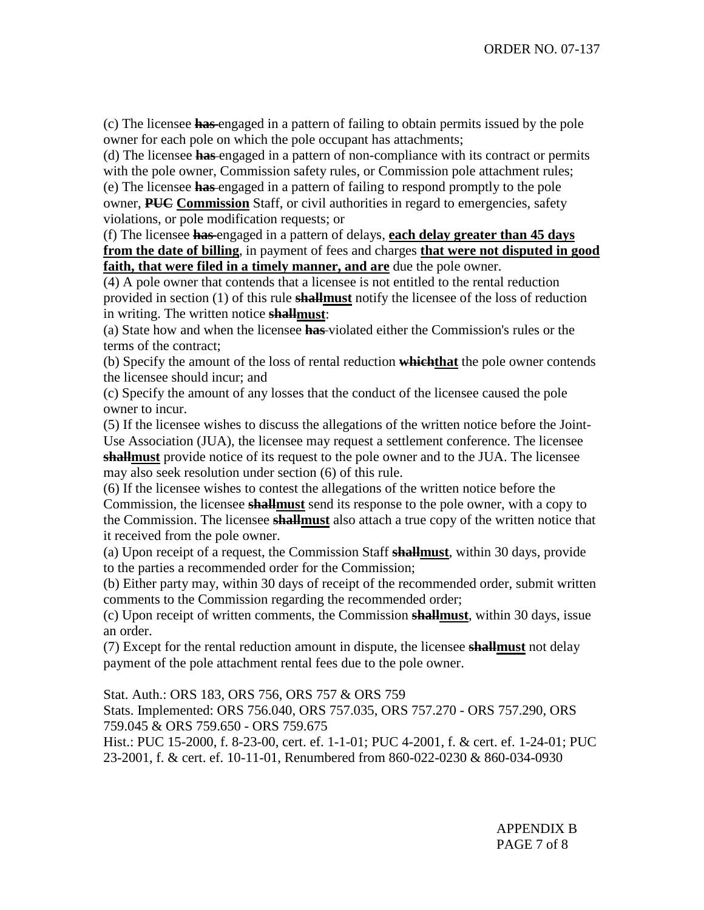(c) The licensee ~~**has**~~ engaged in a pattern of failing to obtain permits issued by the pole owner for each pole on which the pole occupant has attachments;

(d) The licensee ~~**has**~~ engaged in a pattern of non-compliance with its contract or permits with the pole owner, Commission safety rules, or Commission pole attachment rules;

(e) The licensee ~~**has**~~ engaged in a pattern of failing to respond promptly to the pole owner, ~~**PUC**~~ **Commission** Staff, or civil authorities in regard to emergencies, safety violations, or pole modification requests; or

(f) The licensee ~~**has**~~ engaged in a pattern of delays, **each delay greater than 45 days from the date of billing**, in payment of fees and charges **that were not disputed in good faith, that were filed in a timely manner, and are** due the pole owner.

(4) A pole owner that contends that a licensee is not entitled to the rental reduction provided in section (1) of this rule ~~**shall**~~**must** notify the licensee of the loss of reduction in writing. The written notice ~~**shall**~~**must**:

(a) State how and when the licensee ~~**has**~~ violated either the Commission's rules or the terms of the contract;

(b) Specify the amount of the loss of rental reduction ~~**which**~~**that** the pole owner contends the licensee should incur; and

(c) Specify the amount of any losses that the conduct of the licensee caused the pole owner to incur.

(5) If the licensee wishes to discuss the allegations of the written notice before the Joint-Use Association (JUA), the licensee may request a settlement conference. The licensee ~~**shall**~~**must** provide notice of its request to the pole owner and to the JUA. The licensee may also seek resolution under section (6) of this rule.

(6) If the licensee wishes to contest the allegations of the written notice before the Commission, the licensee ~~**shall**~~**must** send its response to the pole owner, with a copy to the Commission. The licensee ~~**shall**~~**must** also attach a true copy of the written notice that it received from the pole owner.

(a) Upon receipt of a request, the Commission Staff ~~**shall**~~**must**, within 30 days, provide to the parties a recommended order for the Commission;

(b) Either party may, within 30 days of receipt of the recommended order, submit written comments to the Commission regarding the recommended order;

(c) Upon receipt of written comments, the Commission ~~**shall**~~**must**, within 30 days, issue an order.

(7) Except for the rental reduction amount in dispute, the licensee ~~**shall**~~**must** not delay payment of the pole attachment rental fees due to the pole owner.

Stat. Auth.: ORS 183, ORS 756, ORS 757 & ORS 759

Stats. Implemented: ORS 756.040, ORS 757.035, ORS 757.270 - ORS 757.290, ORS 759.045 & ORS 759.650 - ORS 759.675

Hist.: PUC 15-2000, f. 8-23-00, cert. ef. 1-1-01; PUC 4-2001, f. & cert. ef. 1-24-01; PUC 23-2001, f. & cert. ef. 10-11-01, Renumbered from 860-022-0230 & 860-034-0930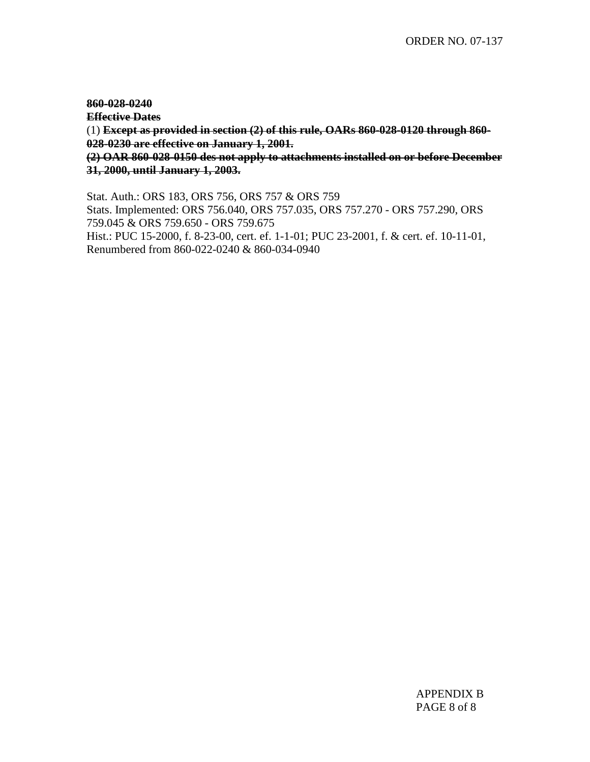~~**860-028-0240**~~
~~**Effective Dates**~~
(1) ~~**Except as provided in section (2) of this rule, OARs 860-028-0120 through 860-028-0230 are effective on January 1, 2001.**~~
~~**(2) OAR 860-028-0150 des not apply to attachments installed on or before December 31, 2000, until January 1, 2003.**~~

Stat. Auth.: ORS 183, ORS 756, ORS 757 & ORS 759
Stats. Implemented: ORS 756.040, ORS 757.035, ORS 757.270 - ORS 757.290, ORS 759.045 & ORS 759.650 - ORS 759.675
Hist.: PUC 15-2000, f. 8-23-00, cert. ef. 1-1-01; PUC 23-2001, f. & cert. ef. 10-11-01, Renumbered from 860-022-0240 & 860-034-0940